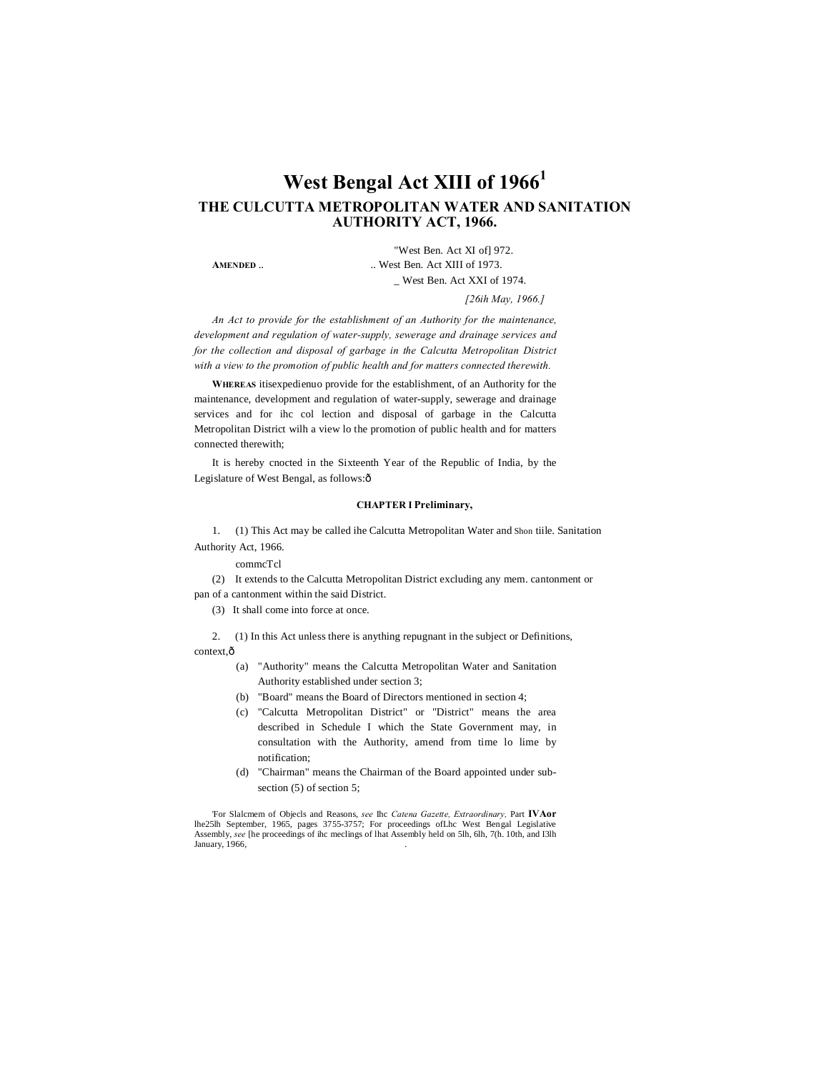# West Bengal Act XIII of 1966[1]

## THE CULCUTTA METROPOLITAN WATER AND SANITATION AUTHORITY ACT, 1966.

**AMENDED** .. "West Ben. Act XI of] 972.
.. West Ben. Act XIII of 1973.
_ West Ben. Act XXI of 1974.

*[26ih May, 1966.]*

*An Act to provide for the establishment of an Authority for the maintenance, development and regulation of water-supply, sewerage and drainage services and for the collection and disposal of garbage in the Calcutta Metropolitan District with a view to the promotion of public health and for matters connected therewith.*

**WHEREAS** itisexpedienuo provide for the establishment, of an Authority for the maintenance, development and regulation of water-supply, sewerage and drainage services and for ihc col lection and disposal of garbage in the Calcutta Metropolitan District wilh a view lo the promotion of public health and for matters connected therewith;

It is hereby cnocted in the Sixteenth Year of the Republic of India, by the Legislature of West Bengal, as follows:ô

#### CHAPTER I Preliminary,

1. (1) This Act may be called ihe Calcutta Metropolitan Water and Shon tiile. Sanitation Authority Act, 1966.

commcTcl

(2) It extends to the Calcutta Metropolitan District excluding any mem. cantonment or pan of a cantonment within the said District.

(3) It shall come into force at once.

2. (1) In this Act unless there is anything repugnant in the subject or Definitions, context,ô

(a) "Authority" means the Calcutta Metropolitan Water and Sanitation Authority established under section 3;

(b) "Board" means the Board of Directors mentioned in section 4;

(c) "Calcutta Metropolitan District" or "District" means the area described in Schedule I which the State Government may, in consultation with the Authority, amend from time lo lime by notification;

(d) "Chairman" means the Chairman of the Board appointed under sub-section (5) of section 5;

'For Slalcmem of Objecls and Reasons, *see* Ihc *Catena Gazette, Extraordinary,* Part **IVAor** lhe25lh September, 1965, pages 3755-3757; For proceedings ofLhc West Bengal Legislative Assembly, *see* [he proceedings of ihc meclings of lhat Assembly held on 5lh, 6lh, 7(h. 10th, and I3lh January, 1966, .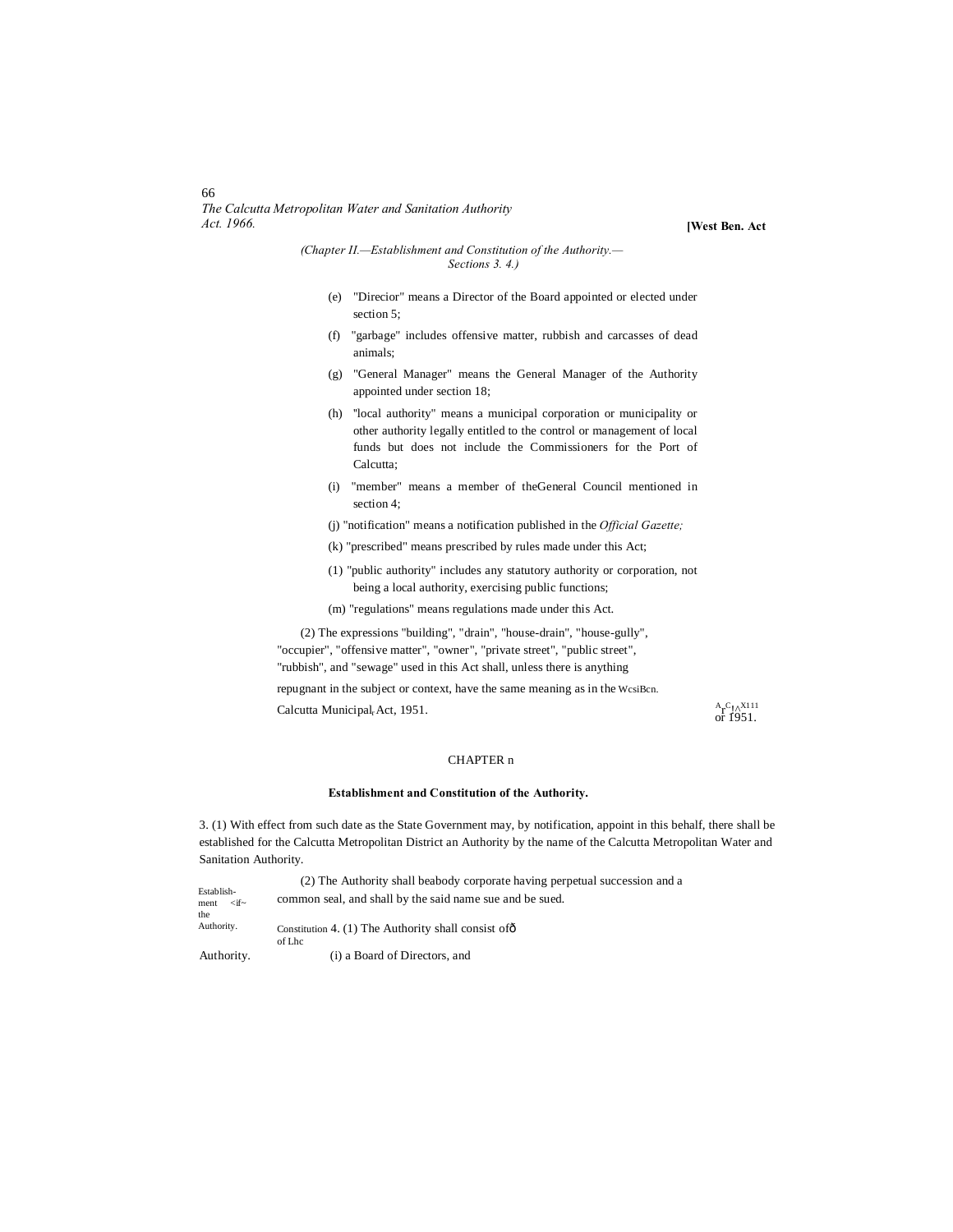(e) "Direcior" means a Director of the Board appointed or elected under section 5;

(f) "garbage" includes offensive matter, rubbish and carcasses of dead animals;

(g) "General Manager" means the General Manager of the Authority appointed under section 18;

(h) "local authority" means a municipal corporation or municipality or other authority legally entitled to the control or management of local funds but does not include the Commissioners for the Port of Calcutta;

(i) "member" means a member of theGeneral Council mentioned in section 4;

(j) "notification" means a notification published in the *Official Gazette;*

(k) "prescribed" means prescribed by rules made under this Act;

(1) "public authority" includes any statutory authority or corporation, not being a local authority, exercising public functions;

(m) "regulations" means regulations made under this Act.

(2) The expressions "building", "drain", "house-drain", "house-gully", "occupier", "offensive matter", "owner", "private street", "public street", "rubbish", and "sewage" used in this Act shall, unless there is anything repugnant in the subject or context, have the same meaning as in the Calcutta Municipal Act, 1951.

WcsiBcn. Act XXXIII or 1951.

## CHAPTER II

### Establishment and Constitution of the Authority.

Establishment of the Authority.

3. (1) With effect from such date as the State Government may, by notification, appoint in this behalf, there shall be established for the Calcutta Metropolitan District an Authority by the name of the Calcutta Metropolitan Water and Sanitation Authority.

(2) The Authority shall beabody corporate having perpetual succession and a common seal, and shall by the said name sue and be sued.

Constitution of the Authority.

4. (1) The Authority shall consist of—

(i) a Board of Directors, and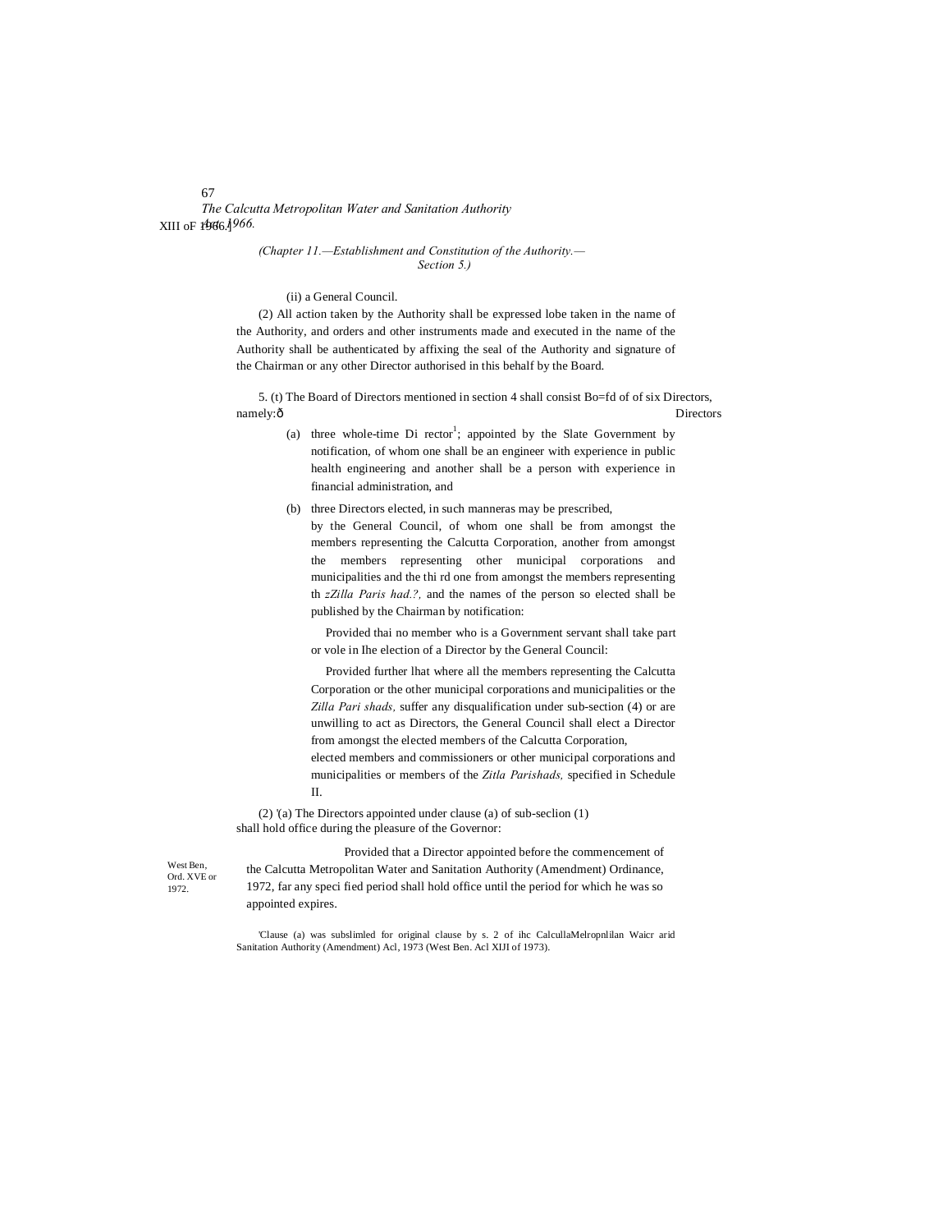(ii) a General Council.

(2) All action taken by the Authority shall be expressed lobe taken in the name of the Authority, and orders and other instruments made and executed in the name of the Authority shall be authenticated by affixing the seal of the Authority and signature of the Chairman or any other Director authorised in this behalf by the Board.

5. (t) The Board of Directors mentioned in section 4 shall consist Bo=fd of of six Directors, namely:ð Directors

(a) three whole-time Di rector[1]; appointed by the Slate Government by notification, of whom one shall be an engineer with experience in public health engineering and another shall be a person with experience in financial administration, and

(b) three Directors elected, in such manneras may be prescribed, by the General Council, of whom one shall be from amongst the members representing the Calcutta Corporation, another from amongst the members representing other municipal corporations and municipalities and the thi rd one from amongst the members representing th *zZilla Paris had.?,* and the names of the person so elected shall be published by the Chairman by notification:

Provided thai no member who is a Government servant shall take part or vole in Ihe election of a Director by the General Council:

Provided further lhat where all the members representing the Calcutta Corporation or the other municipal corporations and municipalities or the *Zilla Pari shads,* suffer any disqualification under sub-section (4) or are unwilling to act as Directors, the General Council shall elect a Director from amongst the elected members of the Calcutta Corporation, elected members and commissioners or other municipal corporations and municipalities or members of the *Zitla Parishads,* specified in Schedule II.

(2) '(a) The Directors appointed under clause (a) of sub-seclion (1) shall hold office during the pleasure of the Governor:

Provided that a Director appointed before the commencement of the Calcutta Metropolitan Water and Sanitation Authority (Amendment) Ordinance, 1972, far any speci fied period shall hold office until the period for which he was so appointed expires.

West Ben, Ord. XVE or 1972.

'Clause (a) was subslimled for original clause by s. 2 of ihc CalcullaMelropnlilan Waicr arid Sanitation Authority (Amendment) Acl, 1973 (West Ben. Acl XIJI of 1973).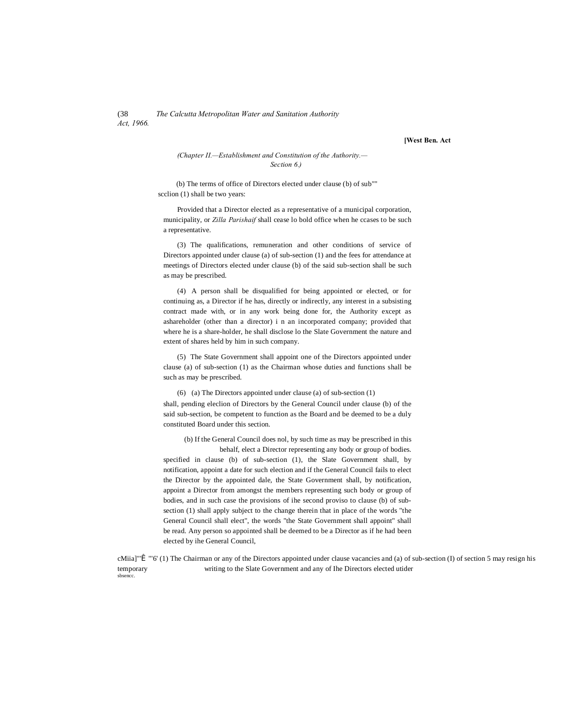(Chapter II.—Establishment and Constitution of the Authority.—Section 6.)

(b) The terms of office of Directors elected under clause (b) of sub"" scclion (1) shall be two years:

Provided that a Director elected as a representative of a municipal corporation, municipality, or *Zilla Parishaif* shall cease lo bold office when he ccases to be such a representative.

(3) The qualifications, remuneration and other conditions of service of Directors appointed under clause (a) of sub-section (1) and the fees for attendance at meetings of Directors elected under clause (b) of the said sub-section shall be such as may be prescribed.

(4) A person shall be disqualified for being appointed or elected, or for continuing as, a Director if he has, directly or indirectly, any interest in a subsisting contract made with, or in any work being done for, the Authority except as ashareholder (other than a director) i n an incorporated company; provided that where he is a share-holder, he shall disclose lo the Slate Government the nature and extent of shares held by him in such company.

(5) The State Government shall appoint one of the Directors appointed under clause (a) of sub-section (1) as the Chairman whose duties and functions shall be such as may be prescribed.

(6) (a) The Directors appointed under clause (a) of sub-section (1) shall, pending eleclion of Directors by the General Council under clause (b) of the said sub-section, be competent to function as the Board and be deemed to be a duly constituted Board under this section.

(b) If the General Council does nol, by such time as may be prescribed in this behalf, elect a Director representing any body or group of bodies. specified in clause (b) of sub-section (1), the Slate Government shall, by notification, appoint a date for such election and if the General Council fails to elect the Director by the appointed dale, the State Government shall, by notification, appoint a Director from amongst the members representing such body or group of bodies, and in such case the provisions of ihe second proviso to clause (b) of sub-section (1) shall apply subject to the change therein that in place of the words "the General Council shall elect", the words "the State Government shall appoint" shall be read. Any person so appointed shall be deemed to be a Director as if he had been elected by ihe General Council,

cMiia]"'Ê "'6' (1) The Chairman or any of the Directors appointed under clause vacancies and (a) of sub-section (I) of section 5 may resign his temporary sbsencc. writing to the Slate Government and any of Ihe Directors elected utider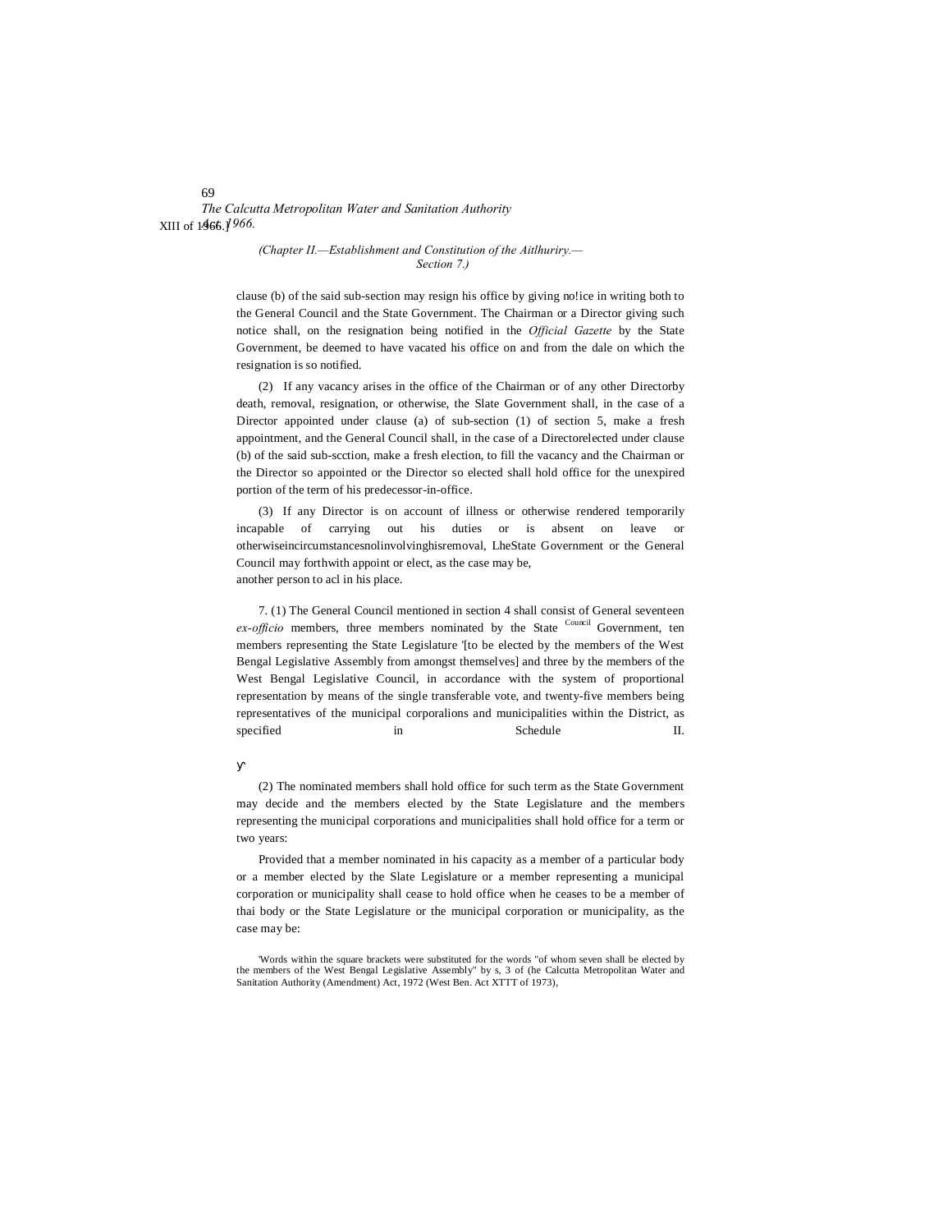(Chapter II.—Establishment and Constitution of the Aitlhuriry.—Section 7.)

clause (b) of the said sub-section may resign his office by giving no!ice in writing both to the General Council and the State Government. The Chairman or a Director giving such notice shall, on the resignation being notified in the *Official Gazette* by the State Government, be deemed to have vacated his office on and from the dale on which the resignation is so notified.

(2) If any vacancy arises in the office of the Chairman or of any other Directorby death, removal, resignation, or otherwise, the Slate Government shall, in the case of a Director appointed under clause (a) of sub-section (1) of section 5, make a fresh appointment, and the General Council shall, in the case of a Directorelected under clause (b) of the said sub-scction, make a fresh election, to fill the vacancy and the Chairman or the Director so appointed or the Director so elected shall hold office for the unexpired portion of the term of his predecessor-in-office.

(3) If any Director is on account of illness or otherwise rendered temporarily incapable of carrying out his duties or is absent on leave or otherwiseincircumstancesnolinvolvinghisremoval, LheState Government or the General Council may forthwith appoint or elect, as the case may be, another person to acl in his place.

General Council

7. (1) The General Council mentioned in section 4 shall consist of seventeen *ex-officio* members, three members nominated by the State Government, ten members representing the State Legislature '[to be elected by the members of the West Bengal Legislative Assembly from amongst themselves] and three by the members of the West Bengal Legislative Council, in accordance with the system of proportional representation by means of the single transferable vote, and twenty-five members being representatives of the municipal corporalions and municipalities within the District, as specified in Schedule II.

(2) The nominated members shall hold office for such term as the State Government may decide and the members elected by the State Legislature and the members representing the municipal corporations and municipalities shall hold office for a term or two years:

Provided that a member nominated in his capacity as a member of a particular body or a member elected by the Slate Legislature or a member representing a municipal corporation or municipality shall cease to hold office when he ceases to be a member of thai body or the State Legislature or the municipal corporation or municipality, as the case may be:

'Words within the square brackets were substituted for the words "of whom seven shall be elected by the members of the West Bengal Legislative Assembly" by s, 3 of (he Calcutta Metropolitan Water and Sanitation Authority (Amendment) Act, 1972 (West Ben. Act XTTT of 1973),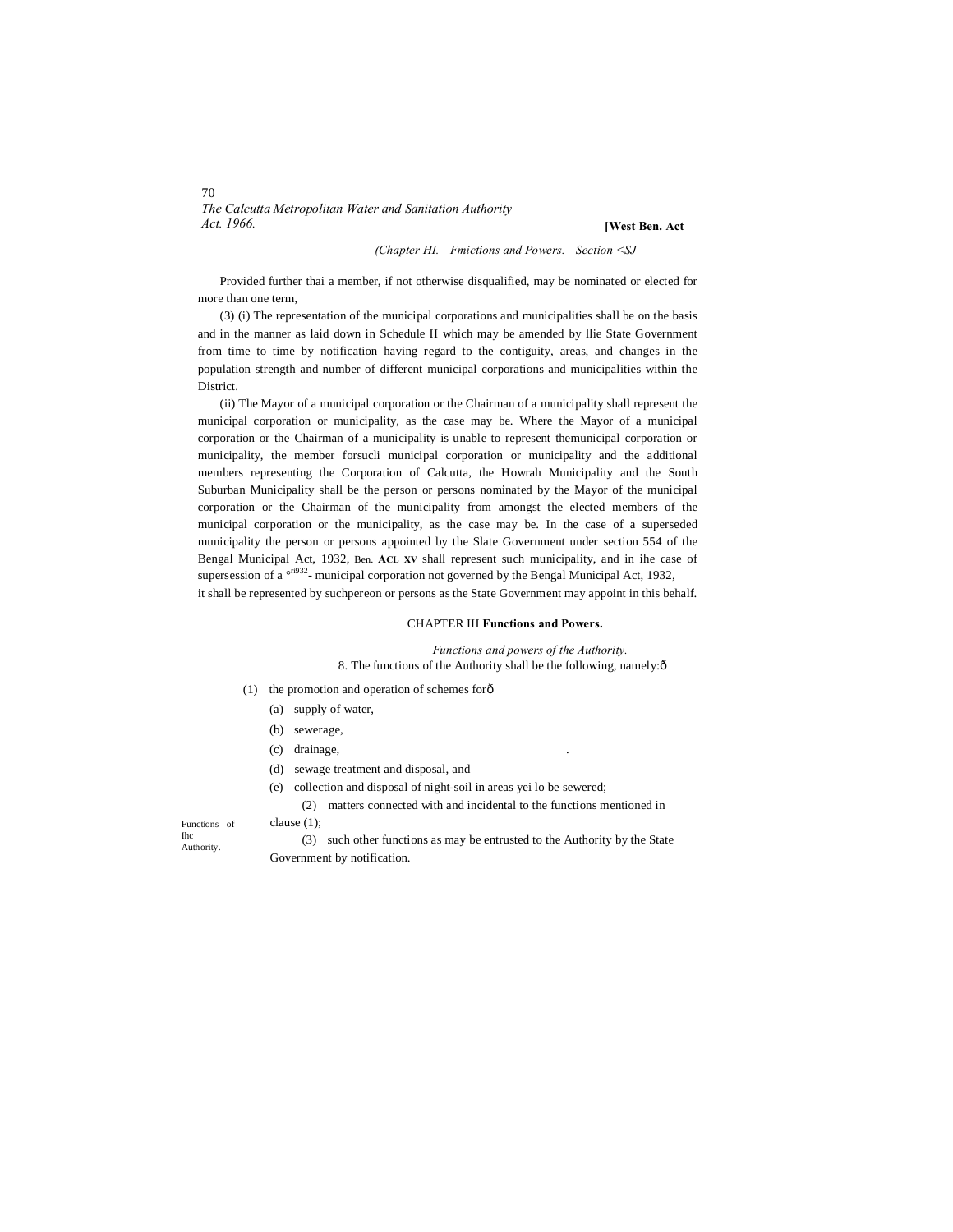Provided further thai a member, if not otherwise disqualified, may be nominated or elected for more than one term,

(3) (i) The representation of the municipal corporations and municipalities shall be on the basis and in the manner as laid down in Schedule II which may be amended by llie State Government from time to time by notification having regard to the contiguity, areas, and changes in the population strength and number of different municipal corporations and municipalities within the District.

(ii) The Mayor of a municipal corporation or the Chairman of a municipality shall represent the municipal corporation or municipality, as the case may be. Where the Mayor of a municipal corporation or the Chairman of a municipality is unable to represent themunicipal corporation or municipality, the member forsucli municipal corporation or municipality and the additional members representing the Corporation of Calcutta, the Howrah Municipality and the South Suburban Municipality shall be the person or persons nominated by the Mayor of the municipal corporation or the Chairman of the municipality from amongst the elected members of the municipal corporation or the municipality, as the case may be. In the case of a superseded municipality the person or persons appointed by the Slate Government under section 554 of the Bengal Municipal Act, 1932, Ben. **ACL XV** shall represent such municipality, and in ihe case of supersession of a ori932- municipal corporation not governed by the Bengal Municipal Act, 1932, it shall be represented by suchpereon or persons as the State Government may appoint in this behalf.

## CHAPTER III **Functions and Powers.**

*Functions and powers of the Authority.*

8. The functions of the Authority shall be the following, namely:—

Functions of Ihc Authority.

(1) the promotion and operation of schemes for—

(a) supply of water,

(b) sewerage,

(c) drainage,

(d) sewage treatment and disposal, and

(e) collection and disposal of night-soil in areas yei lo be sewered;

(2) matters connected with and incidental to the functions mentioned in clause (1);

(3) such other functions as may be entrusted to the Authority by the State Government by notification.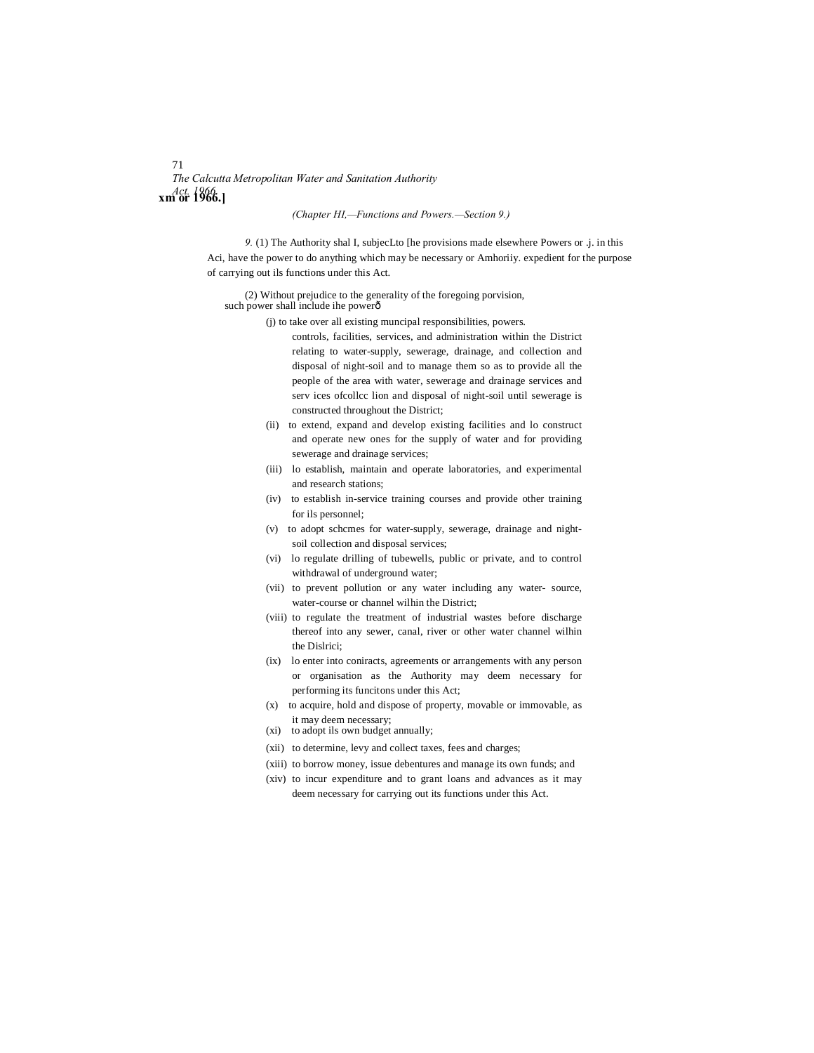(Chapter HI,—Functions and Powers.—Section 9.)

*9.* (1) The Authority shal I, subjecLto [he provisions made elsewhere Powers or .j. in this Aci, have the power to do anything which may be necessary or Amhoriiy. expedient for the purpose of carrying out ils functions under this Act.

(2) Without prejudice to the generality of the foregoing porvision, such power shall include ihe powerô

(j) to take over all existing muncipal responsibilities, powers. controls, facilities, services, and administration within the District relating to water-supply, sewerage, drainage, and collection and disposal of night-soil and to manage them so as to provide all the people of the area with water, sewerage and drainage services and serv ices ofcollcc lion and disposal of night-soil until sewerage is constructed throughout the District;

(ii) to extend, expand and develop existing facilities and lo construct and operate new ones for the supply of water and for providing sewerage and drainage services;

(iii) lo establish, maintain and operate laboratories, and experimental and research stations;

(iv) to establish in-service training courses and provide other training for ils personnel;

(v) to adopt schcmes for water-supply, sewerage, drainage and night-soil collection and disposal services;

(vi) lo regulate drilling of tubewells, public or private, and to control withdrawal of underground water;

(vii) to prevent pollution or any water including any water- source, water-course or channel wilhin the District;

(viii) to regulate the treatment of industrial wastes before discharge thereof into any sewer, canal, river or other water channel wilhin the Dislrici;

(ix) lo enter into coniracts, agreements or arrangements with any person or organisation as the Authority may deem necessary for performing its funcitons under this Act;

(x) to acquire, hold and dispose of property, movable or immovable, as it may deem necessary;

(xi) to adopt ils own budget annually;

(xii) to determine, levy and collect taxes, fees and charges;

(xiii) to borrow money, issue debentures and manage its own funds; and

(xiv) to incur expenditure and to grant loans and advances as it may deem necessary for carrying out its functions under this Act.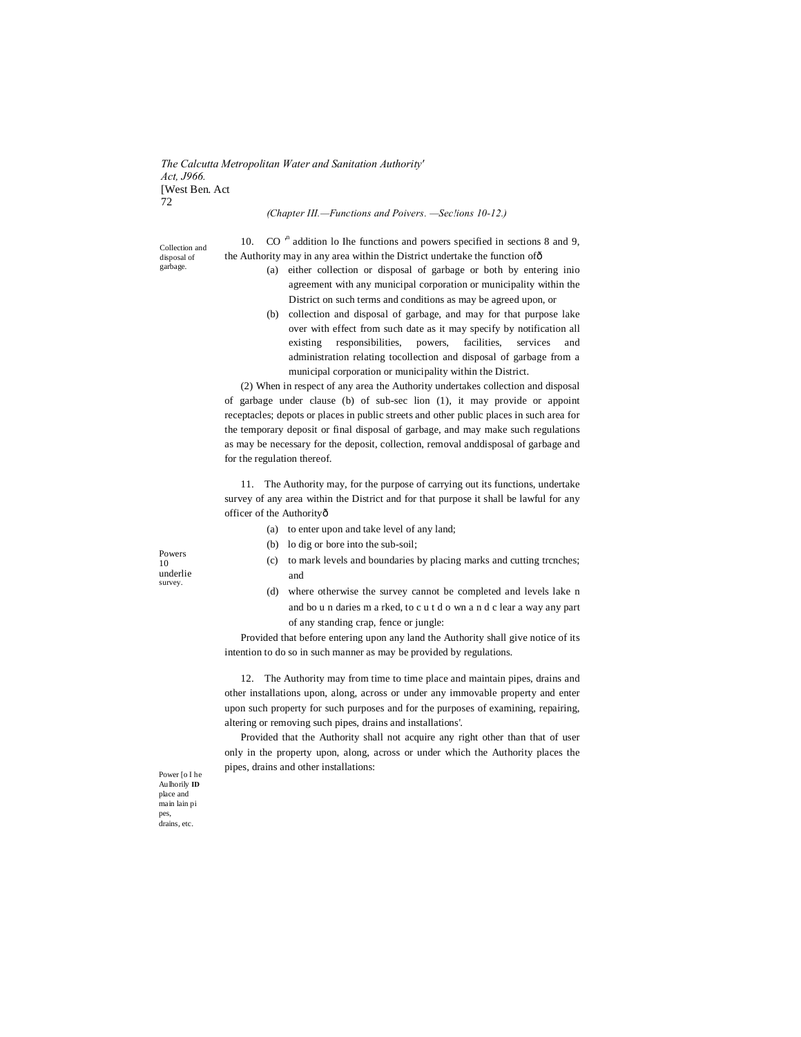*(Chapter III.—Functions and Poivers. —Sec!ions 10-12.)*

Collection and disposal of garbage.

10. CO [n] addition lo Ihe functions and powers specified in sections 8 and 9, the Authority may in any area within the District undertake the function ofð

(a) either collection or disposal of garbage or both by entering inio agreement with any municipal corporation or municipality within the District on such terms and conditions as may be agreed upon, or

(b) collection and disposal of garbage, and may for that purpose lake over with effect from such date as it may specify by notification all existing responsibilities, powers, facilities, services and administration relating tocollection and disposal of garbage from a municipal corporation or municipality within the District.

(2) When in respect of any area the Authority undertakes collection and disposal of garbage under clause (b) of sub-sec lion (1), it may provide or appoint receptacles; depots or places in public streets and other public places in such area for the temporary deposit or final disposal of garbage, and may make such regulations as may be necessary for the deposit, collection, removal anddisposal of garbage and for the regulation thereof.

Powers 10 underlie survey.

11. The Authority may, for the purpose of carrying out its functions, undertake survey of any area within the District and for that purpose it shall be lawful for any officer of the Authorityð

(a) to enter upon and take level of any land;

(b) lo dig or bore into the sub-soil;

(c) to mark levels and boundaries by placing marks and cutting trcnches; and

(d) where otherwise the survey cannot be completed and levels lake n and bo u n daries m a rked, to c u t d o wn a n d c lear a way any part of any standing crap, fence or jungle:

Provided that before entering upon any land the Authority shall give notice of its intention to do so in such manner as may be provided by regulations.

Power [o I he Aulhorily **ID** place and main lain pi pes, drains, etc.

12. The Authority may from time to time place and maintain pipes, drains and other installations upon, along, across or under any immovable property and enter upon such property for such purposes and for the purposes of examining, repairing, altering or removing such pipes, drains and installations'.

Provided that the Authority shall not acquire any right other than that of user only in the property upon, along, across or under which the Authority places the pipes, drains and other installations: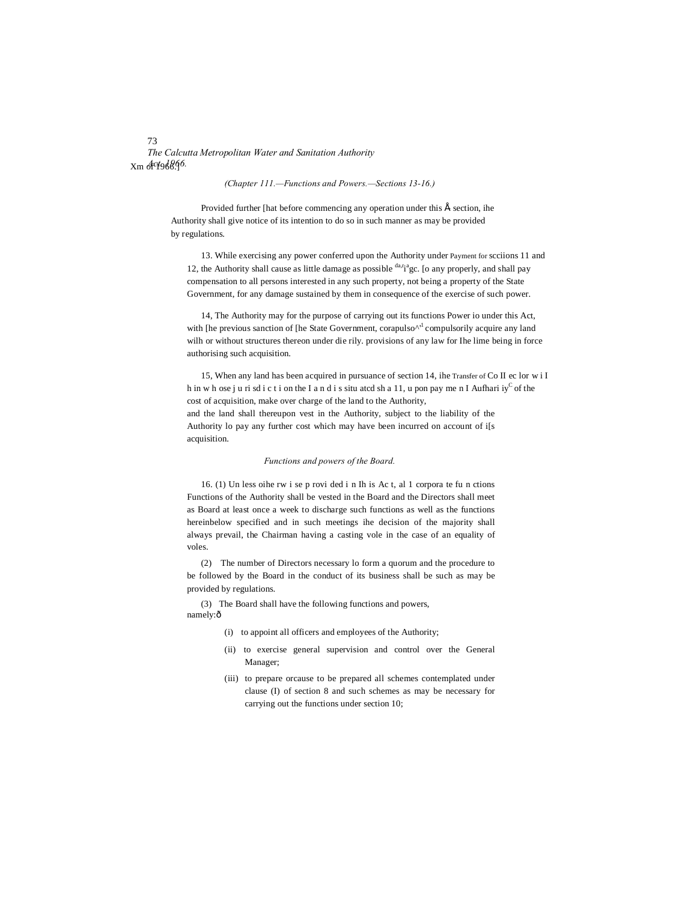*(Chapter 111.—Functions and Powers.—Sections 13-16.)*

Provided further [hat before commencing any operation under this Å section, ihe Authority shall give notice of its intention to do so in such manner as may be provided by regulations.

13. While exercising any power conferred upon the Authority under Payment for scciions 11 and 12, the Authority shall cause as little damage as possible da,ri a gc. [o any properly, and shall pay compensation to all persons interested in any such property, not being a property of the State Government, for any damage sustained by them in consequence of the exercise of such power.

14, The Authority may for the purpose of carrying out its functions Power io under this Act, with [he previous sanction of [he State Government, corapulso^r1 compulsorily acquire any land wilh or without structures thereon under die rily. provisions of any law for Ihe lime being in force authorising such acquisition.

15, When any land has been acquired in pursuance of section 14, ihe Transfer of Co II ec lor w i I h in w h ose j u ri sd i c t i on the I a n d i s situ atcd sh a 11, u pon pay me n I Aufhari iyC of the cost of acquisition, make over charge of the land to the Authority, and the land shall thereupon vest in the Authority, subject to the liability of the Authority lo pay any further cost which may have been incurred on account of i[s acquisition.

*Functions and powers of the Board.*

16. (1) Un less oihe rw i se p rovi ded i n Ih is Ac t, al 1 corpora te fu n ctions Functions of the Authority shall be vested in the Board and the Directors shall meet as Board at least once a week to discharge such functions as well as the functions hereinbelow specified and in such meetings ihe decision of the majority shall always prevail, the Chairman having a casting vole in the case of an equality of voles.

(2) The number of Directors necessary lo form a quorum and the procedure to be followed by the Board in the conduct of its business shall be such as may be provided by regulations.

(3) The Board shall have the following functions and powers, namely:ð

(i) to appoint all officers and employees of the Authority;

(ii) to exercise general supervision and control over the General Manager;

(iii) to prepare orcause to be prepared all schemes contemplated under clause (I) of section 8 and such schemes as may be necessary for carrying out the functions under section 10;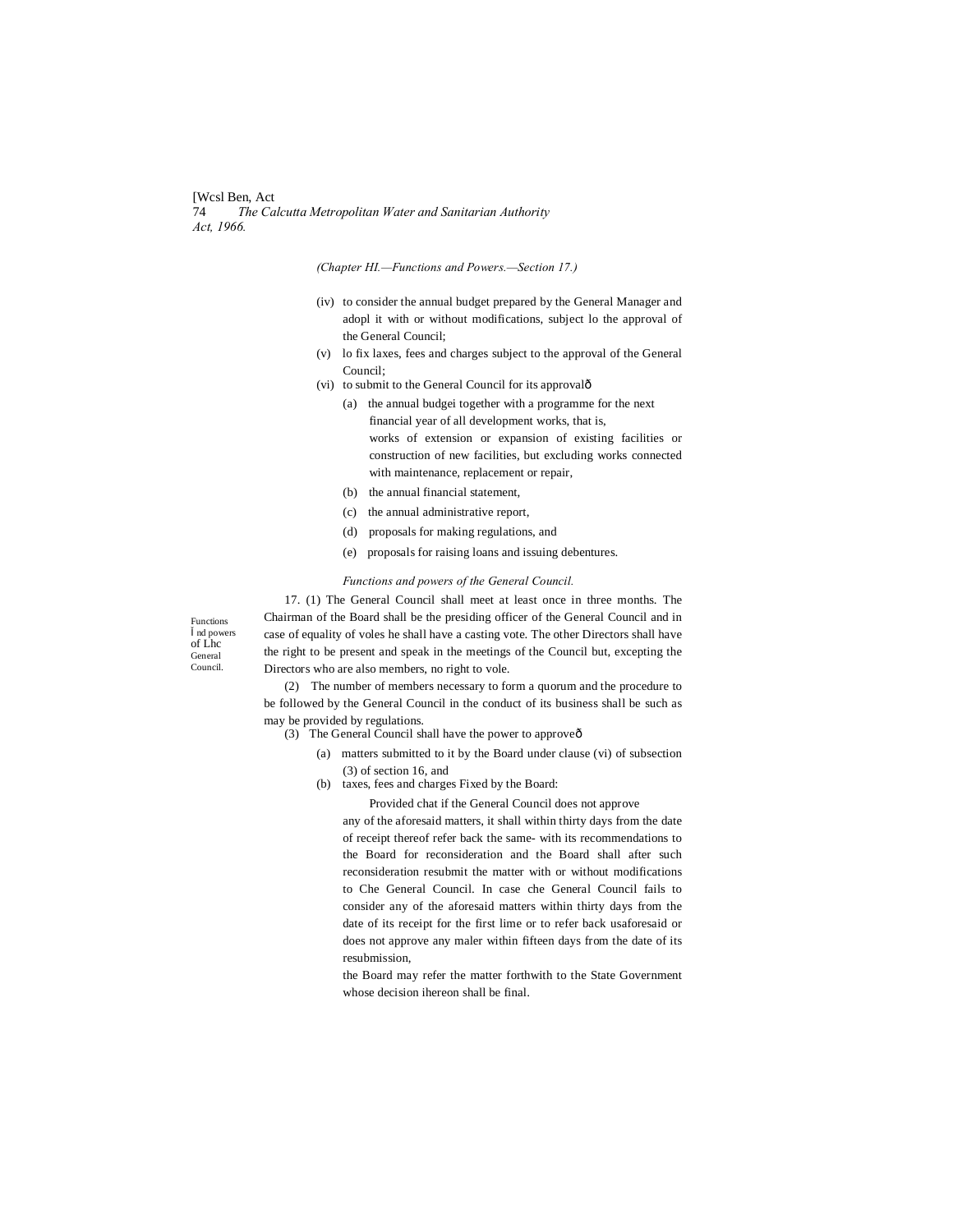(Chapter HI.—Functions and Powers.—Section 17.)

(iv) to consider the annual budget prepared by the General Manager and adopl it with or without modifications, subject lo the approval of the General Council;

(v) lo fix laxes, fees and charges subject to the approval of the General Council;

(vi) to submit to the General Council for its approvalð

  (a) the annual budgei together with a programme for the next financial year of all development works, that is, works of extension or expansion of existing facilities or construction of new facilities, but excluding works connected with maintenance, replacement or repair,

  (b) the annual financial statement,

  (c) the annual administrative report,

  (d) proposals for making regulations, and

  (e) proposals for raising loans and issuing debentures.

*Functions and powers of the General Council.*

Functions Ï nd powers of Lhc General Council.

17. (1) The General Council shall meet at least once in three months. The Chairman of the Board shall be the presiding officer of the General Council and in case of equality of voles he shall have a casting vote. The other Directors shall have the right to be present and speak in the meetings of the Council but, excepting the Directors who are also members, no right to vole.

(2) The number of members necessary to form a quorum and the procedure to be followed by the General Council in the conduct of its business shall be such as may be provided by regulations.

(3) The General Council shall have the power to approveð

  (a) matters submitted to it by the Board under clause (vi) of subsection (3) of section 16, and

  (b) taxes, fees and charges Fixed by the Board:

  Provided chat if the General Council does not approve any of the aforesaid matters, it shall within thirty days from the date of receipt thereof refer back the same- with its recommendations to the Board for reconsideration and the Board shall after such reconsideration resubmit the matter with or without modifications to Che General Council. In case che General Council fails to consider any of the aforesaid matters within thirty days from the date of its receipt for the first lime or to refer back usaforesaid or does not approve any maler within fifteen days from the date of its resubmission,

  the Board may refer the matter forthwith to the State Government whose decision ihereon shall be final.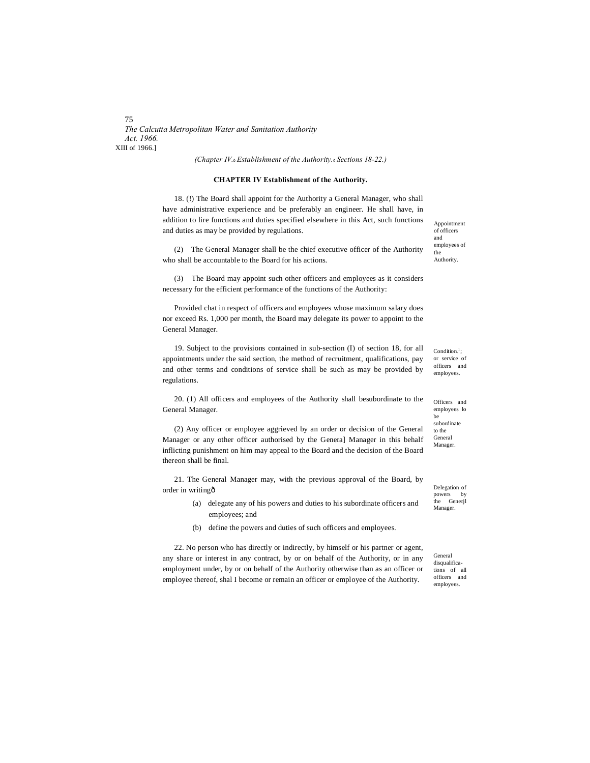(Chapter IV.ô Establishment of the Authority.ô Sections 18-22.)

## CHAPTER IV Establishment of the Authority.

*Appointment of officers and employees of the Authority.*

18. (!) The Board shall appoint for the Authority a General Manager, who shall have administrative experience and be preferably an engineer. He shall have, in addition to lire functions and duties specified elsewhere in this Act, such functions and duties as may be provided by regulations.

(2) The General Manager shall be the chief executive officer of the Authority who shall be accountable to the Board for his actions.

(3) The Board may appoint such other officers and employees as it considers necessary for the efficient performance of the functions of the Authority:

Provided chat in respect of officers and employees whose maximum salary does nor exceed Rs. 1,000 per month, the Board may delegate its power to appoint to the General Manager.

*Condition.[1]; or service of officers and employees.*

19. Subject to the provisions contained in sub-section (I) of section 18, for all appointments under the said section, the method of recruitment, qualifications, pay and other terms and conditions of service shall be such as may be provided by regulations.

*Officers and employees lo be subordinate to the General Manager.*

20. (1) All officers and employees of the Authority shall besubordinate to the General Manager.

(2) Any officer or employee aggrieved by an order or decision of the General Manager or any other officer authorised by the Genera] Manager in this behalf inflicting punishment on him may appeal to the Board and the decision of the Board thereon shall be final.

*Delegation of powers by the Generjl Manager.*

21. The General Manager may, with the previous approval of the Board, by order in writingô

(a) delegate any of his powers and duties to his subordinate officers and employees; and

(b) define the powers and duties of such officers and employees.

*General disqualifications of all officers and employees.*

22. No person who has directly or indirectly, by himself or his partner or agent, any share or interest in any contract, by or on behalf of the Authority, or in any employment under, by or on behalf of the Authority otherwise than as an officer or employee thereof, shal I become or remain an officer or employee of the Authority.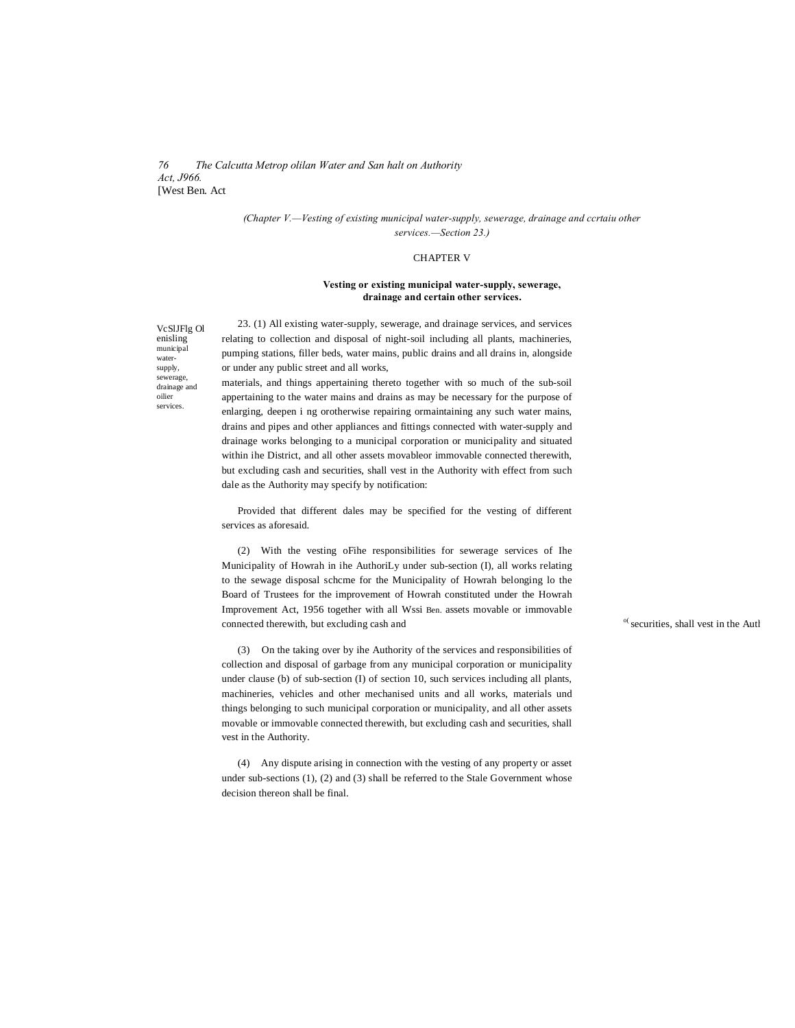(Chapter V.—Vesting of existing municipal water-supply, sewerage, drainage and ccrtaiu other services.—Section 23.)

## CHAPTER V

### Vesting or existing municipal water-supply, sewerage, drainage and certain other services.

VcSlJFlg Ol enisling municipal water-supply, sewerage, drainage and oilier services.

23. (1) All existing water-supply, sewerage, and drainage services, and services relating to collection and disposal of night-soil including all plants, machineries, pumping stations, filler beds, water mains, public drains and all drains in, alongside or under any public street and all works, materials, and things appertaining thereto together with so much of the sub-soil appertaining to the water mains and drains as may be necessary for the purpose of enlarging, deepen i ng orotherwise repairing ormaintaining any such water mains, drains and pipes and other appliances and fittings connected with water-supply and drainage works belonging to a municipal corporation or municipality and situated within ihe District, and all other assets movableor immovable connected therewith, but excluding cash and securities, shall vest in the Authority with effect from such dale as the Authority may specify by notification:

Provided that different dales may be specified for the vesting of different services as aforesaid.

(2) With the vesting oFihe responsibilities for sewerage services of Ihe Municipality of Howrah in ihe AuthoriLy under sub-section (I), all works relating to the sewage disposal schcme for the Municipality of Howrah belonging lo the Board of Trustees for the improvement of Howrah constituted under the Howrah Improvement Act, 1956 together with all Wssi Ben. assets movable or immovable connected therewith, but excluding cash and securities, shall vest in the Autl

(3) On the taking over by ihe Authority of the services and responsibilities of collection and disposal of garbage from any municipal corporation or municipality under clause (b) of sub-section (I) of section 10, such services including all plants, machineries, vehicles and other mechanised units and all works, materials und things belonging to such municipal corporation or municipality, and all other assets movable or immovable connected therewith, but excluding cash and securities, shall vest in the Authority.

(4) Any dispute arising in connection with the vesting of any property or asset under sub-sections (1), (2) and (3) shall be referred to the Stale Government whose decision thereon shall be final.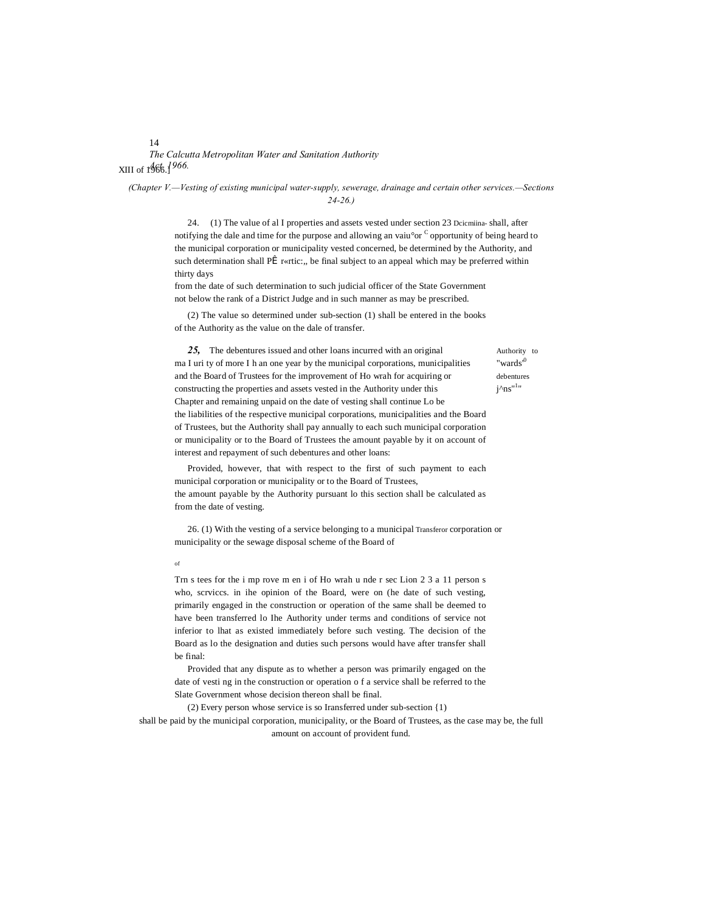*(Chapter V.—Vesting of existing municipal water-supply, sewerage, drainage and certain other services.—Sections 24-26.)*

24. (1) The value of al I properties and assets vested under section 23 Dcicmiina- shall, after notifying the dale and time for the purpose and allowing an vaiu°or C opportunity of being heard to the municipal corporation or municipality vested concerned, be determined by the Authority, and such determination shall PÊ r«rtic:,, be final subject to an appeal which may be preferred within thirty days from the date of such determination to such judicial officer of the State Government not below the rank of a District Judge and in such manner as may be prescribed.

(2) The value so determined under sub-section (1) shall be entered in the books of the Authority as the value on the dale of transfer.

Authority to "wards[0] debentures j^ns"[1]"

***25,*** The debentures issued and other loans incurred with an original ma I uri ty of more I h an one year by the municipal corporations, municipalities and the Board of Trustees for the improvement of Ho wrah for acquiring or constructing the properties and assets vested in the Authority under this Chapter and remaining unpaid on the date of vesting shall continue Lo be the liabilities of the respective municipal corporations, municipalities and the Board of Trustees, but the Authority shall pay annually to each such municipal corporation or municipality or to the Board of Trustees the amount payable by it on account of interest and repayment of such debentures and other loans:

Provided, however, that with respect to the first of such payment to each municipal corporation or municipality or to the Board of Trustees, the amount payable by the Authority pursuant lo this section shall be calculated as from the date of vesting.

Transferor of

26. (1) With the vesting of a service belonging to a municipal corporation or municipality or the sewage disposal scheme of the Board of Trn s tees for the i mp rove m en i of Ho wrah u nde r sec Lion 2 3 a 11 person s who, scrviccs. in ihe opinion of the Board, were on (he date of such vesting, primarily engaged in the construction or operation of the same shall be deemed to have been transferred lo Ihe Authority under terms and conditions of service not inferior to lhat as existed immediately before such vesting. The decision of the Board as lo the designation and duties such persons would have after transfer shall be final:

Provided that any dispute as to whether a person was primarily engaged on the date of vesti ng in the construction or operation o f a service shall be referred to the Slate Government whose decision thereon shall be final.

(2) Every person whose service is so Iransferred under sub-section {1) shall be paid by the municipal corporation, municipality, or the Board of Trustees, as the case may be, the full amount on account of provident fund.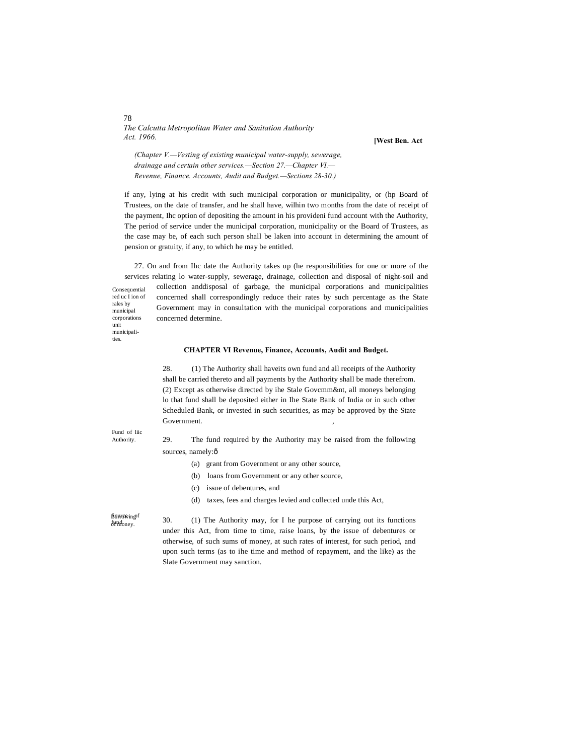*(Chapter V.—Vesting of existing municipal water-supply, sewerage, drainage and certain other services.—Section 27.—Chapter VI.—Revenue, Finance. Accounts, Audit and Budget.—Sections 28-30.)*

if any, lying at his credit with such municipal corporation or municipality, or (hp Board of Trustees, on the date of transfer, and he shall have, wilhin two months from the date of receipt of the payment, Ihc option of depositing the amount in his provideni fund account with the Authority, The period of service under the municipal corporation, municipality or the Board of Trustees, as the case may be, of each such person shall be laken into account in determining the amount of pension or gratuity, if any, to which he may be entitled.

Consequential red uc I ion of rales by municipal corporations unit municipalities.

27. On and from Ihc date the Authority takes up (he responsibilities for one or more of the services relating lo water-supply, sewerage, drainage, collection and disposal of night-soil and collection anddisposal of garbage, the municipal corporations and municipalities concerned shall correspondingly reduce their rates by such percentage as the State Government may in consultation with the municipal corporations and municipalities concerned determine.

## CHAPTER VI Revenue, Finance, Accounts, Audit and Budget.

Fund of liic Authority.

28. (1) The Authority shall haveits own fund and all receipts of the Authority shall be carried thereto and all payments by the Authority shall be made therefrom.
(2) Except as otherwise directed by ihe Stale Govcmm&nt, all moneys belonging lo that fund shall be deposited either in Ihe State Bank of India or in such other Scheduled Bank, or invested in such securities, as may be approved by the State Government.

Source of fund.

29. The fund required by the Authority may be raised from the following sources, namely:—

(a) grant from Government or any other source,

(b) loans from Government or any other source,

(c) issue of debentures, and

(d) taxes, fees and charges levied and collected unde this Act,

Borrowing of money.

30. (1) The Authority may, for I he purpose of carrying out its functions under this Act, from time to time, raise loans, by the issue of debentures or otherwise, of such sums of money, at such rates of interest, for such period, and upon such terms (as to ihe time and method of repayment, and the like) as the Slate Government may sanction.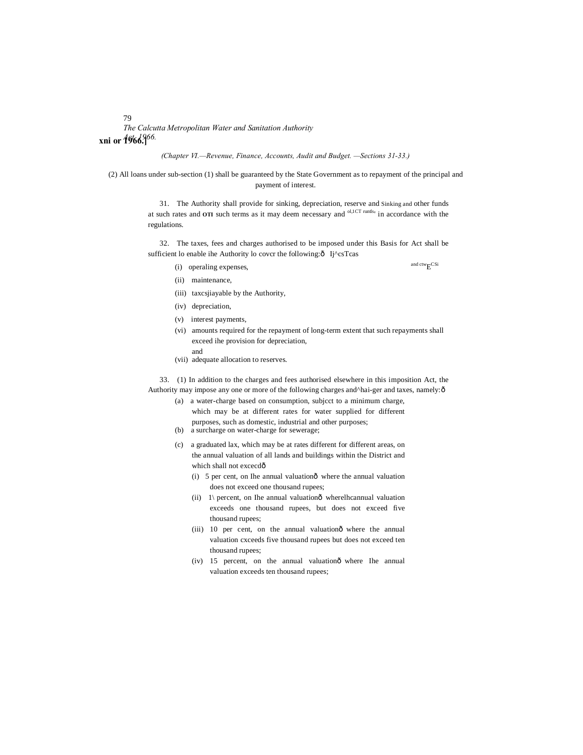(Chapter VI.—Revenue, Finance, Accounts, Audit and Budget. —Sections 31-33.)

(2) All loans under sub-section (1) shall be guaranteed by the State Government as to repayment of the principal and payment of interest.

31. The Authority shall provide for sinking, depreciation, reserve and other funds at such rates and OTI such terms as it may deem necessary and in accordance with the regulations.

Sinking and ol,1CT runtls,

32. The taxes, fees and charges authorised to be imposed under this Act shall be sufficient lo enable ihe Authority lo covcr the following:— 

Basis for Ij^csTcas and ctwECSi

(i) operaling expenses,

(ii) maintenance,

(iii) taxcsjiayable by the Authority,

(iv) depreciation,

(v) interest payments,

(vi) amounts required for the repayment of long-term extent that such repayments shall exceed ihe provision for depreciation, and

(vii) adequate allocation to reserves.

33. (1) In addition to the charges and fees authorised elsewhere in this Act, the Authority may impose any one or more of the following charges and taxes, namely:—

imposition ^hai-ger

(a) a water-charge based on consumption, subjcct to a minimum charge, which may be at different rates for water supplied for different purposes, such as domestic, industrial and other purposes;

(b) a surcharge on water-charge for sewerage;

(c) a graduated lax, which may be at rates different for different areas, on the annual valuation of all lands and buildings within the District and which shall not excecd—

(i) 5 per cent, on Ihe annual valuation— where the annual valuation does not exceed one thousand rupees;

(ii) 1\ percent, on Ihe annual valuation— wherelhcannual valuation exceeds one thousand rupees, but does not exceed five thousand rupees;

(iii) 10 per cent, on the annual valuation— where the annual valuation cxceeds five thousand rupees but does not exceed ten thousand rupees;

(iv) 15 percent, on the annual valuation— where Ihe annual valuation exceeds ten thousand rupees;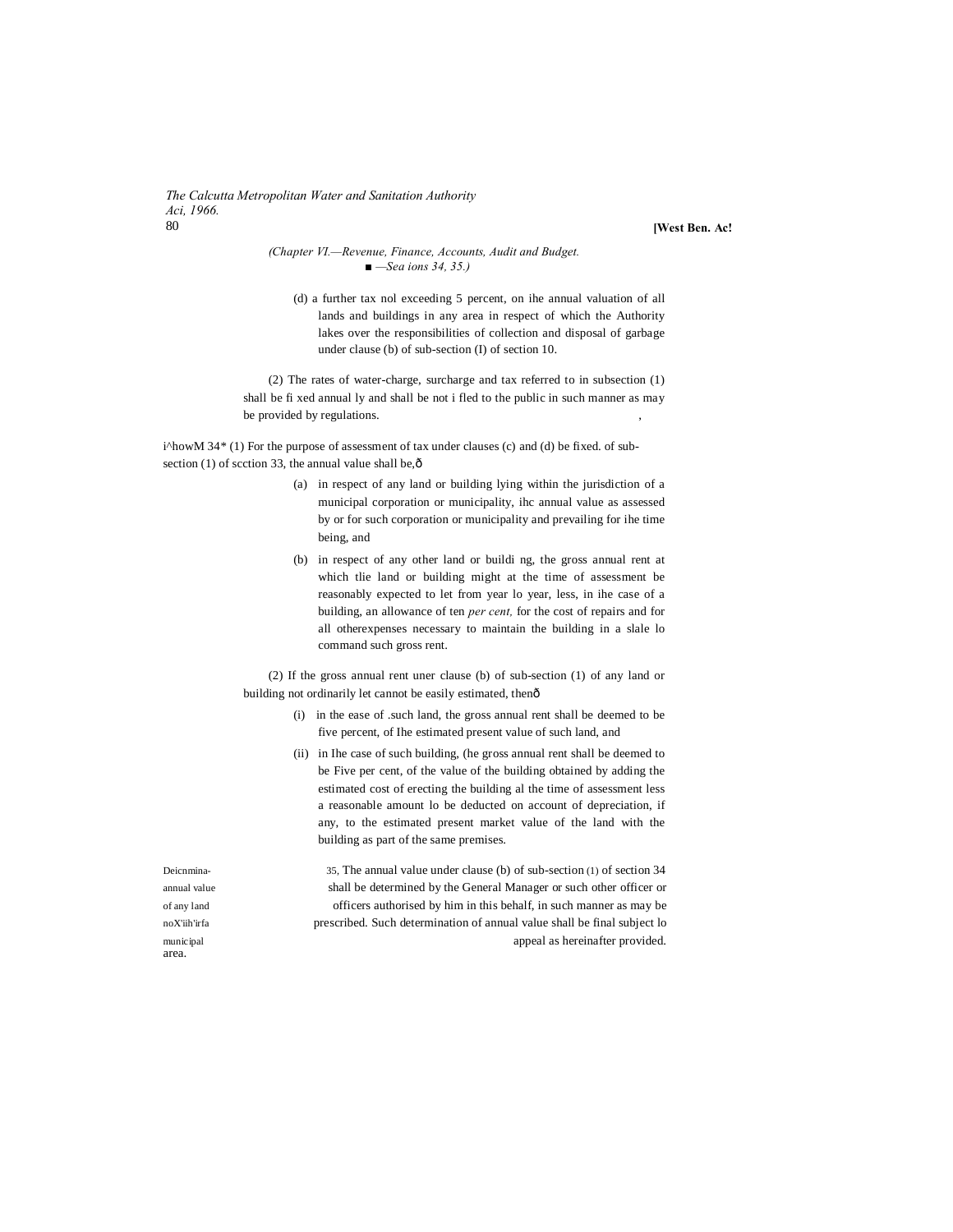(d) a further tax nol exceeding 5 percent, on ihe annual valuation of all lands and buildings in any area in respect of which the Authority lakes over the responsibilities of collection and disposal of garbage under clause (b) of sub-section (I) of section 10.

(2) The rates of water-charge, surcharge and tax referred to in subsection (1) shall be fi xed annual ly and shall be not i fled to the public in such manner as may be provided by regulations.

i^howM 34* (1) For the purpose of assessment of tax under clauses (c) and (d) be fixed. of sub-section (1) of scction 33, the annual value shall be,—

(a) in respect of any land or building lying within the jurisdiction of a municipal corporation or municipality, ihc annual value as assessed by or for such corporation or municipality and prevailing for ihe time being, and

(b) in respect of any other land or buildi ng, the gross annual rent at which tlie land or building might at the time of assessment be reasonably expected to let from year lo year, less, in ihe case of a building, an allowance of ten *per cent,* for the cost of repairs and for all otherexpenses necessary to maintain the building in a slale lo command such gross rent.

(2) If the gross annual rent uner clause (b) of sub-section (1) of any land or building not ordinarily let cannot be easily estimated, then—

(i) in the ease of .such land, the gross annual rent shall be deemed to be five percent, of Ihe estimated present value of such land, and

(ii) in Ihe case of such building, (he gross annual rent shall be deemed to be Five per cent, of the value of the building obtained by adding the estimated cost of erecting the building al the time of assessment less a reasonable amount lo be deducted on account of depreciation, if any, to the estimated present market value of the land with the building as part of the same premises.

Deicnmina- annual value of any land noX'iih'irfa municipal area.

35, The annual value under clause (b) of sub-section (1) of section 34 shall be determined by the General Manager or such other officer or officers authorised by him in this behalf, in such manner as may be prescribed. Such determination of annual value shall be final subject lo appeal as hereinafter provided.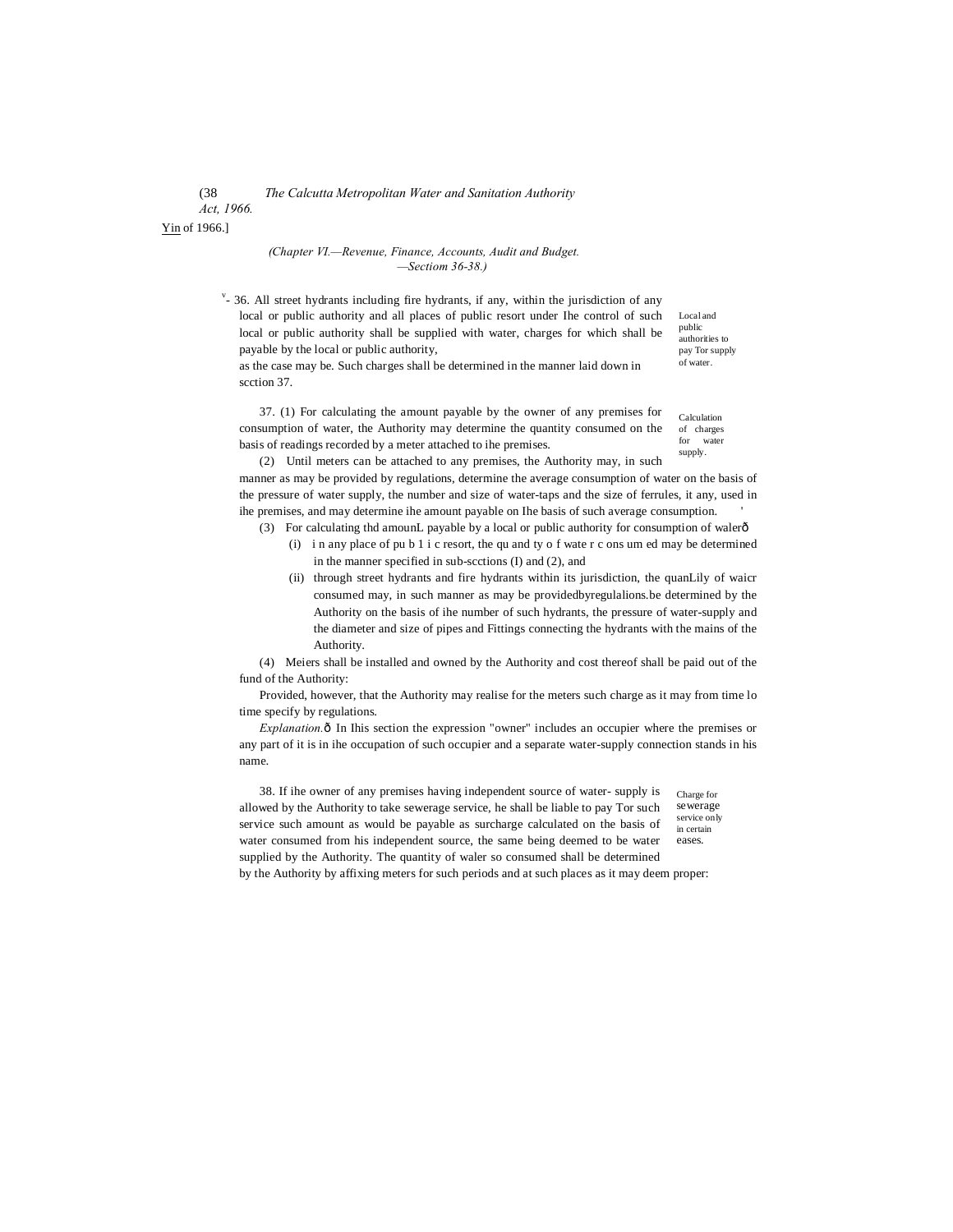(38 *The Calcutta Metropolitan Water and Sanitation Authority Act, 1966.*

Yin of 1966.]

*(Chapter VI.—Revenue, Finance, Accounts, Audit and Budget. —Sectiom 36-38.)*

Local and public authorities to pay Tor supply of water.

36. All street hydrants including fire hydrants, if any, within the jurisdiction of any local or public authority and all places of public resort under Ihe control of such local or public authority shall be supplied with water, charges for which shall be payable by the local or public authority, as the case may be. Such charges shall be determined in the manner laid down in scction 37.

Calculation of charges for water supply.

37. (1) For calculating the amount payable by the owner of any premises for consumption of water, the Authority may determine the quantity consumed on the basis of readings recorded by a meter attached to ihe premises.

(2) Until meters can be attached to any premises, the Authority may, in such manner as may be provided by regulations, determine the average consumption of water on the basis of the pressure of water supply, the number and size of water-taps and the size of ferrules, it any, used in ihe premises, and may determine ihe amount payable on Ihe basis of such average consumption.

(3) For calculating thd amounL payable by a local or public authority for consumption of walerð

(i) i n any place of pu b 1 i c resort, the qu and ty o f wate r c ons um ed may be determined in the manner specified in sub-scctions (I) and (2), and

(ii) through street hydrants and fire hydrants within its jurisdiction, the quanLily of waicr consumed may, in such manner as may be providedbyregulalions.be determined by the Authority on the basis of ihe number of such hydrants, the pressure of water-supply and the diameter and size of pipes and Fittings connecting the hydrants with the mains of the Authority.

(4) Meiers shall be installed and owned by the Authority and cost thereof shall be paid out of the fund of the Authority:

Provided, however, that the Authority may realise for the meters such charge as it may from time lo time specify by regulations.

*Explanation.*ð In Ihis section the expression "owner" includes an occupier where the premises or any part of it is in ihe occupation of such occupier and a separate water-supply connection stands in his name.

Charge for sewerage service only in certain eases.

38. If ihe owner of any premises having independent source of water- supply is allowed by the Authority to take sewerage service, he shall be liable to pay Tor such service such amount as would be payable as surcharge calculated on the basis of water consumed from his independent source, the same being deemed to be water supplied by the Authority. The quantity of waler so consumed shall be determined by the Authority by affixing meters for such periods and at such places as it may deem proper: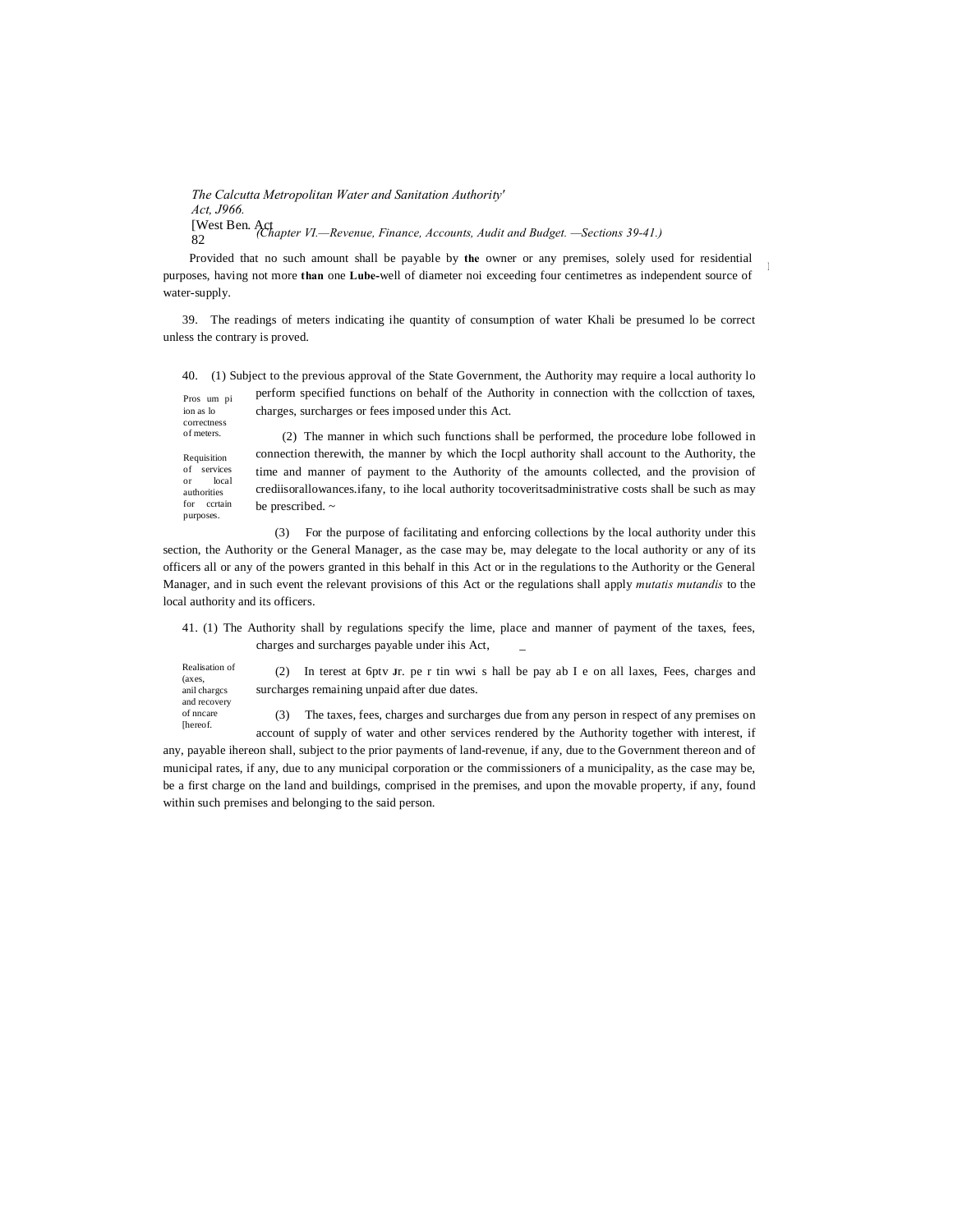Provided that no such amount shall be payable by **the** owner or any premises, solely used for residential purposes, having not more **than** one **Lube-**well of diameter noi exceeding four centimetres as independent source of water-supply.

Pros um pi ion as lo correctness of meters.

39. The readings of meters indicating ihe quantity of consumption of water Khali be presumed lo be correct unless the contrary is proved.

Requisition of services or local authorities for ccrtain purposes.

40. (1) Subject to the previous approval of the State Government, the Authority may require a local authority lo perform specified functions on behalf of the Authority in connection with the collcction of taxes, charges, surcharges or fees imposed under this Act.

(2) The manner in which such functions shall be performed, the procedure lobe followed in connection therewith, the manner by which the Iocpl authority shall account to the Authority, the time and manner of payment to the Authority of the amounts collected, and the provision of crediisorallowances.ifany, to ihe local authority tocoveritsadministrative costs shall be such as may be prescribed. ~

(3) For the purpose of facilitating and enforcing collections by the local authority under this section, the Authority or the General Manager, as the case may be, may delegate to the local authority or any of its officers all or any of the powers granted in this behalf in this Act or in the regulations to the Authority or the General Manager, and in such event the relevant provisions of this Act or the regulations shall apply *mutatis mutandis* to the local authority and its officers.

Realisation of (axes, anil chargcs and recovery of nncare [hereof.

41. (1) The Authority shall by regulations specify the lime, place and manner of payment of the taxes, fees, charges and surcharges payable under ihis Act, _

(2) In terest at 6ptv Jr. pe r tin wwi s hall be pay ab I e on all laxes, Fees, charges and surcharges remaining unpaid after due dates.

(3) The taxes, fees, charges and surcharges due from any person in respect of any premises on account of supply of water and other services rendered by the Authority together with interest, if any, payable ihereon shall, subject to the prior payments of land-revenue, if any, due to the Government thereon and of municipal rates, if any, due to any municipal corporation or the commissioners of a municipality, as the case may be, be a first charge on the land and buildings, comprised in the premises, and upon the movable property, if any, found within such premises and belonging to the said person.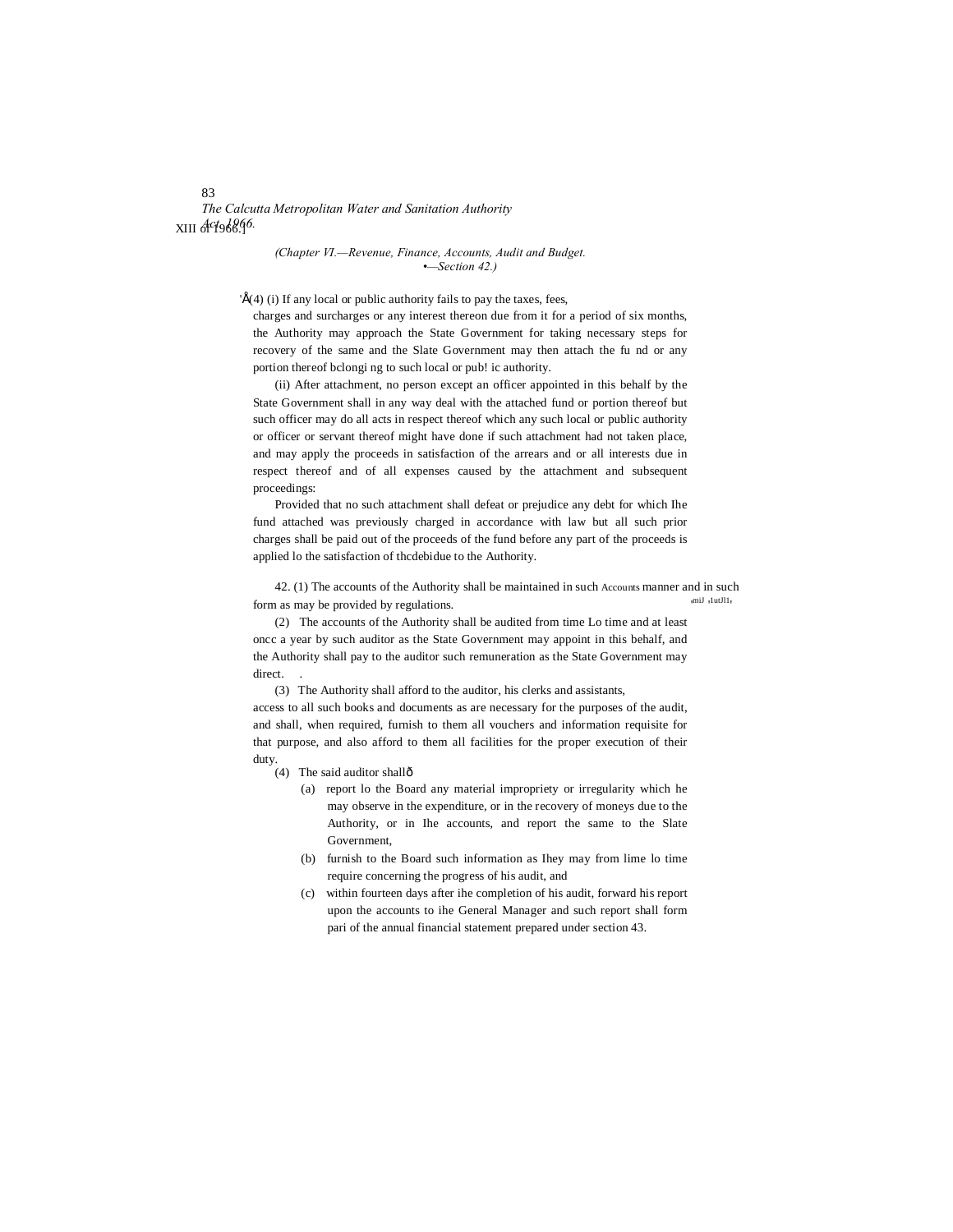(Chapter VI.—Revenue, Finance, Accounts, Audit and Budget. •—Section 42.)

'Å(4) (i) If any local or public authority fails to pay the taxes, fees, charges and surcharges or any interest thereon due from it for a period of six months, the Authority may approach the State Government for taking necessary steps for recovery of the same and the Slate Government may then attach the fu nd or any portion thereof bclongi ng to such local or pub! ic authority.

(ii) After attachment, no person except an officer appointed in this behalf by the State Government shall in any way deal with the attached fund or portion thereof but such officer may do all acts in respect thereof which any such local or public authority or officer or servant thereof might have done if such attachment had not taken place, and may apply the proceeds in satisfaction of the arrears and or all interests due in respect thereof and of all expenses caused by the attachment and subsequent proceedings:

Provided that no such attachment shall defeat or prejudice any debt for which Ihe fund attached was previously charged in accordance with law but all such prior charges shall be paid out of the proceeds of the fund before any part of the proceeds is applied lo the satisfaction of thcdebidue to the Authority.

Accounts ,miJ ,1utJl1,

42. (1) The accounts of the Authority shall be maintained in such manner and in such form as may be provided by regulations.

(2) The accounts of the Authority shall be audited from time Lo time and at least oncc a year by such auditor as the State Government may appoint in this behalf, and the Authority shall pay to the auditor such remuneration as the State Government may direct. .

(3) The Authority shall afford to the auditor, his clerks and assistants, access to all such books and documents as are necessary for the purposes of the audit, and shall, when required, furnish to them all vouchers and information requisite for that purpose, and also afford to them all facilities for the proper execution of their duty.

(4) The said auditor shallð

(a) report lo the Board any material impropriety or irregularity which he may observe in the expenditure, or in the recovery of moneys due to the Authority, or in Ihe accounts, and report the same to the Slate Government,

(b) furnish to the Board such information as Ihey may from lime lo time require concerning the progress of his audit, and

(c) within fourteen days after ihe completion of his audit, forward his report upon the accounts to ihe General Manager and such report shall form pari of the annual financial statement prepared under section 43.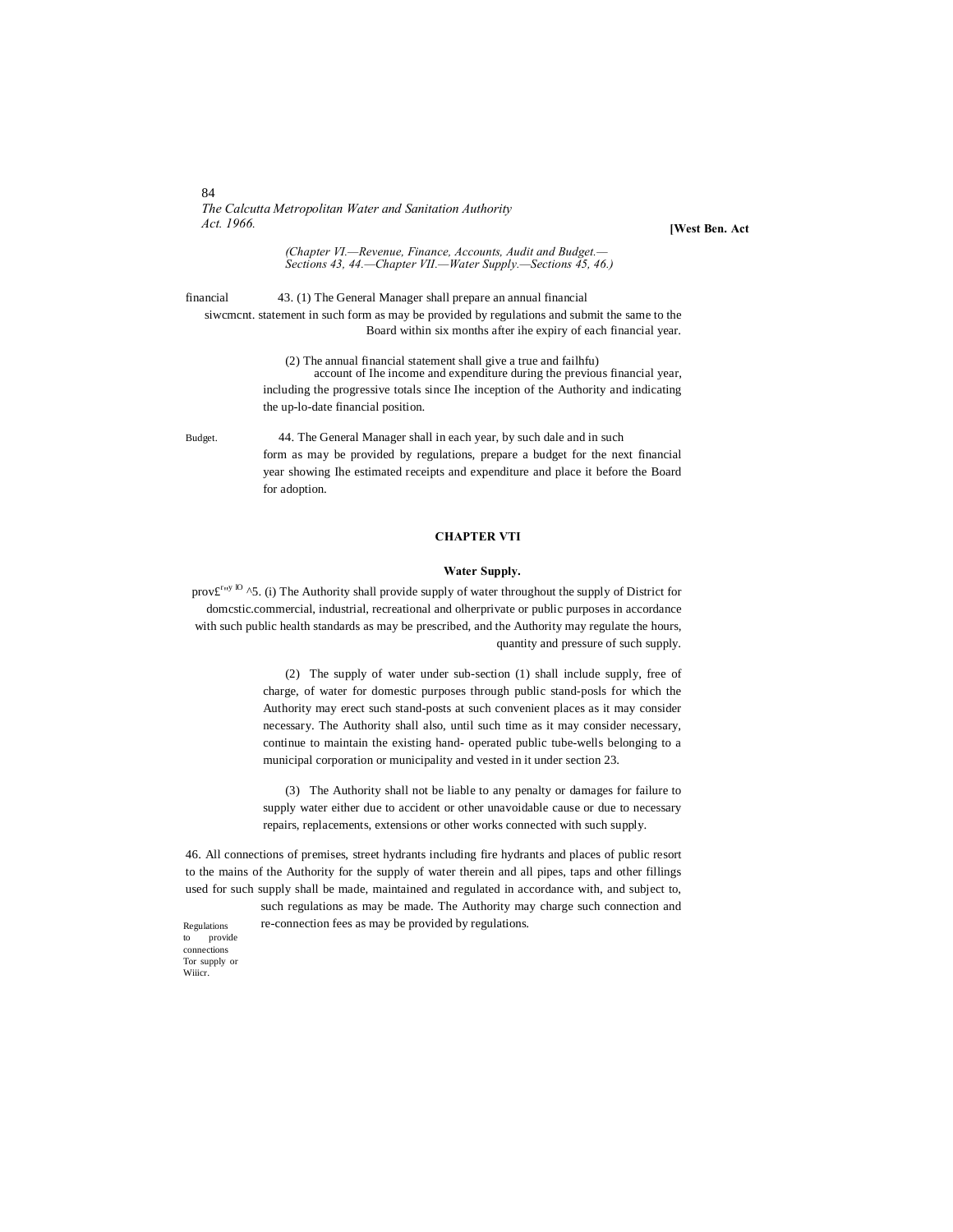*(Chapter VI.—Revenue, Finance, Accounts, Audit and Budget.—Sections 43, 44.—Chapter VII.—Water Supply.—Sections 45, 46.)*

financial siwcmcnt.

43. (1) The General Manager shall prepare an annual financial statement in such form as may be provided by regulations and submit the same to the Board within six months after ihe expiry of each financial year.

(2) The annual financial statement shall give a true and failhfu) account of Ihe income and expenditure during the previous financial year, including the progressive totals since Ihe inception of the Authority and indicating the up-lo-date financial position.

Budget.

44. The General Manager shall in each year, by such dale and in such form as may be provided by regulations, prepare a budget for the next financial year showing Ihe estimated receipts and expenditure and place it before the Board for adoption.

## CHAPTER VTI

### Water Supply.

prov£r'ny IO

^5. (i) The Authority shall provide supply of water throughout the supply of District for domcstic.commercial, industrial, recreational and olherprivate or public purposes in accordance with such public health standards as may be prescribed, and the Authority may regulate the hours, quantity and pressure of such supply.

(2) The supply of water under sub-section (1) shall include supply, free of charge, of water for domestic purposes through public stand-posls for which the Authority may erect such stand-posts at such convenient places as it may consider necessary. The Authority shall also, until such time as it may consider necessary, continue to maintain the existing hand- operated public tube-wells belonging to a municipal corporation or municipality and vested in it under section 23.

(3) The Authority shall not be liable to any penalty or damages for failure to supply water either due to accident or other unavoidable cause or due to necessary repairs, replacements, extensions or other works connected with such supply.

Regulations to provide connections Tor supply or Wiiicr.

46. All connections of premises, street hydrants including fire hydrants and places of public resort to the mains of the Authority for the supply of water therein and all pipes, taps and other fillings used for such supply shall be made, maintained and regulated in accordance with, and subject to, such regulations as may be made. The Authority may charge such connection and re-connection fees as may be provided by regulations.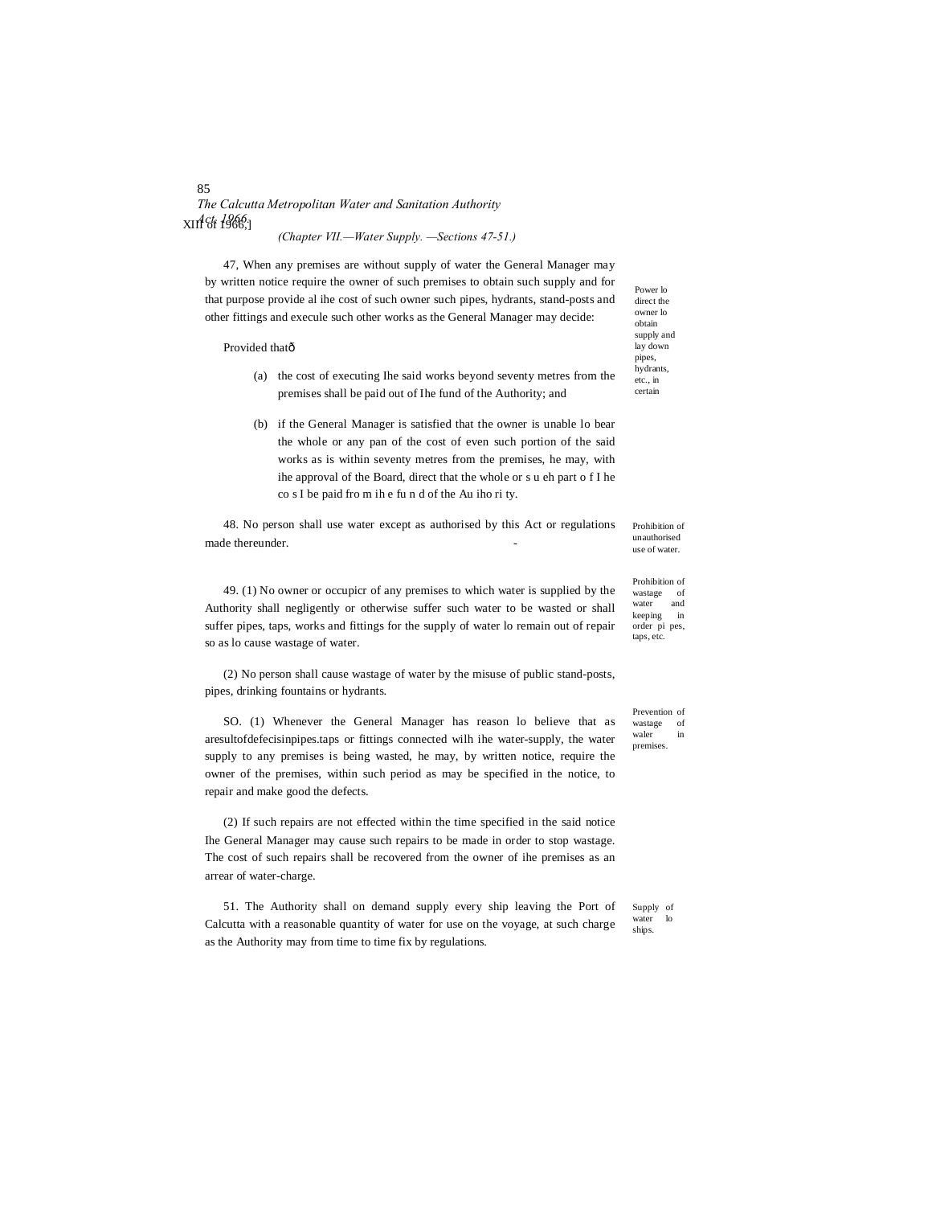(Chapter VII.—Water Supply. —Sections 47-51.)

47, When any premises are without supply of water the General Manager may by written notice require the owner of such premises to obtain such supply and for that purpose provide al ihe cost of such owner such pipes, hydrants, stand-posts and other fittings and execule such other works as the General Manager may decide:

*Power lo direct the owner lo obtain supply and lay down pipes, hydrants, etc., in certain*

Provided thatð

(a) the cost of executing Ihe said works beyond seventy metres from the premises shall be paid out of Ihe fund of the Authority; and

(b) if the General Manager is satisfied that the owner is unable lo bear the whole or any pan of the cost of even such portion of the said works as is within seventy metres from the premises, he may, with ihe approval of the Board, direct that the whole or s u eh part o f I he co s I be paid fro m ih e fu n d of the Au iho ri ty.

48. No person shall use water except as authorised by this Act or regulations made thereunder.

*Prohibition of unauthorised use of water.*

49. (1) No owner or occupicr of any premises to which water is supplied by the Authority shall negligently or otherwise suffer such water to be wasted or shall suffer pipes, taps, works and fittings for the supply of water lo remain out of repair so as lo cause wastage of water.

*Prohibition of wastage of water and keeping in order pi pes, taps, etc.*

(2) No person shall cause wastage of water by the misuse of public stand-posts, pipes, drinking fountains or hydrants.

SO. (1) Whenever the General Manager has reason lo believe that as aresultofdefecisinpipes.taps or fittings connected wilh ihe water-supply, the water supply to any premises is being wasted, he may, by written notice, require the owner of the premises, within such period as may be specified in the notice, to repair and make good the defects.

*Prevention of wastage of waler in premises.*

(2) If such repairs are not effected within the time specified in the said notice Ihe General Manager may cause such repairs to be made in order to stop wastage. The cost of such repairs shall be recovered from the owner of ihe premises as an arrear of water-charge.

51. The Authority shall on demand supply every ship leaving the Port of Calcutta with a reasonable quantity of water for use on the voyage, at such charge as the Authority may from time to time fix by regulations.

*Supply of water lo ships.*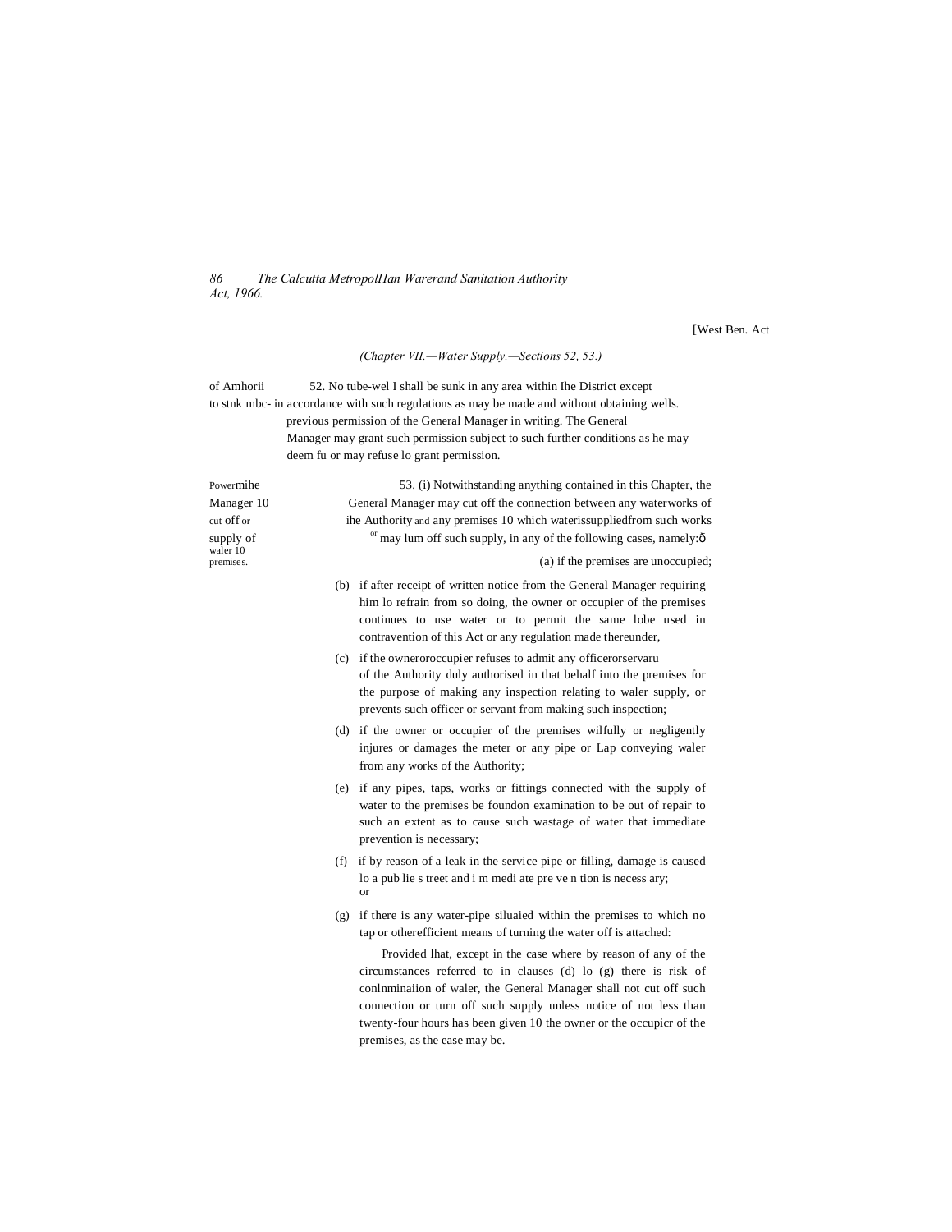[West Ben. Act

*(Chapter VII.—Water Supply.—Sections 52, 53.)*

of Amhorii to stnk mbc- wells.

52. No tube-wel I shall be sunk in any area within Ihe District except in accordance with such regulations as may be made and without obtaining previous permission of the General Manager in writing. The General Manager may grant such permission subject to such further conditions as he may deem fu or may refuse lo grant permission.

Powermihe Manager 10 cut off or supply of waler 10 premises.

53. (i) Notwithstanding anything contained in this Chapter, the General Manager may cut off the connection between any waterworks of ihe Authority and any premises 10 which waterissuppliedfrom such works or may lum off such supply, in any of the following cases, namely:ð

(a) if the premises are unoccupied;

(b) if after receipt of written notice from the General Manager requiring him lo refrain from so doing, the owner or occupier of the premises continues to use water or to permit the same lobe used in contravention of this Act or any regulation made thereunder,

(c) if the owneroroccupier refuses to admit any officerorservaru of the Authority duly authorised in that behalf into the premises for the purpose of making any inspection relating to waler supply, or prevents such officer or servant from making such inspection;

(d) if the owner or occupier of the premises wilfully or negligently injures or damages the meter or any pipe or Lap conveying waler from any works of the Authority;

(e) if any pipes, taps, works or fittings connected with the supply of water to the premises be foundon examination to be out of repair to such an extent as to cause such wastage of water that immediate prevention is necessary;

(f) if by reason of a leak in the service pipe or filling, damage is caused lo a pub lie s treet and i m medi ate pre ve n tion is necess ary; or

(g) if there is any water-pipe siluaied within the premises to which no tap or otherefficient means of turning the water off is attached:

Provided lhat, except in the case where by reason of any of the circumstances referred to in clauses (d) lo (g) there is risk of conlnminaiion of waler, the General Manager shall not cut off such connection or turn off such supply unless notice of not less than twenty-four hours has been given 10 the owner or the occupicr of the premises, as the ease may be.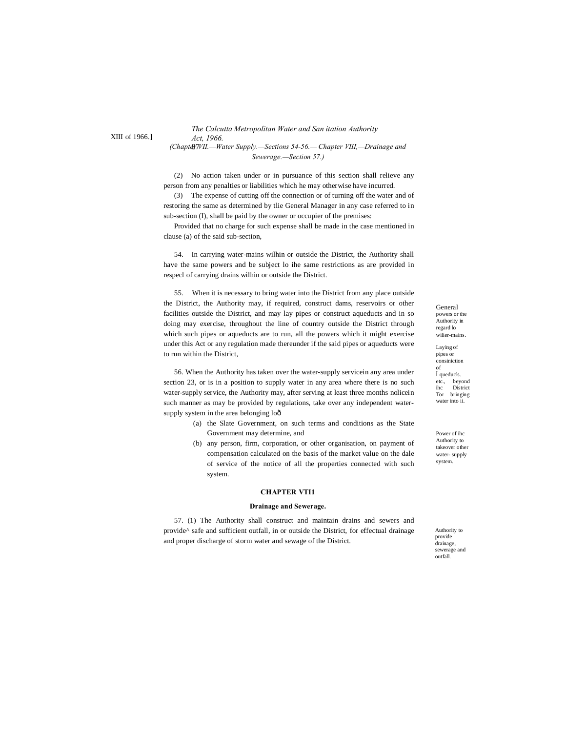(2) No action taken under or in pursuance of this section shall relieve any person from any penalties or liabilities which he may otherwise have incurred.

(3) The expense of cutting off the connection or of turning off the water and of restoring the same as determined by tlie General Manager in any case referred to in sub-section (I), shall be paid by the owner or occupier of the premises:

Provided that no charge for such expense shall be made in the case mentioned in clause (a) of the said sub-section,

General powers or the Authority in regard lo wilier-mains.

54. In carrying water-mains wilhin or outside the District, the Authority shall have the same powers and be subject lo ihe same restrictions as are provided in respecl of carrying drains wilhin or outside the District.

Laying of pipes or consiniction of Ì queducls. etc., beyond ihc District Tor bringing water into ii.

55. When it is necessary to bring water into the District from any place outside the District, the Authority may, if required, construct dams, reservoirs or other facilities outside the District, and may lay pipes or construct aqueducts and in so doing may exercise, throughout the line of country outside the District through which such pipes or aqueducts are to run, all the powers which it might exercise under this Act or any regulation made thereunder if the said pipes or aqueducts were to run within the District,

Power of ihc Authority to takeover other water- supply system.

56. When the Authority has taken over the water-supply servicein any area under section 23, or is in a position to supply water in any area where there is no such water-supply service, the Authority may, after serving at least three months nolicein such manner as may be provided by regulations, take over any independent water-supply system in the area belonging loð

(a) the Slate Government, on such terms and conditions as the State Government may determine, and

(b) any person, firm, corporation, or other organisation, on payment of compensation calculated on the basis of the market value on the dale of service of the notice of all the properties connected with such system.

## CHAPTER VTI1

### Drainage and Sewerage.

Authority to provide drainage, sewerage and outfall.

57. (1) The Authority shall construct and maintain drains and sewers and provide^ safe and sufficient outfall, in or outside the District, for effectual drainage and proper discharge of storm water and sewage of the District.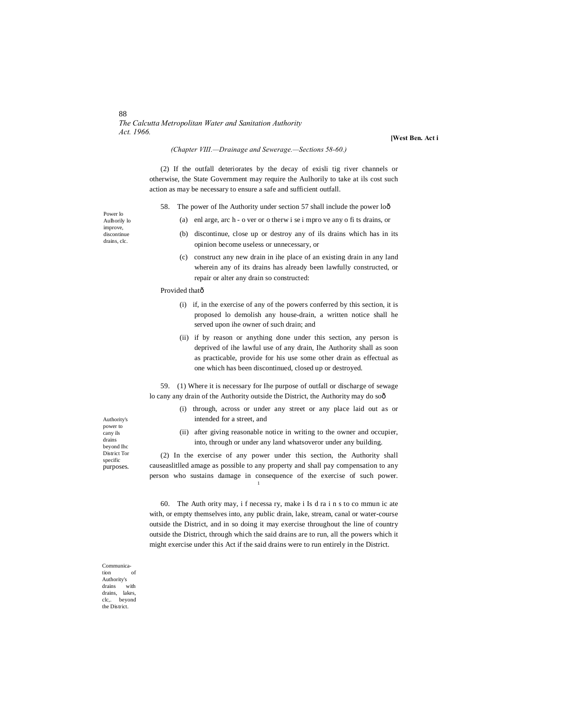*(Chapter VIII.—Drainage and Sewerage.—Sections 58-60.)*

(2) If the outfall deteriorates by the decay of exisli tig river channels or otherwise, the State Government may require the Aulhorily to take at ils cost such action as may be necessary to ensure a safe and sufficient outfall.

Power lo Aulhorily lo improve, discontinue drains, clc.

58. The power of Ihe Authority under section 57 shall include the power loð

(a) enl arge, arc h - o ver or o therw i se i mpro ve any o fi ts drains, or

(b) discontinue, close up or destroy any of ils drains which has in its opinion become useless or unnecessary, or

(c) construct any new drain in ihe place of an existing drain in any land wherein any of its drains has already been lawfully constructed, or repair or alter any drain so constructed:

Provided thatð

(i) if, in the exercise of any of the powers conferred by this section, it is proposed lo demolish any house-drain, a written notice shall he served upon ihe owner of such drain; and

(ii) if by reason or anything done under this section, any person is deprived of ihe lawful use of any drain, Ihe Authority shall as soon as practicable, provide for his use some other drain as effectual as one which has been discontinued, closed up or destroyed.

Authority's power to cany ils drains beyond Ihc District Tor specific purposes.

59. (1) Where it is necessary for Ihe purpose of outfall or discharge of sewage lo cany any drain of the Authority outside the District, the Authority may do soð

(i) through, across or under any street or any place laid out as or intended for a street, and

(ii) after giving reasonable notice in writing to the owner and occupier, into, through or under any land whatsoveror under any building.

(2) In the exercise of any power under this section, the Authority shall causeaslitlled amage as possible to any property and shall pay compensation to any person who sustains damage in consequence of the exercise of such power.

Communica-tion of Authority's drains with drains, lakes, clc,. beyond the District.

60. The Auth ority may, i f necessa ry, make i Is d ra i n s to co mmun ic ate with, or empty themselves into, any public drain, lake, stream, canal or water-course outside the District, and in so doing it may exercise throughout the line of country outside the District, through which the said drains are to run, all the powers which it might exercise under this Act if the said drains were to run entirely in the District.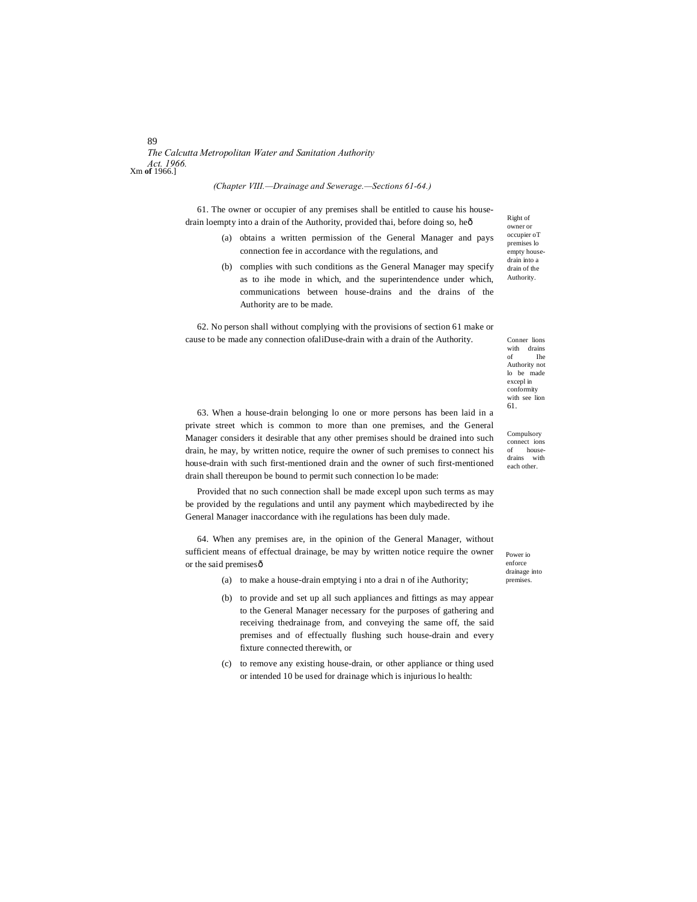*(Chapter VIII.—Drainage and Sewerage.—Sections 61-64.)*

Right of owner or occupier oT premises lo empty house-drain into a drain of the Authority.

61. The owner or occupier of any premises shall be entitled to cause his house-drain loempty into a drain of the Authority, provided thai, before doing so, heô

(a) obtains a written permission of the General Manager and pays connection fee in accordance with the regulations, and

(b) complies with such conditions as the General Manager may specify as to ihe mode in which, and the superintendence under which, communications between house-drains and the drains of the Authority are to be made.

Conner lions with drains of Ihe Authority not lo be made excepl in conformity with see lion 61.

62. No person shall without complying with the provisions of section 61 make or cause to be made any connection ofaliDuse-drain with a drain of the Authority.

Compulsory connect ions of house-drains with each other.

63. When a house-drain belonging lo one or more persons has been laid in a private street which is common to more than one premises, and the General Manager considers it desirable that any other premises should be drained into such drain, he may, by written notice, require the owner of such premises to connect his house-drain with such first-mentioned drain and the owner of such first-mentioned drain shall thereupon be bound to permit such connection lo be made:

Provided that no such connection shall be made excepl upon such terms as may be provided by the regulations and until any payment which maybedirected by ihe General Manager inaccordance with ihe regulations has been duly made.

Power io enforce drainage into premises.

64. When any premises are, in the opinion of the General Manager, without sufficient means of effectual drainage, be may by written notice require the owner or the said premisesô

(a) to make a house-drain emptying i nto a drai n of ihe Authority;

(b) to provide and set up all such appliances and fittings as may appear to the General Manager necessary for the purposes of gathering and receiving thedrainage from, and conveying the same off, the said premises and of effectually flushing such house-drain and every fixture connected therewith, or

(c) to remove any existing house-drain, or other appliance or thing used or intended 10 be used for drainage which is injurious lo health: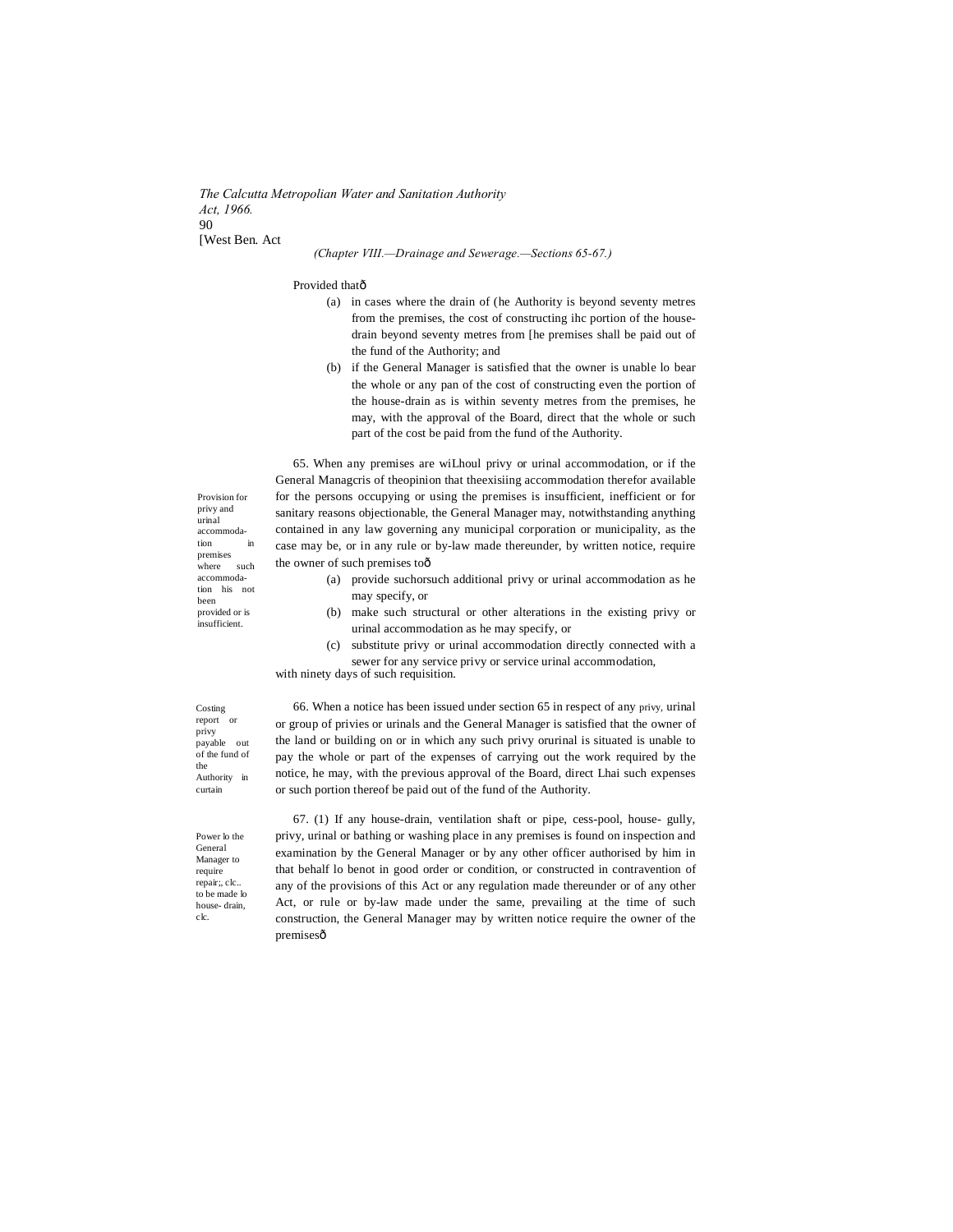(Chapter VIII.—Drainage and Sewerage.—Sections 65-67.)

Provided thatô

(a) in cases where the drain of (he Authority is beyond seventy metres from the premises, the cost of constructing ihc portion of the house-drain beyond seventy metres from [he premises shall be paid out of the fund of the Authority; and

(b) if the General Manager is satisfied that the owner is unable lo bear the whole or any pan of the cost of constructing even the portion of the house-drain as is within seventy metres from the premises, he may, with the approval of the Board, direct that the whole or such part of the cost be paid from the fund of the Authority.

Provision for privy and urinal accommodation in premises where such accommodation his not been provided or is insufficient.

65. When any premises are wiLhoul privy or urinal accommodation, or if the General Managcris of theopinion that theexisiing accommodation therefor available for the persons occupying or using the premises is insufficient, inefficient or for sanitary reasons objectionable, the General Manager may, notwithstanding anything contained in any law governing any municipal corporation or municipality, as the case may be, or in any rule or by-law made thereunder, by written notice, require the owner of such premises toô

(a) provide suchorsuch additional privy or urinal accommodation as he may specify, or

(b) make such structural or other alterations in the existing privy or urinal accommodation as he may specify, or

(c) substitute privy or urinal accommodation directly connected with a sewer for any service privy or service urinal accommodation,

with ninety days of such requisition.

Costing report or privy payable out of the fund of the Authority in curtain

66. When a notice has been issued under section 65 in respect of any privy, urinal or group of privies or urinals and the General Manager is satisfied that the owner of the land or building on or in which any such privy orurinal is situated is unable to pay the whole or part of the expenses of carrying out the work required by the notice, he may, with the previous approval of the Board, direct Lhai such expenses or such portion thereof be paid out of the fund of the Authority.

Power lo the General Manager to require repair;, clc.. to be made lo house- drain, clc.

67. (1) If any house-drain, ventilation shaft or pipe, cess-pool, house- gully, privy, urinal or bathing or washing place in any premises is found on inspection and examination by the General Manager or by any other officer authorised by him in that behalf lo benot in good order or condition, or constructed in contravention of any of the provisions of this Act or any regulation made thereunder or of any other Act, or rule or by-law made under the same, prevailing at the time of such construction, the General Manager may by written notice require the owner of the premisesô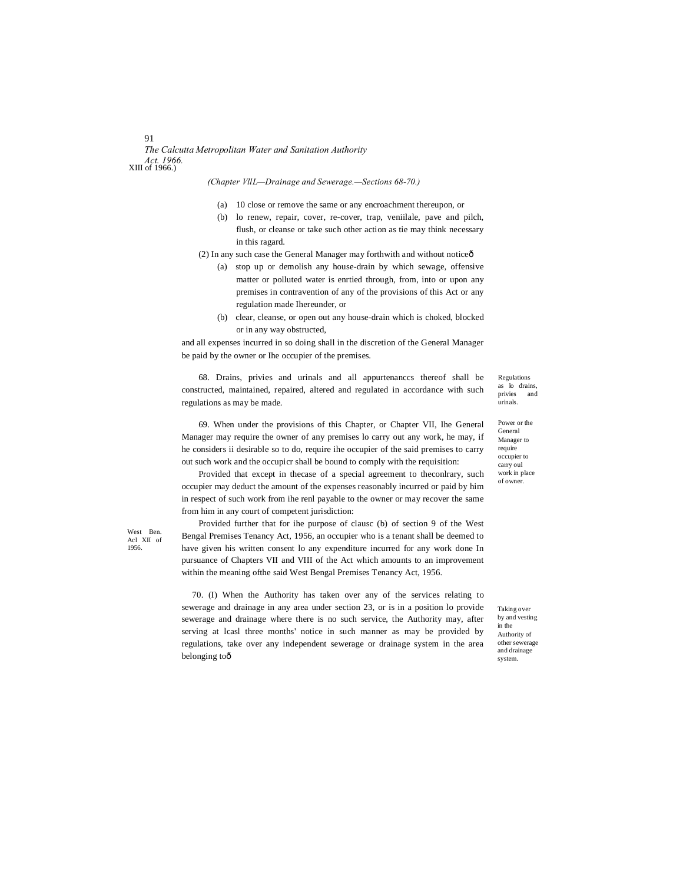*(Chapter VlIL—Drainage and Sewerage.—Sections 68-70.)*

(a) 10 close or remove the same or any encroachment thereupon, or

(b) lo renew, repair, cover, re-cover, trap, veniilale, pave and pilch, flush, or cleanse or take such other action as tie may think necessary in this ragard.

(2) In any such case the General Manager may forthwith and without noticeð

(a) stop up or demolish any house-drain by which sewage, offensive matter or polluted water is enrtied through, from, into or upon any premises in contravention of any of the provisions of this Act or any regulation made Ihereunder, or

(b) clear, cleanse, or open out any house-drain which is choked, blocked or in any way obstructed,

and all expenses incurred in so doing shall in the discretion of the General Manager be paid by the owner or Ihe occupier of the premises.

Regulations as lo drains, privies and urinals.

68. Drains, privies and urinals and all appurtenanccs thereof shall be constructed, maintained, repaired, altered and regulated in accordance with such regulations as may be made.

Power or the General Manager to require occupier to carry oul work in place of owner.

69. When under the provisions of this Chapter, or Chapter VII, Ihe General Manager may require the owner of any premises lo carry out any work, he may, if he considers ii desirable so to do, require ihe occupier of the said premises to carry out such work and the occupicr shall be bound to comply with the requisition:

Provided that except in thecase of a special agreement to theconlrary, such occupier may deduct the amount of the expenses reasonably incurred or paid by him in respect of such work from ihe renl payable to the owner or may recover the same from him in any court of competent jurisdiction:

West Ben. Acl XII of 1956.

Provided further that for ihe purpose of clausc (b) of section 9 of the West Bengal Premises Tenancy Act, 1956, an occupier who is a tenant shall be deemed to have given his written consent lo any expenditure incurred for any work done In pursuance of Chapters VII and VIII of the Act which amounts to an improvement within the meaning ofthe said West Bengal Premises Tenancy Act, 1956.

Taking over by and vesting in the Authority of other sewerage and drainage system.

70. (I) When the Authority has taken over any of the services relating to sewerage and drainage in any area under section 23, or is in a position lo provide sewerage and drainage where there is no such service, the Authority may, after serving at lcasl three months' notice in such manner as may be provided by regulations, take over any independent sewerage or drainage system in the area belonging toð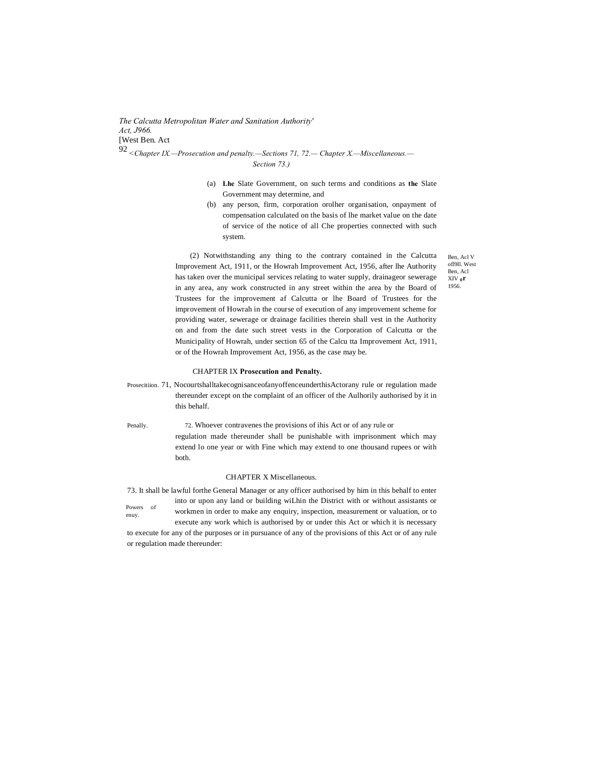(a) **Lhe** Slate Government, on such terms and conditions as **the** Slate Government may determine, and

(b) any person, firm, corporation orolher organisation, onpayment of compensation calculated on the basis of lhe market value on the date of service of the notice of all Che properties connected with such system.

Ben, Acl V ofl9Il. West Ben, Acl XIV or 1956.

(2) Notwithstanding any thing to the contrary contained in the Calcutta Improvement Act, 1911, or the Howrah Improvement Act, 1956, after lhe Authority has taken over the municipal services relating to water supply, drainageor sewerage in any area, any work constructed in any street within the area by the Board of Trustees for the improvement af Calcutta or lhe Board of Trustees for the improvement of Howrah in the course of execution of any improvement scheme for providing water, sewerage or drainage facilities therein shall vest in the Authority on and from the date such street vests in the Corporation of Calcutta or the Municipality of Howrah, under section 65 of the Calcu tta Improvement Act, 1911, or of the Howrah Improvement Act, 1956, as the case may be.

## CHAPTER IX **Prosecution and Penalty.**

Prosecitiion. 71, NocourtshalltakecognisanceofanyoffenceunderthisActorany rule or regulation made thereunder except on the complaint of an officer of the Aulhorily authorised by it in this behalf.

Penally. 72. Whoever contravenes the provisions of ihis Act or of any rule or regulation made thereunder shall be punishable with imprisonment which may extend lo one year or with Fine which may extend to one thousand rupees or with both.

## CHAPTER X Miscellaneous.

Powers of enuy.

73. It shall be lawful forthe General Manager or any officer authorised by him in this behalf to enter into or upon any land or building wiLhin the District with or without assistants or workmen in order to make any enquiry, inspection, measurement or valuation, or to execute any work which is authorised by or under this Act or which it is necessary to execute for any of the purposes or in pursuance of any of the provisions of this Act or of any rule or regulation made thereunder: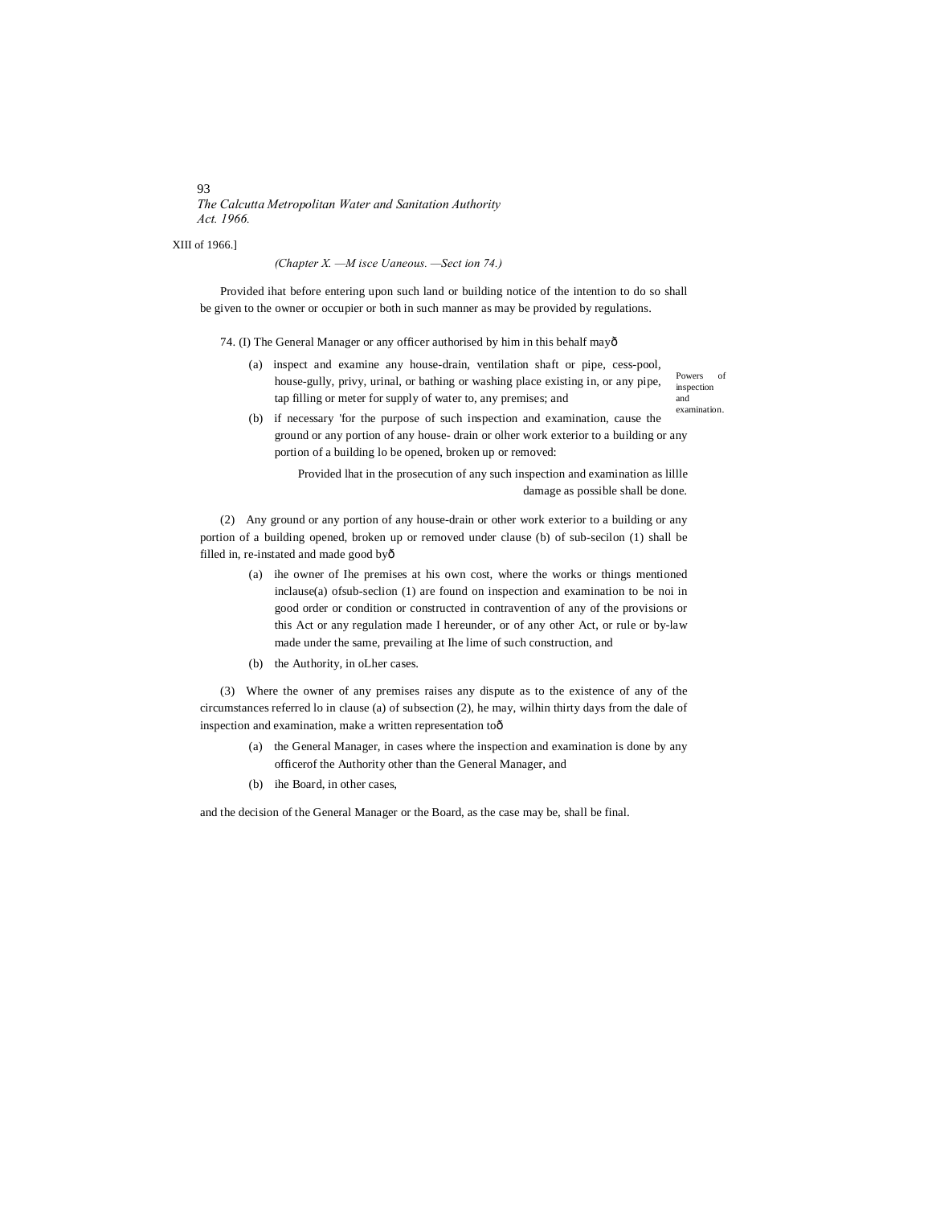(Chapter X. —M isce Uaneous. —Sect ion 74.)

Provided ihat before entering upon such land or building notice of the intention to do so shall be given to the owner or occupier or both in such manner as may be provided by regulations.

Powers of inspection and examination.

74. (I) The General Manager or any officer authorised by him in this behalf mayð

(a) inspect and examine any house-drain, ventilation shaft or pipe, cess-pool, house-gully, privy, urinal, or bathing or washing place existing in, or any pipe, tap filling or meter for supply of water to, any premises; and

(b) if necessary 'for the purpose of such inspection and examination, cause the ground or any portion of any house- drain or olher work exterior to a building or any portion of a building lo be opened, broken up or removed:

Provided lhat in the prosecution of any such inspection and examination as lillle damage as possible shall be done.

(2) Any ground or any portion of any house-drain or other work exterior to a building or any portion of a building opened, broken up or removed under clause (b) of sub-secilon (1) shall be filled in, re-instated and made good byð

(a) ihe owner of Ihe premises at his own cost, where the works or things mentioned inclause(a) ofsub-seclion (1) are found on inspection and examination to be noi in good order or condition or constructed in contravention of any of the provisions or this Act or any regulation made I hereunder, or of any other Act, or rule or by-law made under the same, prevailing at Ihe lime of such construction, and

(b) the Authority, in oLher cases.

(3) Where the owner of any premises raises any dispute as to the existence of any of the circumstances referred lo in clause (a) of subsection (2), he may, wilhin thirty days from the dale of inspection and examination, make a written representation toð

(a) the General Manager, in cases where the inspection and examination is done by any officerof the Authority other than the General Manager, and

(b) ihe Board, in other cases,

and the decision of the General Manager or the Board, as the case may be, shall be final.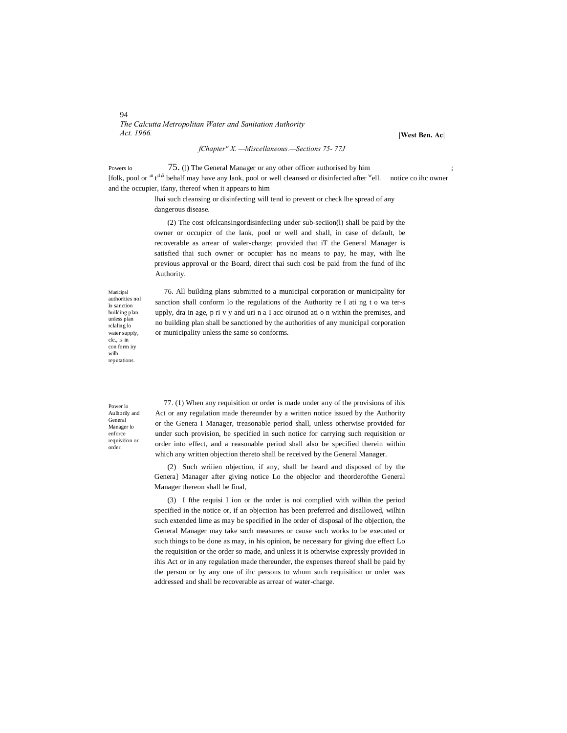*fChapter" X. —Miscellaneous.—Sections 75- 77J*

Powers io [folk, pool or $^{n}$ t$^{d.6}$

75. (]) The General Manager or any other officer authorised by him ; behalf may have any lank, pool or well cleansed or disinfected after $^{w}$ell. notice co ihc owner and the occupier, ifany, thereof when it appears to him lhai such cleansing or disinfecting will tend io prevent or check lhe spread of any dangerous disease.

(2) The cost ofclcansingordisinfeciing under sub-seciion(l) shall be paid by the owner or occupicr of the lank, pool or well and shall, in case of default, be recoverable as arrear of waler-charge; provided that iT the General Manager is satisfied thai such owner or occupier has no means to pay, he may, with lhe previous approval or the Board, direct thai such cosi be paid from the fund of ihc Authority.

Municipal authorities nol lo sanction building plan unless plan rclaling lo water supply, clc., is in con form iry wilh reputations.

76. All building plans submitted to a municipal corporation or municipality for sanction shall conform lo the regulations of the Authority re I ati ng t o wa ter-s upply, dra in age, p ri v y and uri n a I acc oirunod ati o n within the premises, and no building plan shall be sanctioned by the authorities of any municipal corporation or municipality unless the same so conforms.

Power lo Aulhorily and General Manager lo enforce requisition or order.

77. (1) When any requisition or order is made under any of the provisions of ihis Act or any regulation made thereunder by a written notice issued by the Authority or the Genera I Manager, treasonable period shall, unless otherwise provided for under such provision, be specified in such notice for carrying such requisition or order into effect, and a reasonable period shall also be specified therein within which any written objection thereto shall be received by the General Manager.

(2) Such wriiien objection, if any, shall be heard and disposed of by the Genera] Manager after giving notice Lo the objeclor and theorderofthe General Manager thereon shall be final,

(3) I fthe requisi I ion or the order is noi complied with wilhin the period specified in the notice or, if an objection has been preferred and disallowed, wilhin such extended lime as may be specified in lhe order of disposal of lhe objection, the General Manager may take such measures or cause such works to be executed or such things to be done as may, in his opinion, be necessary for giving due effect Lo the requisition or the order so made, and unless it is otherwise expressly provided in ihis Act or in any regulation made thereunder, the expenses thereof shall be paid by the person or by any one of ihc persons to whom such requisition or order was addressed and shall be recoverable as arrear of water-charge.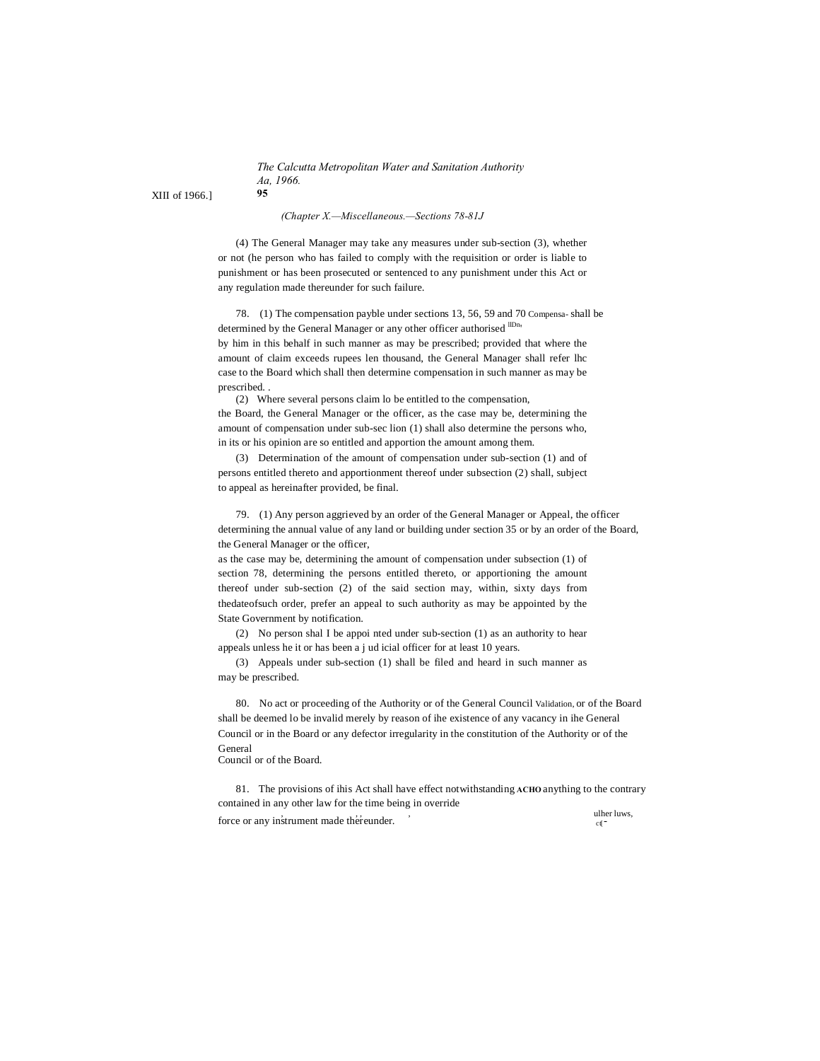*(Chapter X.—Miscellaneous.—Sections 78-81J*

(4) The General Manager may take any measures under sub-section (3), whether or not (he person who has failed to comply with the requisition or order is liable to punishment or has been prosecuted or sentenced to any punishment under this Act or any regulation made thereunder for such failure.

78. (1) The compensation payble under sections 13, 56, 59 and 70 shall be determined by the General Manager or any other officer authorised by him in this behalf in such manner as may be prescribed; provided that where the amount of claim exceeds rupees len thousand, the General Manager shall refer lhc case to the Board which shall then determine compensation in such manner as may be prescribed. .

Compensa- llDn.

(2) Where several persons claim lo be entitled to the compensation, the Board, the General Manager or the officer, as the case may be, determining the amount of compensation under sub-sec lion (1) shall also determine the persons who, in its or his opinion are so entitled and apportion the amount among them.

(3) Determination of the amount of compensation under sub-section (1) and of persons entitled thereto and apportionment thereof under subsection (2) shall, subject to appeal as hereinafter provided, be final.

79. (1) Any person aggrieved by an order of the General Manager or the officer determining the annual value of any land or building under section 35 or by an order of the Board, the General Manager or the officer, as the case may be, determining the amount of compensation under subsection (1) of section 78, determining the persons entitled thereto, or apportioning the amount thereof under sub-section (2) of the said section may, within, sixty days from thedateofsuch order, prefer an appeal to such authority as may be appointed by the State Government by notification.

Appeal,

(2) No person shal I be appoi nted under sub-section (1) as an authority to hear appeals unless he it or has been a j ud icial officer for at least 10 years.

(3) Appeals under sub-section (1) shall be filed and heard in such manner as may be prescribed.

80. No act or proceeding of the Authority or of the General Council or of the Board shall be deemed lo be invalid merely by reason of ihe existence of any vacancy in ihe General Council or in the Board or any defector irregularity in the constitution of the Authority or of the General Council or of the Board.

Validation,

81. The provisions of ihis Act shall have effect notwithstanding anything to the contrary contained in any other law for the time being in force or any instrument made thereunder.

**ACHO** override ulher luws, c(-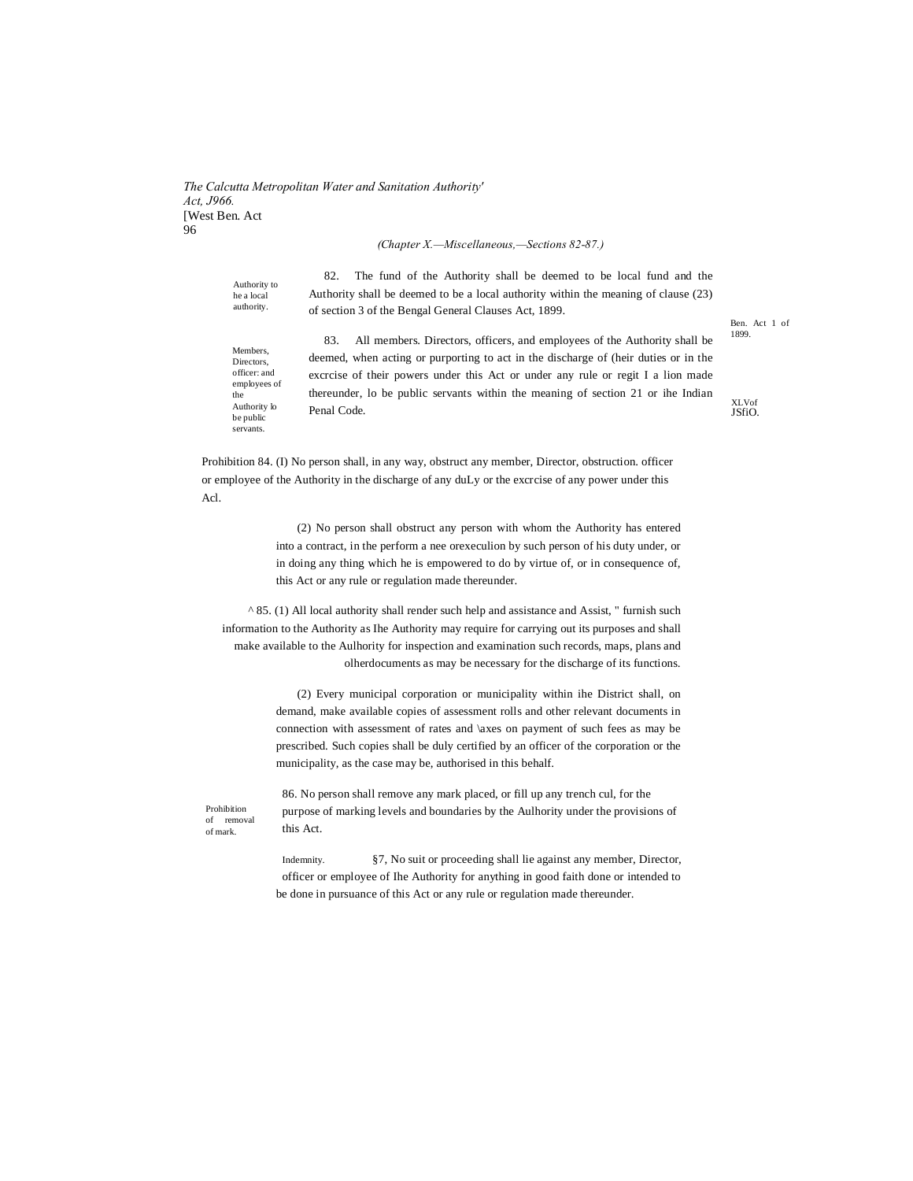(Chapter X.—Miscellaneous,—Sections 82-87.)

Authority to he a local authority.

82. The fund of the Authority shall be deemed to be local fund and the Authority shall be deemed to be a local authority within the meaning of clause (23) of section 3 of the Bengal General Clauses Act, 1899.

Ben. Act 1 of 1899.

Members, Directors, officer: and employees of the Authority lo be public servants.

83. All members. Directors, officers, and employees of the Authority shall be deemed, when acting or purporting to act in the discharge of (heir duties or in the excrcise of their powers under this Act or under any rule or regit I a lion made thereunder, lo be public servants within the meaning of section 21 or ihe Indian Penal Code.

XLVof JSfiO.

Prohibition 84. (I) No person shall, in any way, obstruct any member, Director, obstruction. officer or employee of the Authority in the discharge of any duLy or the excrcise of any power under this Acl.

(2) No person shall obstruct any person with whom the Authority has entered into a contract, in the perform a nee orexeculion by such person of his duty under, or in doing any thing which he is empowered to do by virtue of, or in consequence of, this Act or any rule or regulation made thereunder.

^ 85. (1) All local authority shall render such help and assistance and Assist, " furnish such information to the Authority as Ihe Authority may require for carrying out its purposes and shall make available to the Aulhority for inspection and examination such records, maps, plans and olherdocuments as may be necessary for the discharge of its functions.

(2) Every municipal corporation or municipality within ihe District shall, on demand, make available copies of assessment rolls and other relevant documents in connection with assessment of rates and \axes on payment of such fees as may be prescribed. Such copies shall be duly certified by an officer of the corporation or the municipality, as the case may be, authorised in this behalf.

Prohibition of removal of mark.

86. No person shall remove any mark placed, or fill up any trench cul, for the purpose of marking levels and boundaries by the Aulhority under the provisions of this Act.

Indemnity.

§7, No suit or proceeding shall lie against any member, Director, officer or employee of Ihe Authority for anything in good faith done or intended to be done in pursuance of this Act or any rule or regulation made thereunder.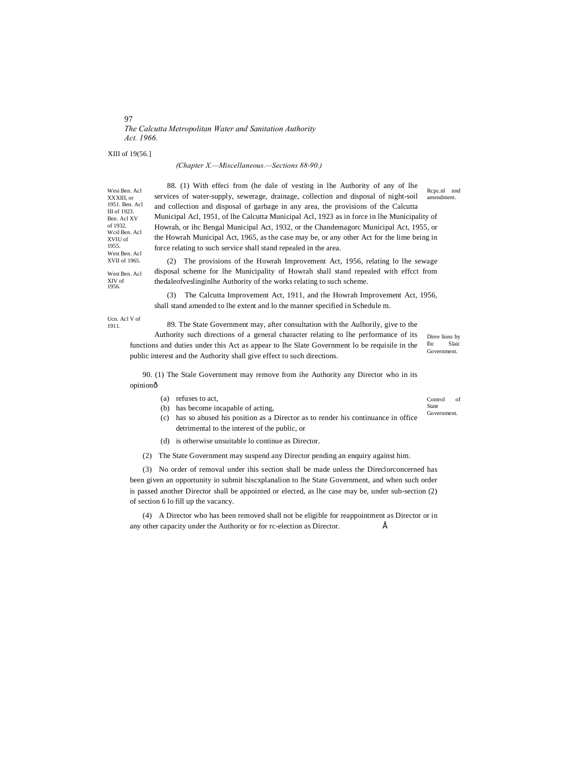XIII of 19(56.]

*(Chapter X.—Miscellaneous.—Sections 88-90.)*

Wesi Ben. Acl XXXIII, or 1951. Ben. Acl III of 1923. Ben. Acl XV of 1932. Wcsl Ben. Acl XVIU of 1955. West Ben. Acl XVII of 1965.

Rcpc.nl nnd amendment.

88. (1) With effeci from (he dale of vesting in lhe Authority of any of lhe services of water-supply, sewerage, drainage, collection and disposal of night-soil and collection and disposal of garbage in any area, the provisions of the Calcutta Municipal Acl, 1951, of lhe Calcutta Municipal Acl, 1923 as in force in lhe Municipality of Howrah, or ihc Bengal Municipal Act, 1932, or the Chandemagorc Municipal Act, 1955, or the Howrah Municipal Act, 1965, as the case may be, or any other Act for the lime being in force relating to such service shall stand repealed in the area.

West Ben. Acl XIV of 1956.

(2) The provisions of the Howrah Improvement Act, 1956, relating lo lhe sewage disposal scheme for lhe Municipality of Howrah shall stand repealed with effcct from thedaleofveslinginlhe Authority of the works relating to such scheme.

(3) The Calcutta Improvement Act, 1911, and the Howrah Improvement Act, 1956, shall stand amended to lhe extent and lo the manner specified in Schedule m.

Ucn. Acl V of 1911.

Diree lions by llic Slaic Government.

89. The State Government may, after consultation with the Aulhorily, give to the Authority such directions of a general character relating to lhe performance of its functions and duties under this Act as appear to lhe Slate Government lo be requisile in the public interest and the Authority shall give effect to such directions.

Control of State Government.

90. (1) The Stale Government may remove from ihe Authority any Director who in its opinionô

(a) refuses to act,

(b) has become incapable of acting,

(c) has so abused his position as a Director as to render his continuance in office detrimental to the interest of the public, or

(d) is otherwise unsuitable lo continue as Director.

(2) The State Government may suspend any Director pending an enquiry against him.

(3) No order of removal under ihis section shall be made unless the Direclorconcerned has been given an opportunity io submit hiscxplanalion to lhe State Government, and when such order is passed another Director shall be appointed or elected, as lhe case may be, under sub-section (2) of section 6 lo fill up the vacancy.

(4) A Director who has been removed shall not be eligible for reappointment as Director or in any other capacity under the Authority or for rc-election as Director. Å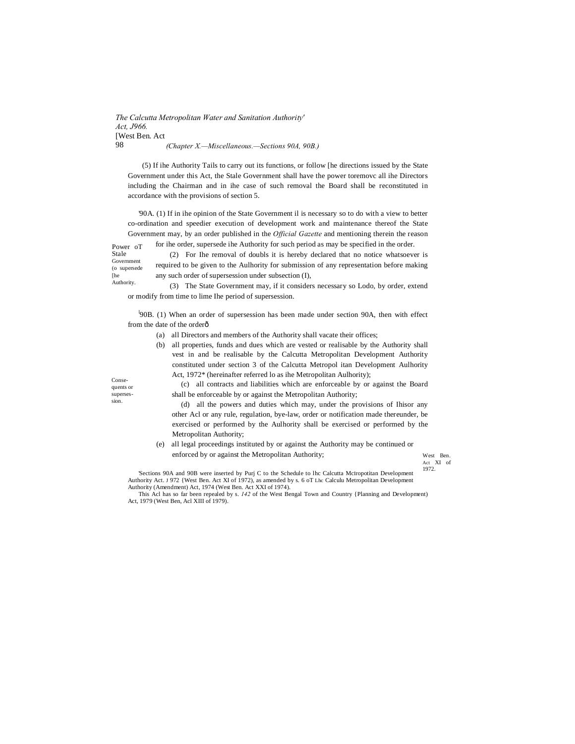(5) If ihe Authority Tails to carry out its functions, or follow [he directions issued by the State Government under this Act, the Stale Government shall have the power toremovc all ihe Directors including the Chairman and in ihe case of such removal the Board shall be reconstituted in accordance with the provisions of section 5.

Power oT Stale Government (o supersede [he Authority.

'90A. (1) If in ihe opinion of the State Government il is necessary so to do with a view to better co-ordination and speedier execution of development work and maintenance thereof the State Government may, by an order published in the *Official Gazette* and mentioning therein the reason for ihe order, supersede ihe Authority for such period as may be specified in the order.

(2) For Ihe removal of doubls it is hereby declared that no notice whatsoever is required to be given to the Aulhority for submission of any representation before making any such order of supersession under subsection (I),

(3) The State Government may, if it considers necessary so Lodo, by order, extend or modify from time to lime Ihe period of supersession.

Conse-quents or superses-sion.

[l]90B. (1) When an order of supersession has been made under section 90A, then with effect from the date of the orderð

(a) all Directors and members of the Authority shall vacate their offices;

(b) all properties, funds and dues which are vested or realisable by the Authority shall vest in and be realisable by the Calcutta Metropolitan Development Authority constituted under section 3 of the Calcutta Metropol itan Development Aulhority Act, 1972* (hereinafter referred lo as ihe Metropolitan Aulhority);

(c) all contracts and liabilities which are enforceable by or against the Board shall be enforceable by or against the Metropolitan Authority;

(d) all the powers and duties which may, under the provisions of Ihisor any other Acl or any rule, regulation, bye-law, order or notification made thereunder, be exercised or performed by the Aulhority shall be exercised or performed by the Metropolitan Authority;

(e) all legal proceedings instituted by or against the Authority may be continued or enforced by or against the Metropolitan Authority;

West Ben. Act XI of 1972.

'Sections 90A and 90B were inserted by Purj C to the Schedule to lhc Calcutta Mctropotitan Development Authority Act. J 972 {West Ben. Act XI of 1972), as amended by s. 6 oT Lhc Calculu Metropolitan Development Authority (Amendment) Act, 1974 (West Ben. Act XXI of 1974).

This Acl has so far been repealed by s. *142* of the West Bengal Town and Country {Planning and Development) Act, 1979 (West Ben, Acl XIII of 1979).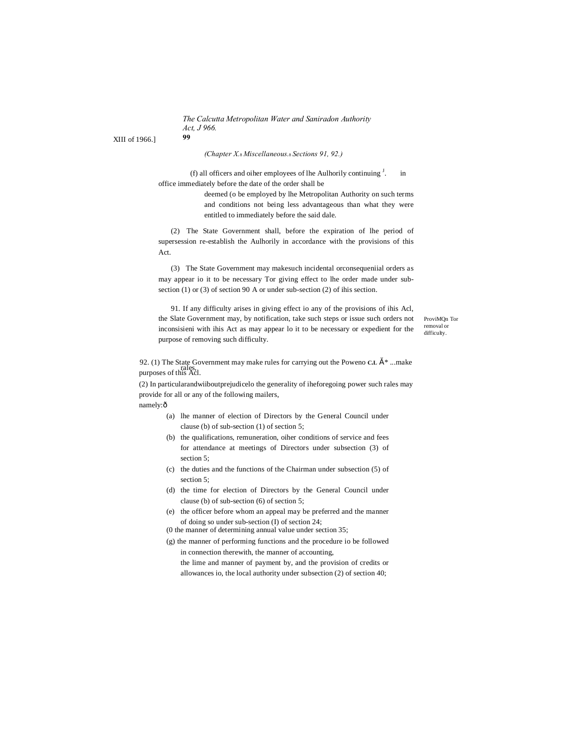*(Chapter X.—Miscellaneous.—Sections 91, 92.)*

(f) all officers and oiher employees of lhe Aulhorily continuing in office immediately before the date of the order shall be deemed (o be employed by lhe Metropolitan Authority on such terms and conditions not being less advantageous than what they were entitled to immediately before the said dale.

(2) The State Government shall, before the expiration of lhe period of supersession re-establish the Aulhorily in accordance with the provisions of this Act.

(3) The State Government may makesuch incidental orconsequeniial orders as may appear io it to be necessary Tor giving effect to lhe order made under sub-section (1) or (3) of section 90 A or under sub-section (2) of ihis section.

ProviMQn Tor removal or difficulty.

91. If any difficulty arises in giving effect io any of the provisions of ihis Acl, the Slate Government may, by notification, take such steps or issue such orders not inconsisieni with ihis Act as may appear lo it to be necessary or expedient for the purpose of removing such difficulty.

Poweno make rales.

92. (1) The State Government may make rules for carrying out the purposes of this Acl.

(2) In particularandwiiboutprejudicelo the generality of iheforegoing power such rales may provide for all or any of the following mailers, namely:—

(a) lhe manner of election of Directors by the General Council under clause (b) of sub-section (1) of section 5;

(b) the qualifications, remuneration, oiher conditions of service and fees for attendance at meetings of Directors under subsection (3) of section 5;

(c) the duties and the functions of the Chairman under subsection (5) of section 5;

(d) the time for election of Directors by the General Council under clause (b) of sub-section (6) of section 5;

(e) the officer before whom an appeal may be preferred and the manner of doing so under sub-section (I) of section 24;

(f) the manner of determining annual value under section 35;

(g) the manner of performing functions and the procedure io be followed in connection therewith, the manner of accounting, the lime and manner of payment by, and the provision of credits or allowances io, the local authority under subsection (2) of section 40;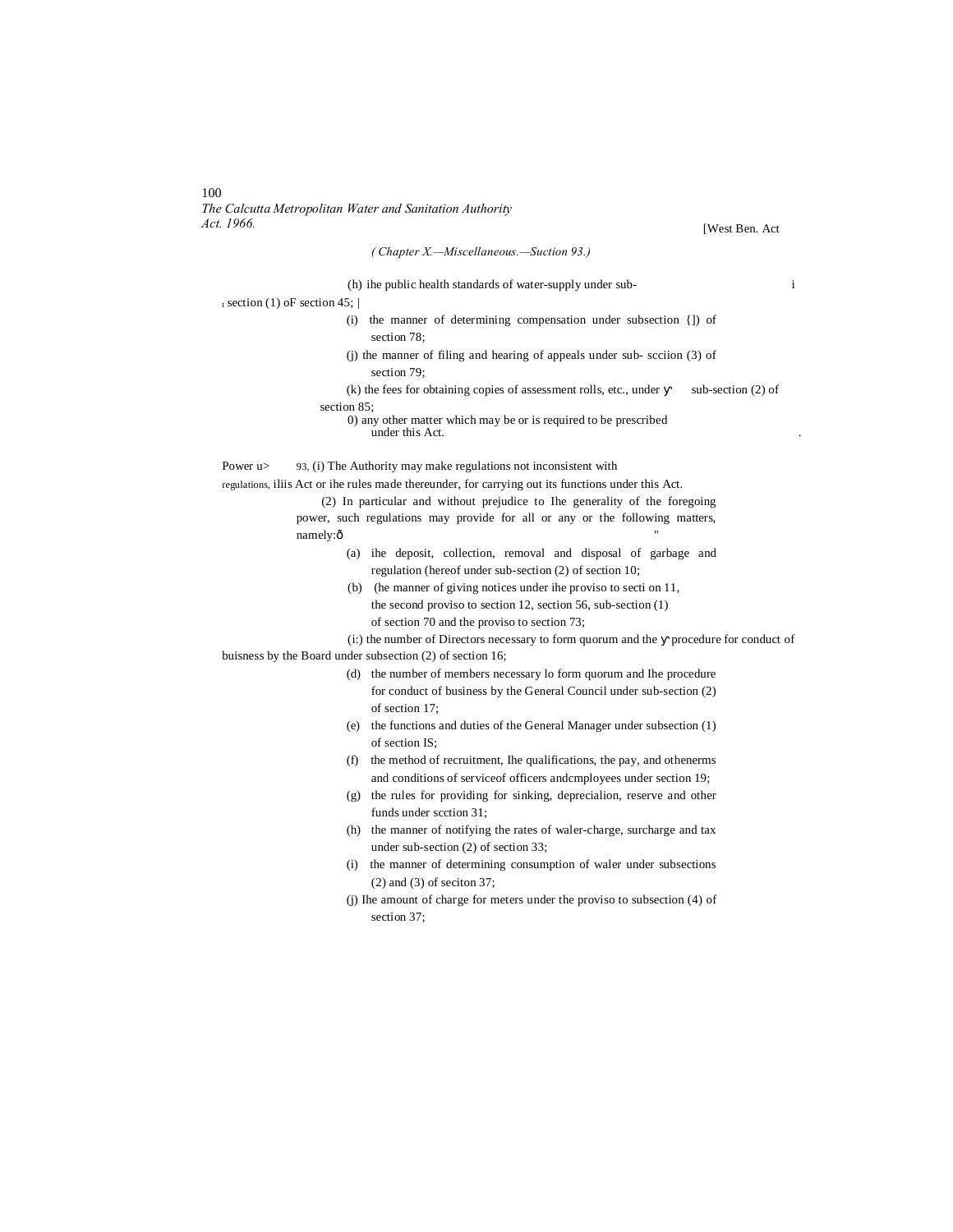*( Chapter X.—Miscellaneous.—Suction 93.)*

(h) ihe public health standards of water-supply under sub-section (1) oF section 45; |

(i) the manner of determining compensation under subsection {]) of section 78;

(j) the manner of filing and hearing of appeals under sub- scciion (3) of section 79;

(k) the fees for obtaining copies of assessment rolls, etc., under sub-section (2) of section 85;

0) any other matter which may be or is required to be prescribed under this Act.

Power u> regulations, 93, (i) The Authority may make regulations not inconsistent with iliis Act or ihe rules made thereunder, for carrying out its functions under this Act.

(2) In particular and without prejudice to Ihe generality of the foregoing power, such regulations may provide for all or any or the following matters, namely:ð

(a) ihe deposit, collection, removal and disposal of garbage and regulation (hereof under sub-section (2) of section 10;

(b) (he manner of giving notices under ihe proviso to secti on 11, the second proviso to section 12, section 56, sub-section (1) of section 70 and the proviso to section 73;

(i:) the number of Directors necessary to form quorum and the procedure for conduct of buisness by the Board under subsection (2) of section 16;

(d) the number of members necessary lo form quorum and Ihe procedure for conduct of business by the General Council under sub-section (2) of section 17;

(e) the functions and duties of the General Manager under subsection (1) of section IS;

(f) the method of recruitment, Ihe qualifications, the pay, and othenerms and conditions of serviceof officers andcmployees under section 19;

(g) the rules for providing for sinking, depreciation, reserve and other funds under scction 31;

(h) the manner of notifying the rates of waler-charge, surcharge and tax under sub-section (2) of section 33;

(i) the manner of determining consumption of waler under subsections (2) and (3) of seciton 37;

(j) Ihe amount of charge for meters under the proviso to subsection (4) of section 37;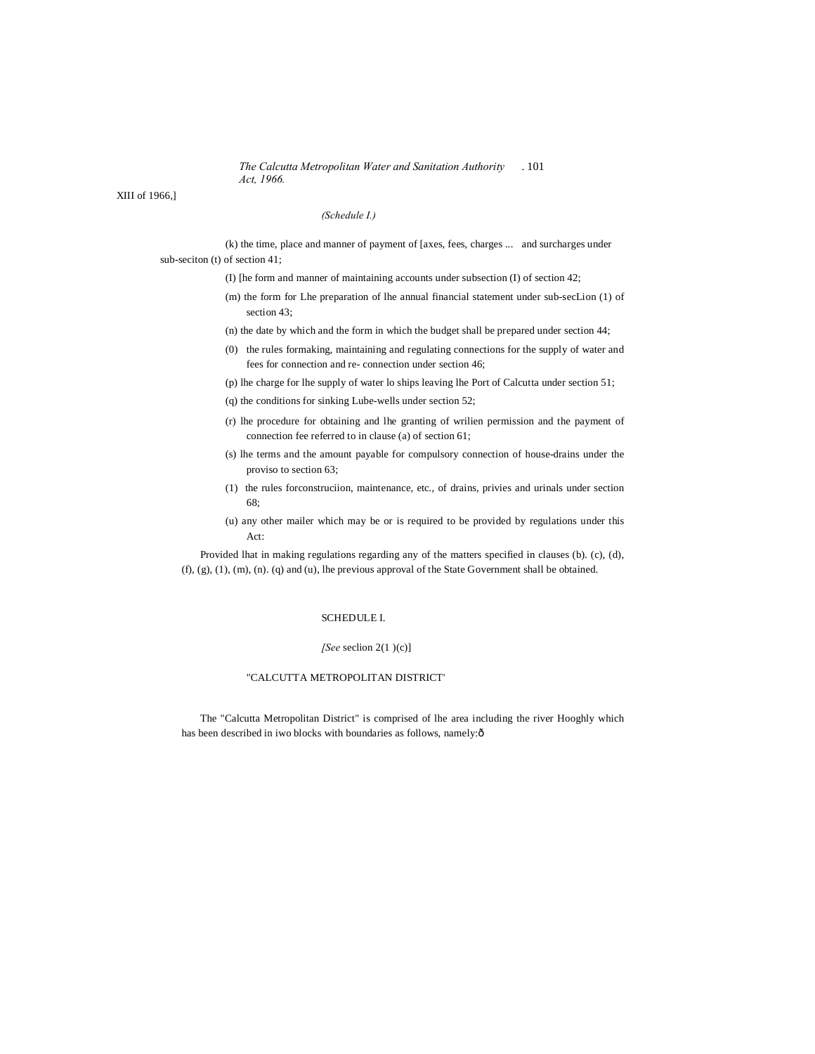(k) the time, place and manner of payment of [axes, fees, charges ... and surcharges under sub-seciton (t) of section 41;

(I) [he form and manner of maintaining accounts under subsection (I) of section 42;

(m) the form for Lhe preparation of lhe annual financial statement under sub-secLion (1) of section 43;

(n) the date by which and the form in which the budget shall be prepared under section 44;

(0) the rules formaking, maintaining and regulating connections for the supply of water and fees for connection and re- connection under section 46;

(p) lhe charge for lhe supply of water lo ships leaving lhe Port of Calcutta under section 51;

(q) the conditions for sinking Lube-wells under section 52;

(r) lhe procedure for obtaining and lhe granting of wrilien permission and the payment of connection fee referred to in clause (a) of section 61;

(s) lhe terms and the amount payable for compulsory connection of house-drains under the proviso to section 63;

(1) the rules forconstruciion, maintenance, etc., of drains, privies and urinals under section 68;

(u) any other mailer which may be or is required to be provided by regulations under this Act:

Provided lhat in making regulations regarding any of the matters specified in clauses (b). (c), (d), (f), (g), (1), (m), (n). (q) and (u), lhe previous approval of the State Government shall be obtained.

## SCHEDULE I.

*[See* seclion 2(1 )(c)]

"CALCUTTA METROPOLITAN DISTRICT'

The "Calcutta Metropolitan District" is comprised of lhe area including the river Hooghly which has been described in iwo blocks with boundaries as follows, namely:ð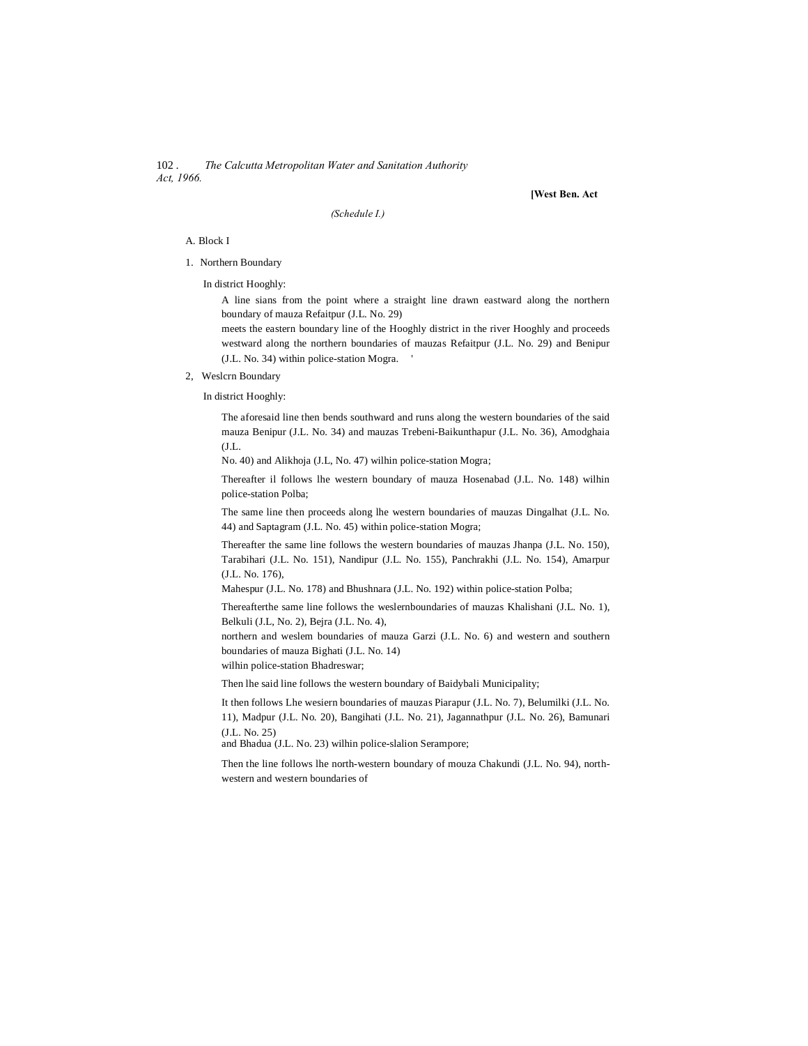(Schedule I.)

A. Block I

1. Northern Boundary

In district Hooghly:

A line sians from the point where a straight line drawn eastward along the northern boundary of mauza Refaitpur (J.L. No. 29) meets the eastern boundary line of the Hooghly district in the river Hooghly and proceeds westward along the northern boundaries of mauzas Refaitpur (J.L. No. 29) and Benipur (J.L. No. 34) within police-station Mogra. '

2, Weslcrn Boundary

In district Hooghly:

The aforesaid line then bends southward and runs along the western boundaries of the said mauza Benipur (J.L. No. 34) and mauzas Trebeni-Baikunthapur (J.L. No. 36), Amodghaia (J.L. No. 40) and Alikhoja (J.L, No. 47) wilhin police-station Mogra;

Thereafter il follows lhe western boundary of mauza Hosenabad (J.L. No. 148) wilhin police-station Polba;

The same line then proceeds along lhe western boundaries of mauzas Dingalhat (J.L. No. 44) and Saptagram (J.L. No. 45) within police-station Mogra;

Thereafter the same line follows the western boundaries of mauzas Jhanpa (J.L. No. 150), Tarabihari (J.L. No. 151), Nandipur (J.L. No. 155), Panchrakhi (J.L. No. 154), Amarpur (J.L. No. 176), Mahespur (J.L. No. 178) and Bhushnara (J.L. No. 192) within police-station Polba;

Thereafterthe same line follows the weslernboundaries of mauzas Khalishani (J.L. No. 1), Belkuli (J.L, No. 2), Bejra (J.L. No. 4), northern and weslem boundaries of mauza Garzi (J.L. No. 6) and western and southern boundaries of mauza Bighati (J.L. No. 14) wilhin police-station Bhadreswar;

Then lhe said line follows the western boundary of Baidybali Municipality;

It then follows Lhe wesiern boundaries of mauzas Piarapur (J.L. No. 7), Belumilki (J.L. No. 11), Madpur (J.L. No. 20), Bangihati (J.L. No. 21), Jagannathpur (J.L. No. 26), Bamunari (J.L. No. 25) and Bhadua (J.L. No. 23) wilhin police-slalion Serampore;

Then the line follows lhe north-western boundary of mouza Chakundi (J.L. No. 94), north-western and western boundaries of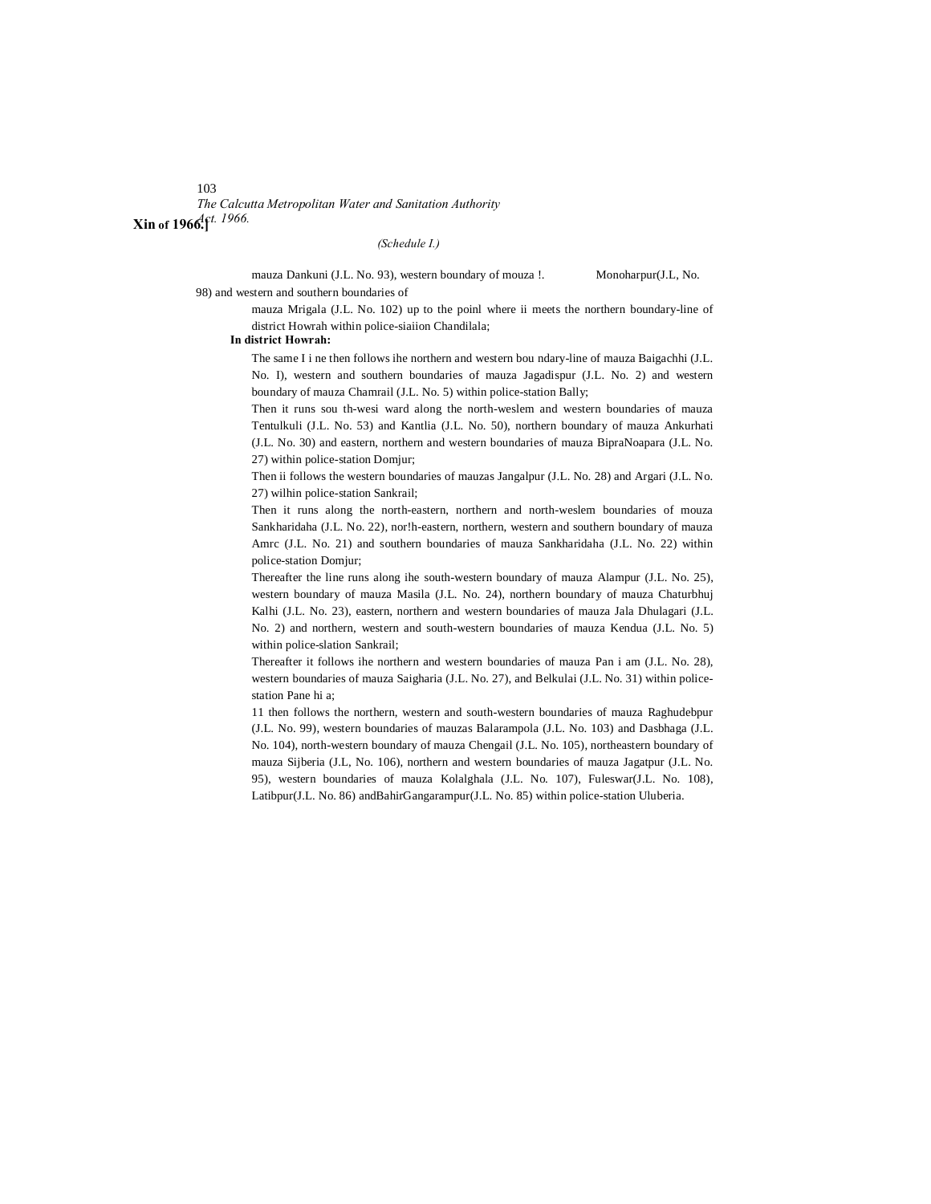(Schedule I.)

mauza Dankuni (J.L. No. 93), western boundary of mouza !. Monoharpur(J.L, No. 98) and western and southern boundaries of mauza Mrigala (J.L. No. 102) up to the poinl where ii meets the northern boundary-line of district Howrah within police-siaiion Chandilala;

**In district Howrah:**

The same I i ne then follows ihe northern and western bou ndary-line of mauza Baigachhi (J.L. No. I), western and southern boundaries of mauza Jagadispur (J.L. No. 2) and western boundary of mauza Chamrail (J.L. No. 5) within police-station Bally;

Then it runs sou th-wesi ward along the north-weslem and western boundaries of mauza Tentulkuli (J.L. No. 53) and Kantlia (J.L. No. 50), northern boundary of mauza Ankurhati (J.L. No. 30) and eastern, northern and western boundaries of mauza BipraNoapara (J.L. No. 27) within police-station Domjur;

Then ii follows the western boundaries of mauzas Jangalpur (J.L. No. 28) and Argari (J.L. No. 27) wilhin police-station Sankrail;

Then it runs along the north-eastern, northern and north-weslem boundaries of mouza Sankharidaha (J.L. No. 22), nor!h-eastern, northern, western and southern boundary of mauza Amrc (J.L. No. 21) and southern boundaries of mauza Sankharidaha (J.L. No. 22) within police-station Domjur;

Thereafter the line runs along ihe south-western boundary of mauza Alampur (J.L. No. 25), western boundary of mauza Masila (J.L. No. 24), northern boundary of mauza Chaturbhuj Kalhi (J.L. No. 23), eastern, northern and western boundaries of mauza Jala Dhulagari (J.L. No. 2) and northern, western and south-western boundaries of mauza Kendua (J.L. No. 5) within police-slation Sankrail;

Thereafter it follows ihe northern and western boundaries of mauza Pan i am (J.L. No. 28), western boundaries of mauza Saigharia (J.L. No. 27), and Belkulai (J.L. No. 31) within police-station Pane hi a;

11 then follows the northern, western and south-western boundaries of mauza Raghudebpur (J.L. No. 99), western boundaries of mauzas Balarampola (J.L. No. 103) and Dasbhaga (J.L. No. 104), north-western boundary of mauza Chengail (J.L. No. 105), northeastern boundary of mauza Sijberia (J.L, No. 106), northern and western boundaries of mauza Jagatpur (J.L. No. 95), western boundaries of mauza Kolalghala (J.L. No. 107), Fuleswar(J.L. No. 108), Latibpur(J.L. No. 86) andBahirGangarampur(J.L. No. 85) within police-station Uluberia.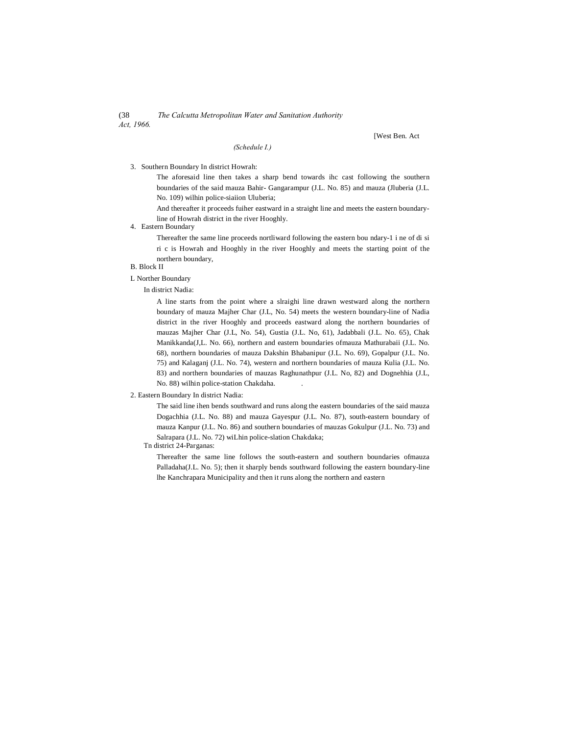(Schedule I.)

3. Southern Boundary In district Howrah:

The aforesaid line then takes a sharp bend towards ihc cast following the southern boundaries of the said mauza Bahir- Gangarampur (J.L. No. 85) and mauza (Jluberia (J.L. No. 109) wilhin police-siaiion Uluberia;

And thereafter it proceeds fuiher eastward in a straight line and meets the eastern boundary-line of Howrah district in the river Hooghly.

4. Eastern Boundary

Thereafter the same line proceeds nortliward following the eastern bou ndary-1 i ne of di si ri c is Howrah and Hooghly in the river Hooghly and meets the starting point of the northern boundary,

B. Block II

L Norther Boundary

In district Nadia:

A line starts from the point where a slraighi line drawn westward along the northern boundary of mauza Majher Char (J.L, No. 54) meets the western boundary-line of Nadia district in the river Hooghly and proceeds eastward along the northern boundaries of mauzas Majher Char (J.L, No. 54), Gustia (J.L. No, 61), Jadabbali (J.L. No. 65), Chak Manikkanda(J,L. No. 66), northern and eastern boundaries ofmauza Mathurabaii (J.L. No. 68), northern boundaries of mauza Dakshin Bhabanipur (J.L. No. 69), Gopalpur (J.L. No. 75) and Kalaganj (J.L. No. 74), western and northern boundaries of mauza Kulia (J.L. No. 83) and northern boundaries of mauzas Raghunathpur (J.L. No, 82) and Dognehhia (J.L, No. 88) wilhin police-station Chakdaha.

2. Eastern Boundary In district Nadia:

The said line ihen bends southward and runs along the eastern boundaries of the said mauza Dogachhia (J.L. No. 88) and mauza Gayespur (J.L. No. 87), south-eastern boundary of mauza Kanpur (J.L. No. 86) and southern boundaries of mauzas Gokulpur (J.L. No. 73) and Salrapara (J.L. No. 72) wiLhin police-slation Chakdaka;

Tn district 24-Parganas:

Thereafter the same line follows the south-eastern and southern boundaries ofmauza Palladaha(J.L. No. 5); then it sharply bends southward following the eastern boundary-line lhe Kanchrapara Municipality and then it runs along the northern and eastern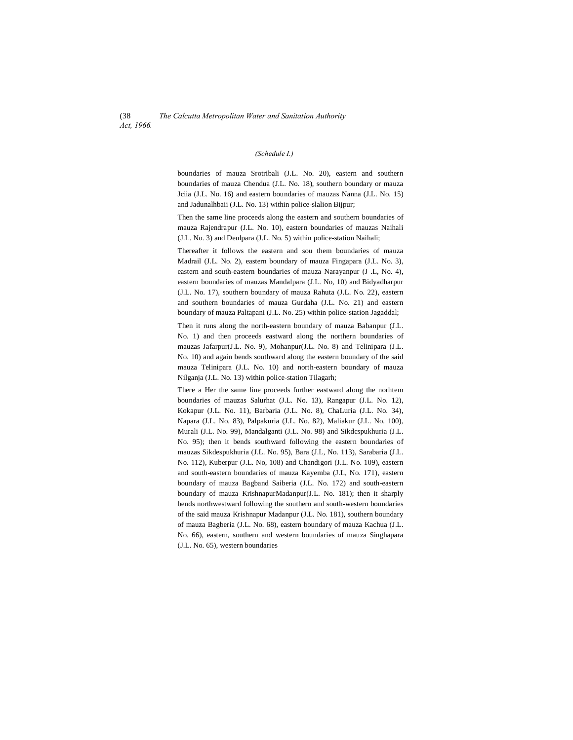*(Schedule I.)*

boundaries of mauza Srotribali (J.L. No. 20), eastern and southern boundaries of mauza Chendua (J.L. No. 18), southern boundary or mauza Jciia (J.L. No. 16) and eastern boundaries of mauzas Nanna (J.L. No. 15) and Jadunalhbaii (J.L. No. 13) within police-slalion Bijpur;

Then the same line proceeds along the eastern and southern boundaries of mauza Rajendrapur (J.L. No. 10), eastern boundaries of mauzas Naihali (J.L. No. 3) and Deulpara (J.L. No. 5) within police-station Naihali;

Thereafter it follows the eastern and sou them boundaries of mauza Madrail (J.L. No. 2), eastern boundary of mauza Fingapara (J.L. No. 3), eastern and south-eastern boundaries of mauza Narayanpur (J .L, No. 4), eastern boundaries of mauzas Mandalpara (J.L. No, 10) and Bidyadharpur (J.L. No. 17), southern boundary of mauza Rahuta (J.L. No. 22), eastern and southern boundaries of mauza Gurdaha (J.L. No. 21) and eastern boundary of mauza Paltapani (J.L. No. 25) within police-station Jagaddal;

Then it runs along the north-eastern boundary of mauza Babanpur (J.L. No. 1) and then proceeds eastward along the northern boundaries of mauzas Jafarpur(J.L. No. 9), Mohanpur(J.L. No. 8) and Telinipara (J.L. No. 10) and again bends southward along the eastern boundary of the said mauza Telinipara (J.L. No. 10) and north-eastern boundary of mauza Nilganja (J.L. No. 13) within police-station Tilagarh;

There a Her the same line proceeds further eastward along the norhtem boundaries of mauzas Salurhat (J.L. No. 13), Rangapur (J.L. No. 12), Kokapur (J.L. No. 11), Barbaria (J.L. No. 8), ChaLuria (J.L. No. 34), Napara (J.L. No. 83), Palpakuria (J.L. No. 82), Maliakur (J.L. No. 100), Murali (J.L. No. 99), Mandalganti (J.L. No. 98) and Sikdcspukhuria (J.L. No. 95); then it bends southward following the eastern boundaries of mauzas Sikdespukhuria (J.L. No. 95), Bara (J.L, No. 113), Sarabaria (J.L. No. 112), Kuberpur (J.L. No, 108) and Chandigori (J.L. No. 109), eastern and south-eastern boundaries of mauza Kayemba (J.L, No. 171), eastern boundary of mauza Bagband Saiberia (J.L. No. 172) and south-eastern boundary of mauza KrishnapurMadanpur(J.L. No. 181); then it sharply bends northwestward following the southern and south-western boundaries of the said mauza Krishnapur Madanpur (J.L. No. 181), southern boundary of mauza Bagberia (J.L. No. 68), eastern boundary of mauza Kachua (J.L. No. 66), eastern, southern and western boundaries of mauza Singhapara (J.L. No. 65), western boundaries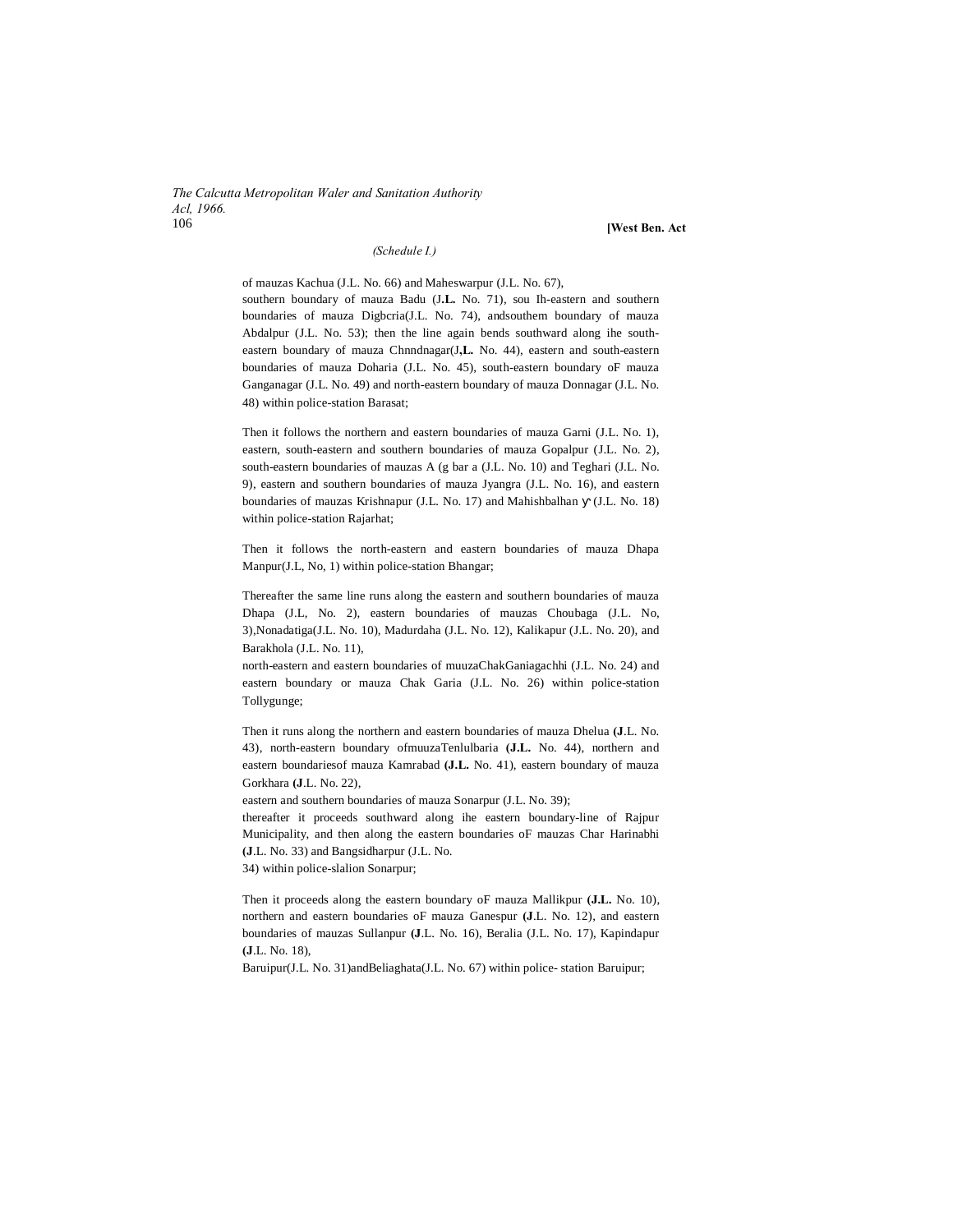*(Schedule I.)*

of mauzas Kachua (J.L. No. 66) and Maheswarpur (J.L. No. 67), southern boundary of mauza Badu (J**.L.** No. 71), sou Ih-eastern and southern boundaries of mauza Digbcria(J.L. No. 74), andsouthem boundary of mauza Abdalpur (J.L. No. 53); then the line again bends southward along ihe south-eastern boundary of mauza Chnndnagar(J**,L.** No. 44), eastern and south-eastern boundaries of mauza Doharia (J.L. No. 45), south-eastern boundary oF mauza Ganganagar (J.L. No. 49) and north-eastern boundary of mauza Donnagar (J.L. No. 48) within police-station Barasat;

Then it follows the northern and eastern boundaries of mauza Garni (J.L. No. 1), eastern, south-eastern and southern boundaries of mauza Gopalpur (J.L. No. 2), south-eastern boundaries of mauzas A (g bar a (J.L. No. 10) and Teghari (J.L. No. 9), eastern and southern boundaries of mauza Jyangra (J.L. No. 16), and eastern boundaries of mauzas Krishnapur (J.L. No. 17) and Mahishbalhan ɣ (J.L. No. 18) within police-station Rajarhat;

Then it follows the north-eastern and eastern boundaries of mauza Dhapa Manpur(J.L, No, 1) within police-station Bhangar;

Thereafter the same line runs along the eastern and southern boundaries of mauza Dhapa (J.L, No. 2), eastern boundaries of mauzas Choubaga (J.L. No, 3),Nonadatiga(J.L. No. 10), Madurdaha (J.L. No. 12), Kalikapur (J.L. No. 20), and Barakhola (J.L. No. 11), north-eastern and eastern boundaries of muuzaChakGaniagachhi (J.L. No. 24) and eastern boundary or mauza Chak Garia (J.L. No. 26) within police-station Tollygunge;

Then it runs along the northern and eastern boundaries of mauza Dhelua **(J**.L. No. 43), north-eastern boundary ofmuuzaTenlulbaria **(J.L.** No. 44), northern and eastern boundariesof mauza Kamrabad **(J.L.** No. 41), eastern boundary of mauza Gorkhara **(J**.L. No. 22), eastern and southern boundaries of mauza Sonarpur (J.L. No. 39); thereafter it proceeds southward along ihe eastern boundary-line of Rajpur Municipality, and then along the eastern boundaries oF mauzas Char Harinabhi **(J**.L. No. 33) and Bangsidharpur (J.L. No. 34) within police-slalion Sonarpur;

Then it proceeds along the eastern boundary oF mauza Mallikpur **(J.L.** No. 10), northern and eastern boundaries oF mauza Ganespur **(J**.L. No. 12), and eastern boundaries of mauzas Sullanpur **(J**.L. No. 16), Beralia (J.L. No. 17), Kapindapur **(J**.L. No. 18), Baruipur(J.L. No. 31)andBeliaghata(J.L. No. 67) within police- station Baruipur;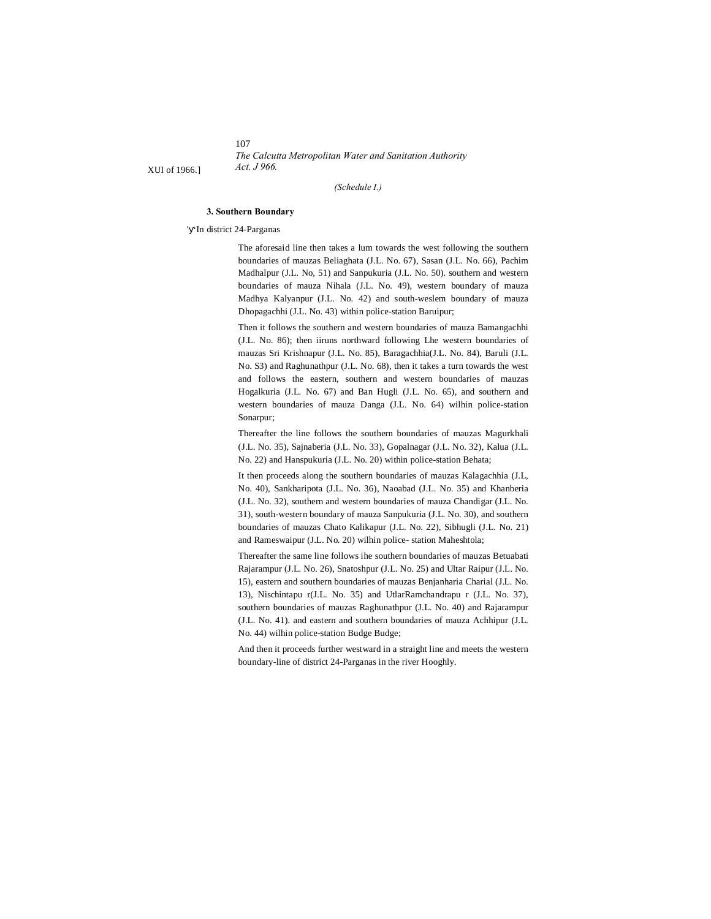(Schedule I.)

**3. Southern Boundary**

'ү' In district 24-Parganas

The aforesaid line then takes a lum towards the west following the southern boundaries of mauzas Beliaghata (J.L. No. 67), Sasan (J.L. No. 66), Pachim Madhalpur (J.L. No, 51) and Sanpukuria (J.L. No. 50). southern and western boundaries of mauza Nihala (J.L. No. 49), western boundary of mauza Madhya Kalyanpur (J.L. No. 42) and south-weslem boundary of mauza Dhopagachhi (J.L. No. 43) within police-station Baruipur;

Then it follows the southern and western boundaries of mauza Bamangachhi (J.L. No. 86); then iiruns northward following Lhe western boundaries of mauzas Sri Krishnapur (J.L. No. 85), Baragachhia(J.L. No. 84), Baruli (J.L. No. S3) and Raghunathpur (J.L. No. 68), then it takes a turn towards the west and follows the eastern, southern and western boundaries of mauzas Hogalkuria (J.L. No. 67) and Ban Hugli (J.L. No. 65), and southern and western boundaries of mauza Danga (J.L. No. 64) wilhin police-station Sonarpur;

Thereafter the line follows the southern boundaries of mauzas Magurkhali (J.L. No. 35), Sajnaberia (J.L. No. 33), Gopalnagar (J.L. No. 32), Kalua (J.L. No. 22) and Hanspukuria (J.L. No. 20) within police-station Behata;

It then proceeds along the southern boundaries of mauzas Kalagachhia (J.L, No. 40), Sankharipota (J.L. No. 36), Naoabad (J.L. No. 35) and Khanberia (J.L. No. 32), southern and western boundaries of mauza Chandigar (J.L. No. 31), south-western boundary of mauza Sanpukuria (J.L. No. 30), and southern boundaries of mauzas Chato Kalikapur (J.L. No. 22), Sibhugli (J.L. No. 21) and Rameswaipur (J.L. No. 20) wilhin police- station Maheshtola;

Thereafter the same line follows ihe southern boundaries of mauzas Betuabati Rajarampur (J.L. No. 26), Snatoshpur (J.L. No. 25) and Ultar Raipur (J.L. No. 15), eastern and southern boundaries of mauzas Benjanharia Charial (J.L. No. 13), Nischintapu r(J.L. No. 35) and UtlarRamchandrapu r (J.L. No. 37), southern boundaries of mauzas Raghunathpur (J.L. No. 40) and Rajarampur (J.L. No. 41). and eastern and southern boundaries of mauza Achhipur (J.L. No. 44) wilhin police-station Budge Budge;

And then it proceeds further westward in a straight line and meets the western boundary-line of district 24-Parganas in the river Hooghly.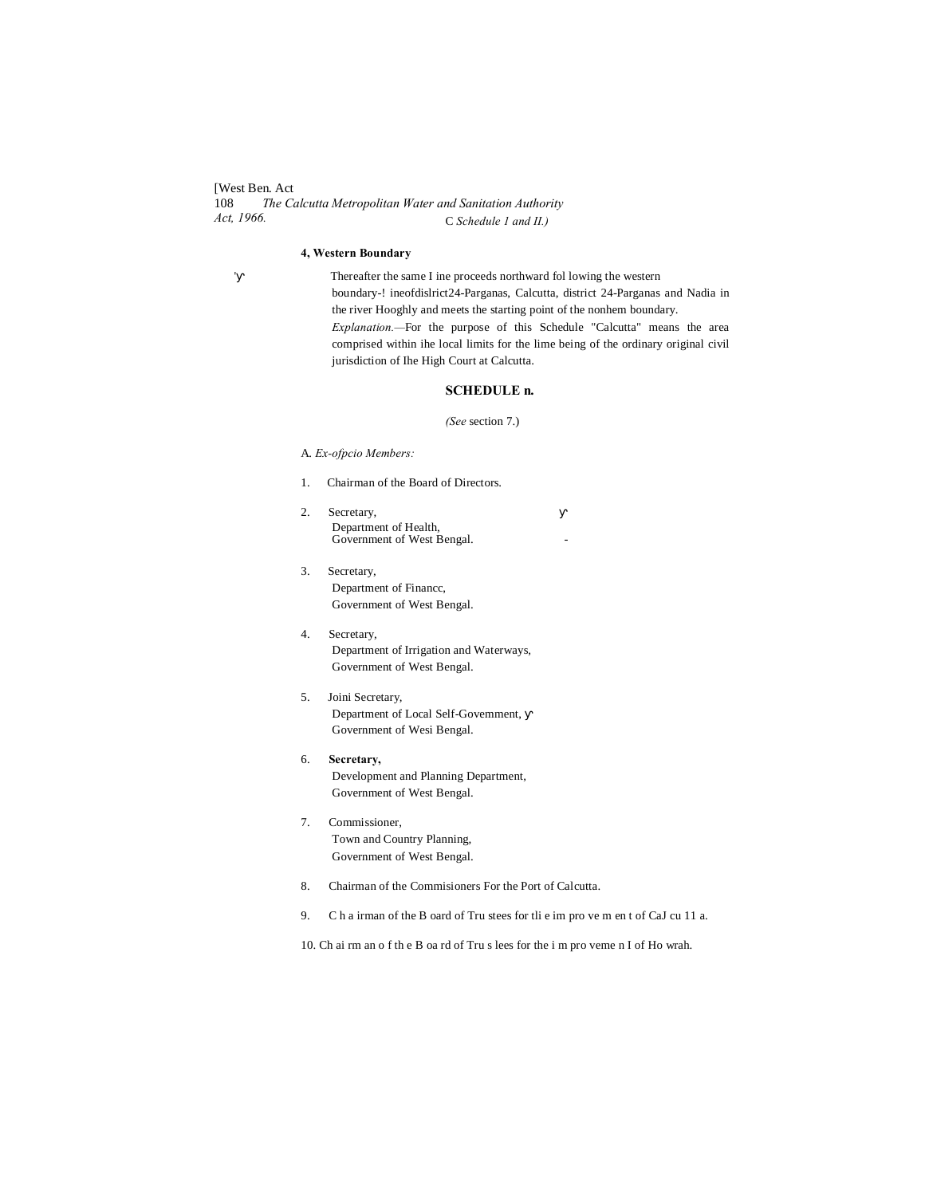#### 4, Western Boundary

Thereafter the same I ine proceeds northward fol lowing the western boundary-! ineofdislrict24-Parganas, Calcutta, district 24-Parganas and Nadia in the river Hooghly and meets the starting point of the nonhem boundary.

*Explanation.*—For the purpose of this Schedule "Calcutta" means the area comprised within ihe local limits for the lime being of the ordinary original civil jurisdiction of Ihe High Court at Calcutta.

## SCHEDULE n.

*(See* section 7.)

A. *Ex-ofpcio Members:*

1. Chairman of the Board of Directors.

2. Secretary,
   Department of Health,
   Government of West Bengal.

3. Secretary,
   Department of Financc,
   Government of West Bengal.

4. Secretary,
   Department of Irrigation and Waterways,
   Government of West Bengal.

5. Joini Secretary,
   Department of Local Self-Govemment,
   Government of Wesi Bengal.

6. **Secretary,**
   Development and Planning Department,
   Government of West Bengal.

7. Commissioner,
   Town and Country Planning,
   Government of West Bengal.

8. Chairman of the Commisioners For the Port of Calcutta.

9. C h a irman of the B oard of Tru stees for tli e im pro ve m en t of CaJ cu 11 a.

10. Ch ai rm an o f th e B oa rd of Tru s lees for the i m pro veme n I of Ho wrah.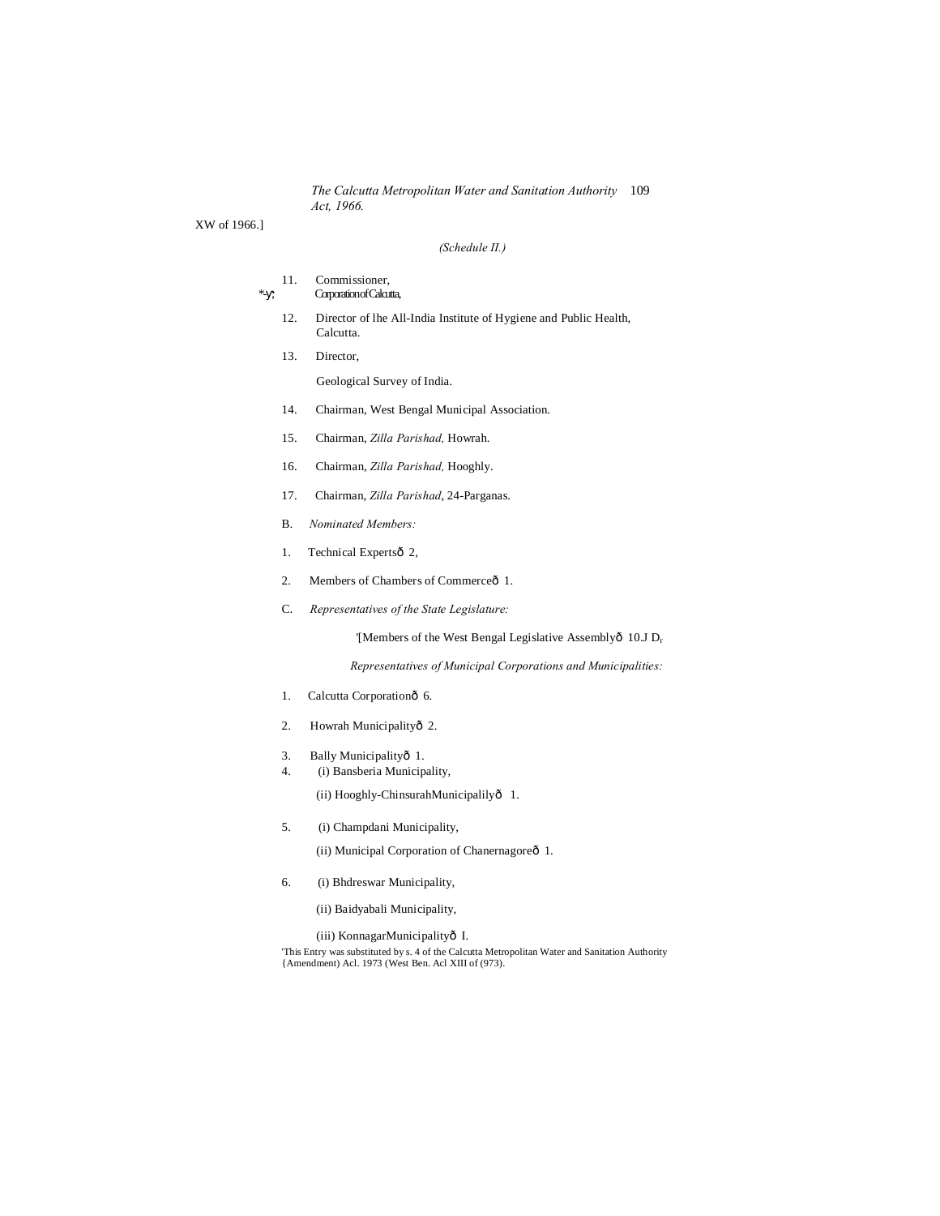XW of 1966.]

*(Schedule II.)*

11. Commissioner,
Corporation of Calcutta,

12. Director of lhe All-India Institute of Hygiene and Public Health, Calcutta.

13. Director,

Geological Survey of India.

14. Chairman, West Bengal Municipal Association.

15. Chairman, *Zilla Parishad,* Howrah.

16. Chairman, *Zilla Parishad,* Hooghly.

17. Chairman, *Zilla Parishad,* 24-Parganas.

B. *Nominated Members:*

1. Technical Expertsð 2,

2. Members of Chambers of Commerceð 1.

C. *Representatives of the State Legislature:*

'[Members of the West Bengal Legislative Assemblyð 10.J D

*Representatives of Municipal Corporations and Municipalities:*

1. Calcutta Corporationð 6.

2. Howrah Municipalityð 2.

3. Bally Municipalityð 1.

4. (i) Bansberia Municipality,

(ii) Hooghly-ChinsurahMunicipalilyð 1.

5. (i) Champdani Municipality,

(ii) Municipal Corporation of Chanernagoreð 1.

6. (i) Bhdreswar Municipality,

(ii) Baidyabali Municipality,

(iii) KonnagarMunicipalityð I.

'This Entry was substituted by s. 4 of the Calcutta Metropolitan Water and Sanitation Authority {Amendment) Acl. 1973 (West Ben. Acl XIII of (973).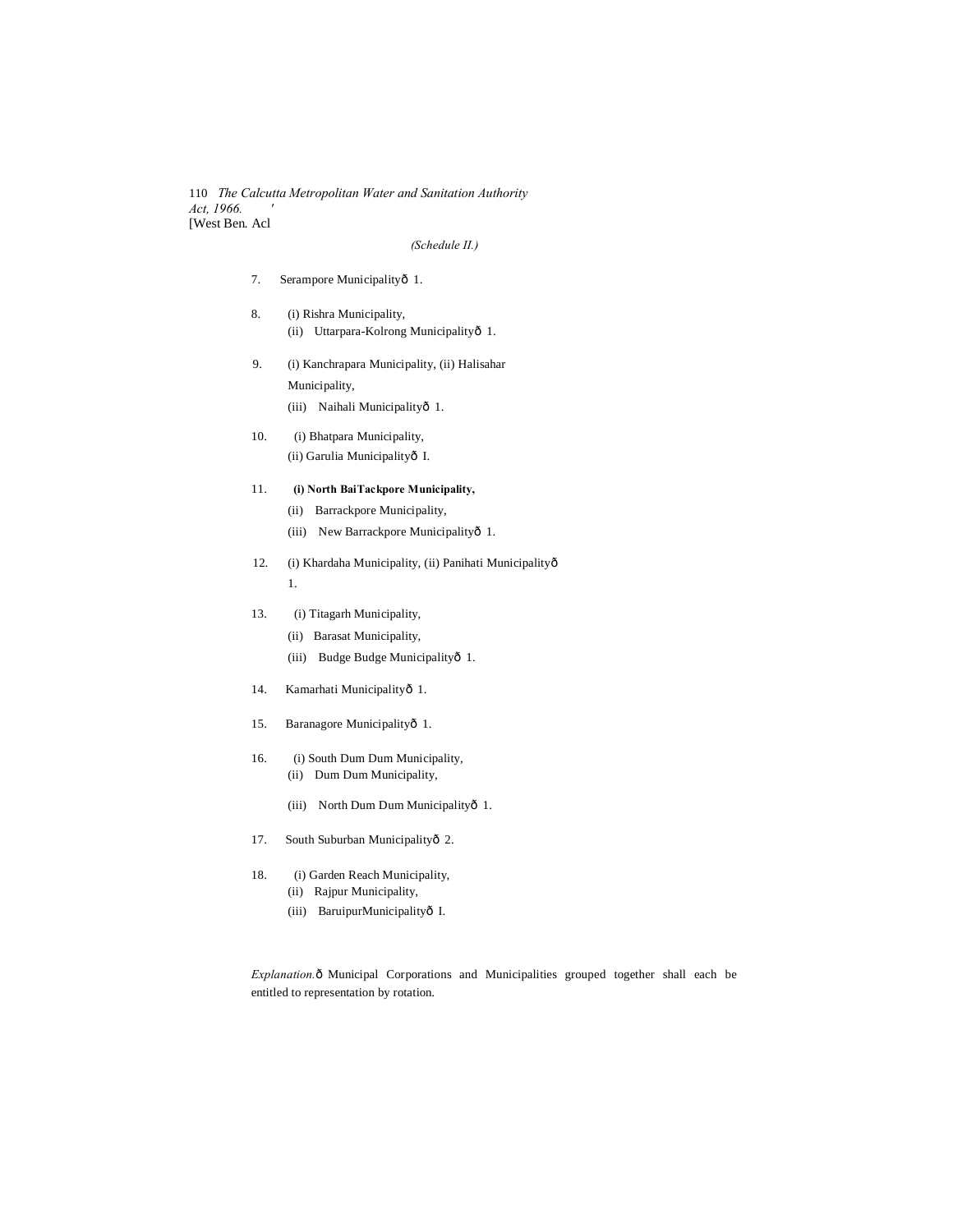(Schedule II.)

7. Serampore Municipalityð 1.

8. (i) Rishra Municipality,
(ii) Uttarpara-Kolrong Municipalityð 1.

9. (i) Kanchrapara Municipality, (ii) Halisahar Municipality,
(iii) Naihali Municipalityð 1.

10. (i) Bhatpara Municipality,
(ii) Garulia Municipalityð I.

11. **(i) North BaiTackpore Municipality,**
(ii) Barrackpore Municipality,
(iii) New Barrackpore Municipalityð 1.

12. (i) Khardaha Municipality, (ii) Panihati Municipalityð 1.

13. (i) Titagarh Municipality,
(ii) Barasat Municipality,
(iii) Budge Budge Municipalityð 1.

14. Kamarhati Municipalityð 1.

15. Baranagore Municipalityð 1.

16. (i) South Dum Dum Municipality,
(ii) Dum Dum Municipality,
(iii) North Dum Dum Municipalityð 1.

17. South Suburban Municipalityð 2.

18. (i) Garden Reach Municipality,
(ii) Rajpur Municipality,
(iii) BaruipurMunicipalityð I.

*Explanation.*ð Municipal Corporations and Municipalities grouped together shall each be entitled to representation by rotation.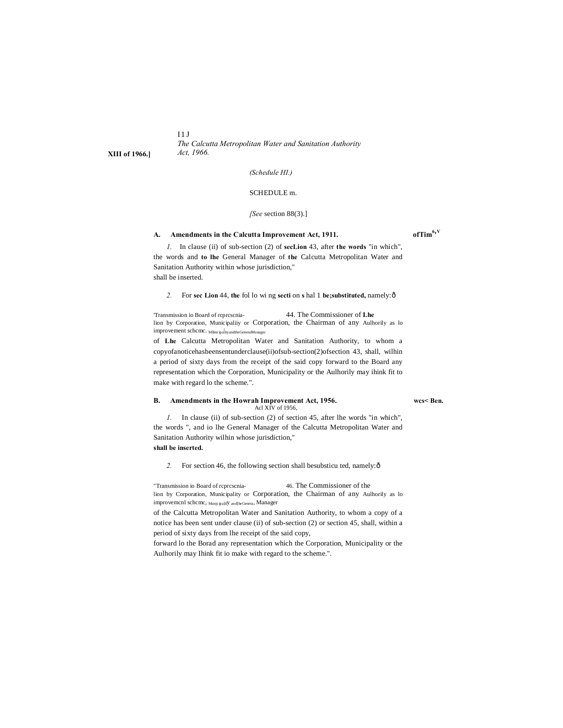*(Schedule HI.)*

SCHEDULE m.

*[See* section 88(3).]

**A. Amendments in the Calcutta Improvement Act, 1911.** **ofTim6,V**

*1.* In clause (ii) of sub-section (2) of **secLion** 43, after **the words** "in which", the words and **to lhe** General Manager of **the** Calcutta Metropolitan Water and Sanitation Authority within whose jurisdiction,"
shall be inserted.

*2.* For **sec Lion** 44, **the** fol lo wi ng **secti** on **s** hal 1 **be;substituted,** namely:ô

'Transmission io Board of rcprcscnia-lion by Corporation, Municipaliiy or improvement schcmc. MIlnicipa|ityandtheGeneralManager

44. The Commissioner of **Lhe** Corporation, the Chairman of any Aulhorily as lo of **Lhe** Calcutta Metropolitan Water and Sanitation Authority, to whom a copyofanoticehasbeensentunderclause(ii)ofsub-section(2)ofsection 43, shall, wilhin a period of sixty days from the receipt of the said copy forward to the Board any representation which the Corporation, Municipality or the Aulhorily may ihink fit to make with regard lo the scheme.".

**B. Amendments in the Howrah Improvement Act, 1956.** **wcs< Ben.**
Acl XIV of 1956,

*1.* In clause (ii) of sub-section (2) of section 45, after lhe words "in which", the words ", and io lhe General Manager of the Calcutta Metropolitan Water and Sanitation Authority wilhin whose jurisdiction,"
**shall be inserted.**

*2.* For section 46, the following section shall besubsticu ted, namely:ô

"Transmission io Board of rcprcscnia-lion by Corporation, Municipality or improvemcnl schcmc, Munjcipa]i|y and[heGeneral Manager

46. The Commissioner of the Corporation, the Chairman of any Aulhorily as lo of the Calcutta Metropolitan Water and Sanitation Authority, to whom a copy of a notice has been sent under clause (ii) of sub-section (2) or section 45, shall, within a period of sixty days from lhe receipt of the said copy,
forward lo the Borad any representation which the Corporation, Municipality or the Aulhorily may Ihink fit io make with regard to the scheme.".